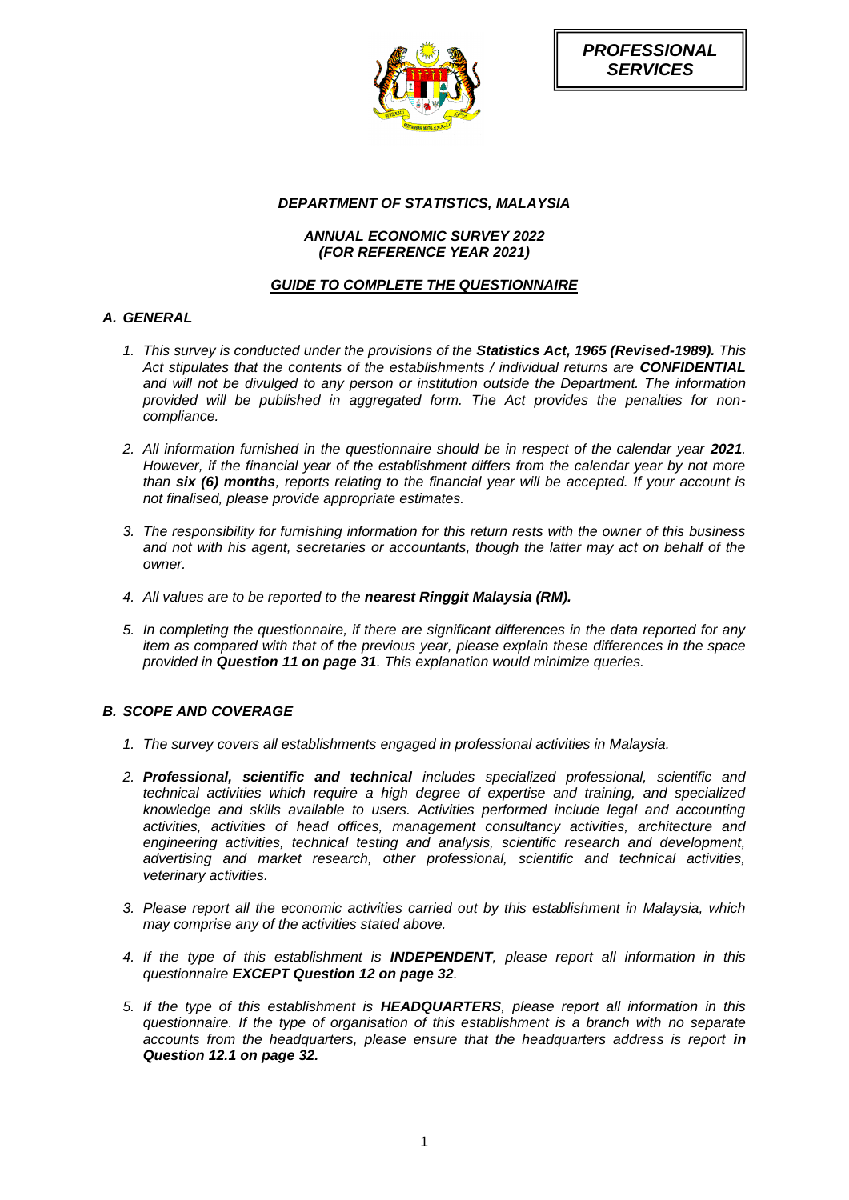***PROFESSIONAL SERVICES***

***DEPARTMENT OF STATISTICS, MALAYSIA***

***ANNUAL ECONOMIC SURVEY 2022***
***(FOR REFERENCE YEAR 2021)***

***<u>GUIDE TO COMPLETE THE QUESTIONNAIRE</u>***

## *A. GENERAL*

1. *This survey is conducted under the provisions of the **Statistics Act, 1965 (Revised-1989).** This Act stipulates that the contents of the establishments / individual returns are **CONFIDENTIAL** and will not be divulged to any person or institution outside the Department. The information provided will be published in aggregated form. The Act provides the penalties for non-compliance.*

2. *All information furnished in the questionnaire should be in respect of the calendar year **2021**. However, if the financial year of the establishment differs from the calendar year by not more than **six (6) months**, reports relating to the financial year will be accepted. If your account is not finalised, please provide appropriate estimates.*

3. *The responsibility for furnishing information for this return rests with the owner of this business and not with his agent, secretaries or accountants, though the latter may act on behalf of the owner.*

4. *All values are to be reported to the **nearest Ringgit Malaysia (RM).***

5. *In completing the questionnaire, if there are significant differences in the data reported for any item as compared with that of the previous year, please explain these differences in the space provided in **Question 11 on page 31**. This explanation would minimize queries.*

## *B. SCOPE AND COVERAGE*

1. *The survey covers all establishments engaged in professional activities in Malaysia.*

2. ***Professional, scientific and technical** includes specialized professional, scientific and technical activities which require a high degree of expertise and training, and specialized knowledge and skills available to users. Activities performed include legal and accounting activities, activities of head offices, management consultancy activities, architecture and engineering activities, technical testing and analysis, scientific research and development, advertising and market research, other professional, scientific and technical activities, veterinary activities.*

3. *Please report all the economic activities carried out by this establishment in Malaysia, which may comprise any of the activities stated above.*

4. *If the type of this establishment is **INDEPENDENT**, please report all information in this questionnaire **EXCEPT Question 12 on page 32**.*

5. *If the type of this establishment is **HEADQUARTERS**, please report all information in this questionnaire. If the type of organisation of this establishment is a branch with no separate accounts from the headquarters, please ensure that the headquarters address is report **in Question 12.1 on page 32.***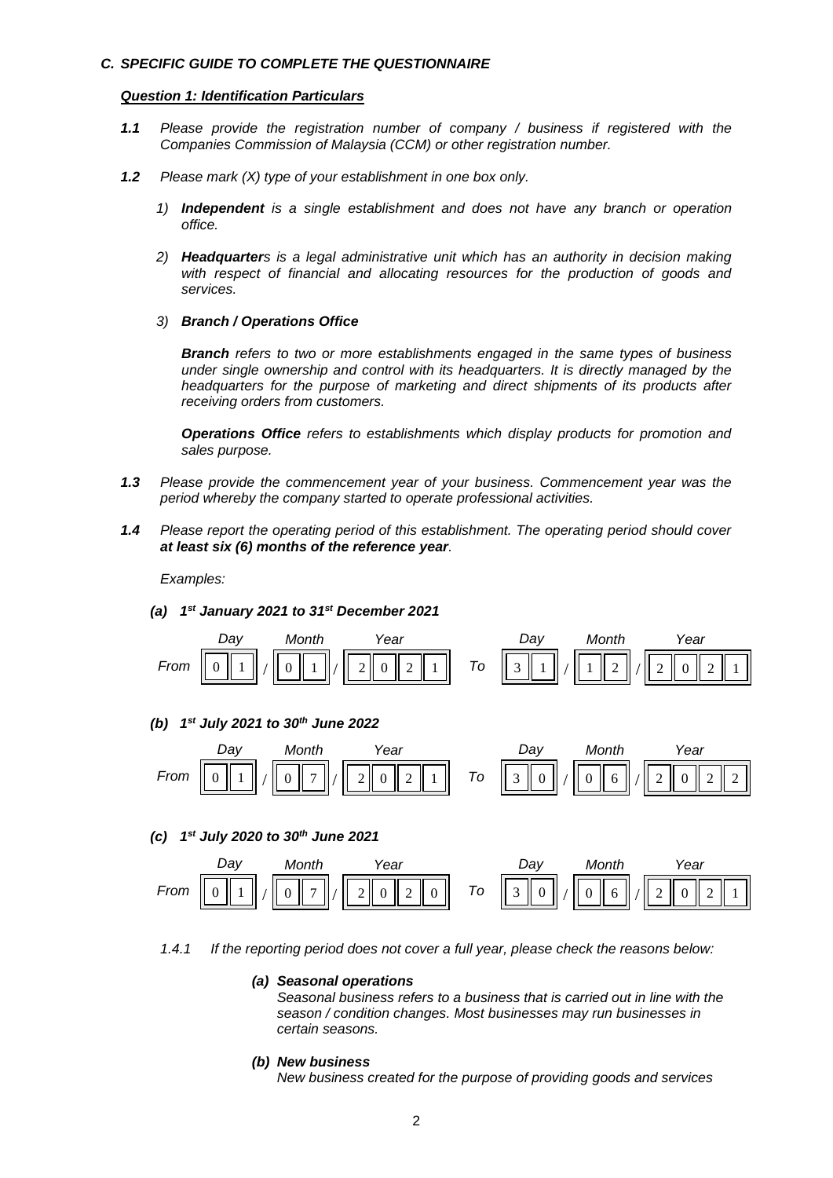### *C. SPECIFIC GUIDE TO COMPLETE THE QUESTIONNAIRE*

#### ***Question 1: Identification Particulars***

***1.1*** *Please provide the registration number of company / business if registered with the Companies Commission of Malaysia (CCM) or other registration number.*

***1.2*** *Please mark (X) type of your establishment in one box only.*

1) ***Independent*** *is a single establishment and does not have any branch or operation office.*

2) ***Headquarter****s is a legal administrative unit which has an authority in decision making with respect of financial and allocating resources for the production of goods and services.*

3) ***Branch / Operations Office***

***Branch*** *refers to two or more establishments engaged in the same types of business under single ownership and control with its headquarters. It is directly managed by the headquarters for the purpose of marketing and direct shipments of its products after receiving orders from customers.*

***Operations Office*** *refers to establishments which display products for promotion and sales purpose.*

***1.3*** *Please provide the commencement year of your business. Commencement year was the period whereby the company started to operate professional activities.*

***1.4*** *Please report the operating period of this establishment. The operating period should cover* ***at least six (6) months of the reference year****.*

*Examples:*

***(a) 1st January 2021 to 31st December 2021***

| | Day | Month | Year | | Day | Month | Year |
|---|---|---|---|---|---|---|---|
| From | 0 1 | 0 1 | 2 0 2 1 | To | 3 1 | 1 2 | 2 0 2 1 |

***(b) 1st July 2021 to 30th June 2022***

| | Day | Month | Year | | Day | Month | Year |
|---|---|---|---|---|---|---|---|
| From | 0 1 | 0 7 | 2 0 2 1 | To | 3 0 | 0 6 | 2 0 2 2 |

***(c) 1st July 2020 to 30th June 2021***

| | Day | Month | Year | | Day | Month | Year |
|---|---|---|---|---|---|---|---|
| From | 0 1 | 0 7 | 2 0 2 0 | To | 3 0 | 0 6 | 2 0 2 1 |

*1.4.1 If the reporting period does not cover a full year, please check the reasons below:*

***(a) Seasonal operations***
*Seasonal business refers to a business that is carried out in line with the season / condition changes. Most businesses may run businesses in certain seasons.*

***(b) New business***
*New business created for the purpose of providing goods and services*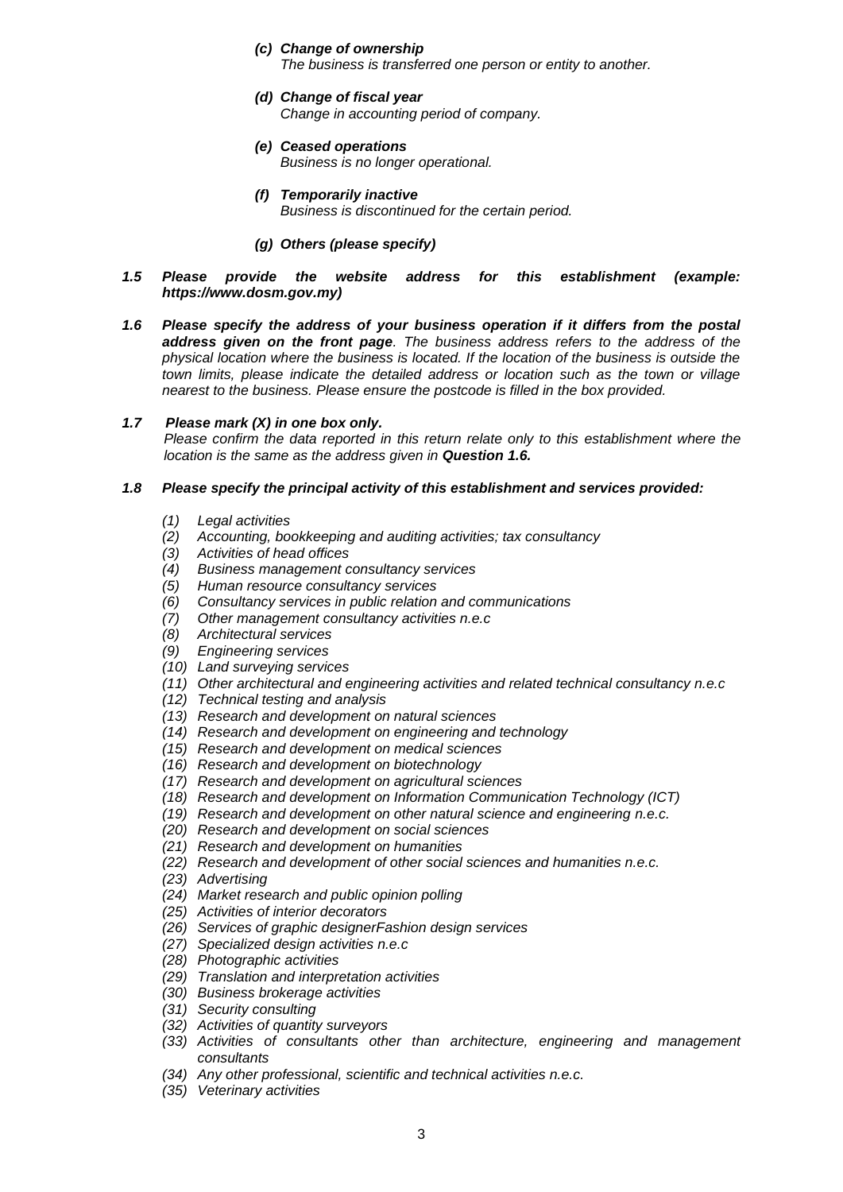*(c)* ***Change of ownership***
*The business is transferred one person or entity to another.*

*(d)* ***Change of fiscal year***
*Change in accounting period of company.*

*(e)* ***Ceased operations***
*Business is no longer operational.*

*(f)* ***Temporarily inactive***
*Business is discontinued for the certain period.*

*(g)* ***Others (please specify)***

***1.5 Please provide the website address for this establishment (example: https://www.dosm.gov.my)***

***1.6 Please specify the address of your business operation if it differs from the postal address given on the front page****. The business address refers to the address of the physical location where the business is located. If the location of the business is outside the town limits, please indicate the detailed address or location such as the town or village nearest to the business. Please ensure the postcode is filled in the box provided.*

***1.7 Please mark (X) in one box only.***
*Please confirm the data reported in this return relate only to this establishment where the location is the same as the address given in* ***Question 1.6.***

***1.8 Please specify the principal activity of this establishment and services provided:***

*(1) Legal activities*
*(2) Accounting, bookkeeping and auditing activities; tax consultancy*
*(3) Activities of head offices*
*(4) Business management consultancy services*
*(5) Human resource consultancy services*
*(6) Consultancy services in public relation and communications*
*(7) Other management consultancy activities n.e.c*
*(8) Architectural services*
*(9) Engineering services*
*(10) Land surveying services*
*(11) Other architectural and engineering activities and related technical consultancy n.e.c*
*(12) Technical testing and analysis*
*(13) Research and development on natural sciences*
*(14) Research and development on engineering and technology*
*(15) Research and development on medical sciences*
*(16) Research and development on biotechnology*
*(17) Research and development on agricultural sciences*
*(18) Research and development on Information Communication Technology (ICT)*
*(19) Research and development on other natural science and engineering n.e.c.*
*(20) Research and development on social sciences*
*(21) Research and development on humanities*
*(22) Research and development of other social sciences and humanities n.e.c.*
*(23) Advertising*
*(24) Market research and public opinion polling*
*(25) Activities of interior decorators*
*(26) Services of graphic designerFashion design services*
*(27) Specialized design activities n.e.c*
*(28) Photographic activities*
*(29) Translation and interpretation activities*
*(30) Business brokerage activities*
*(31) Security consulting*
*(32) Activities of quantity surveyors*
*(33) Activities of consultants other than architecture, engineering and management consultants*
*(34) Any other professional, scientific and technical activities n.e.c.*
*(35) Veterinary activities*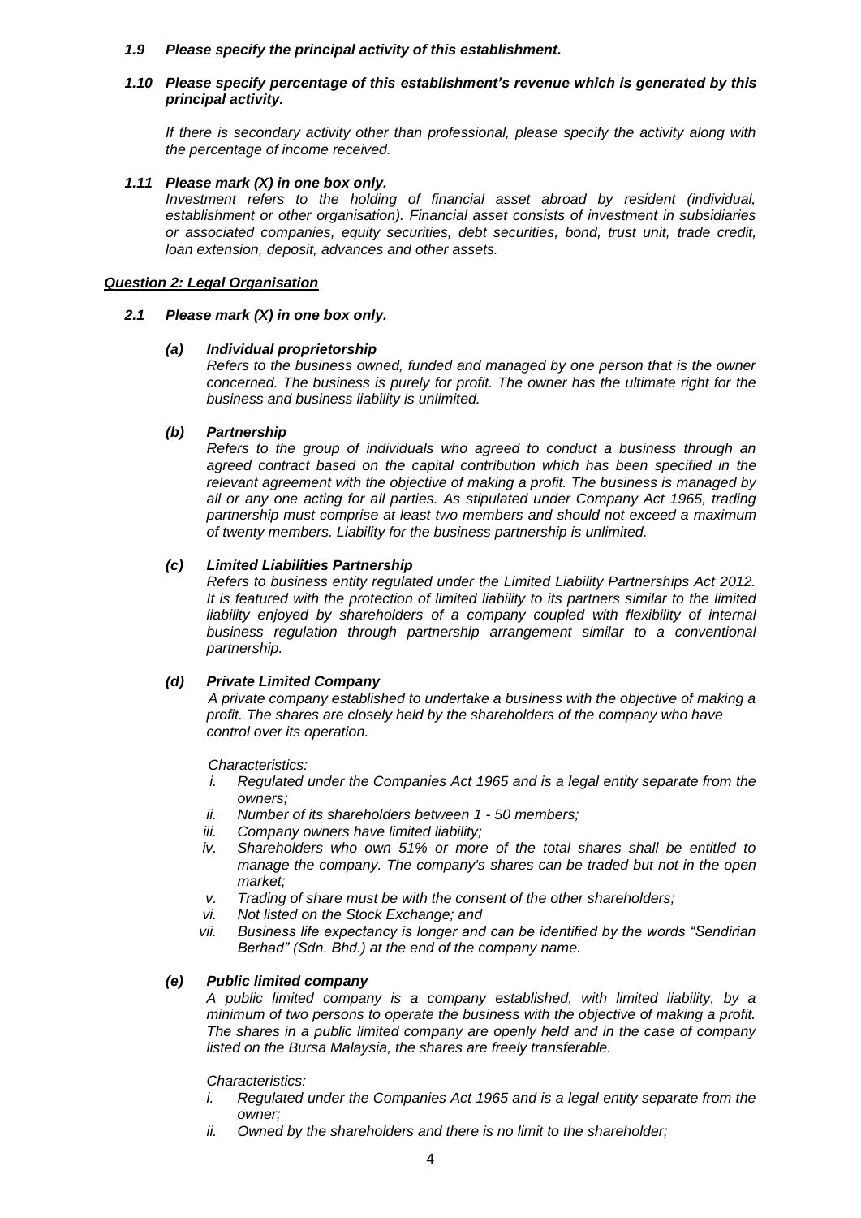***1.9 Please specify the principal activity of this establishment.***

***1.10 Please specify percentage of this establishment's revenue which is generated by this principal activity.***

*If there is secondary activity other than professional, please specify the activity along with the percentage of income received.*

***1.11 Please mark (X) in one box only.***

*Investment refers to the holding of financial asset abroad by resident (individual, establishment or other organisation). Financial asset consists of investment in subsidiaries or associated companies, equity securities, debt securities, bond, trust unit, trade credit, loan extension, deposit, advances and other assets.*

***Question 2: Legal Organisation***

***2.1 Please mark (X) in one box only.***

***(a) Individual proprietorship***

*Refers to the business owned, funded and managed by one person that is the owner concerned. The business is purely for profit. The owner has the ultimate right for the business and business liability is unlimited.*

***(b) Partnership***

*Refers to the group of individuals who agreed to conduct a business through an agreed contract based on the capital contribution which has been specified in the relevant agreement with the objective of making a profit. The business is managed by all or any one acting for all parties. As stipulated under Company Act 1965, trading partnership must comprise at least two members and should not exceed a maximum of twenty members. Liability for the business partnership is unlimited.*

***(c) Limited Liabilities Partnership***

*Refers to business entity regulated under the Limited Liability Partnerships Act 2012. It is featured with the protection of limited liability to its partners similar to the limited liability enjoyed by shareholders of a company coupled with flexibility of internal business regulation through partnership arrangement similar to a conventional partnership.*

***(d) Private Limited Company***

*A private company established to undertake a business with the objective of making a profit. The shares are closely held by the shareholders of the company who have control over its operation.*

*Characteristics:*

- *i. Regulated under the Companies Act 1965 and is a legal entity separate from the owners;*
- *ii. Number of its shareholders between 1 - 50 members;*
- *iii. Company owners have limited liability;*
- *iv. Shareholders who own 51% or more of the total shares shall be entitled to manage the company. The company's shares can be traded but not in the open market;*
- *v. Trading of share must be with the consent of the other shareholders;*
- *vi. Not listed on the Stock Exchange; and*
- *vii. Business life expectancy is longer and can be identified by the words "Sendirian Berhad" (Sdn. Bhd.) at the end of the company name.*

***(e) Public limited company***

*A public limited company is a company established, with limited liability, by a minimum of two persons to operate the business with the objective of making a profit. The shares in a public limited company are openly held and in the case of company listed on the Bursa Malaysia, the shares are freely transferable.*

*Characteristics:*

- *i. Regulated under the Companies Act 1965 and is a legal entity separate from the owner;*
- *ii. Owned by the shareholders and there is no limit to the shareholder;*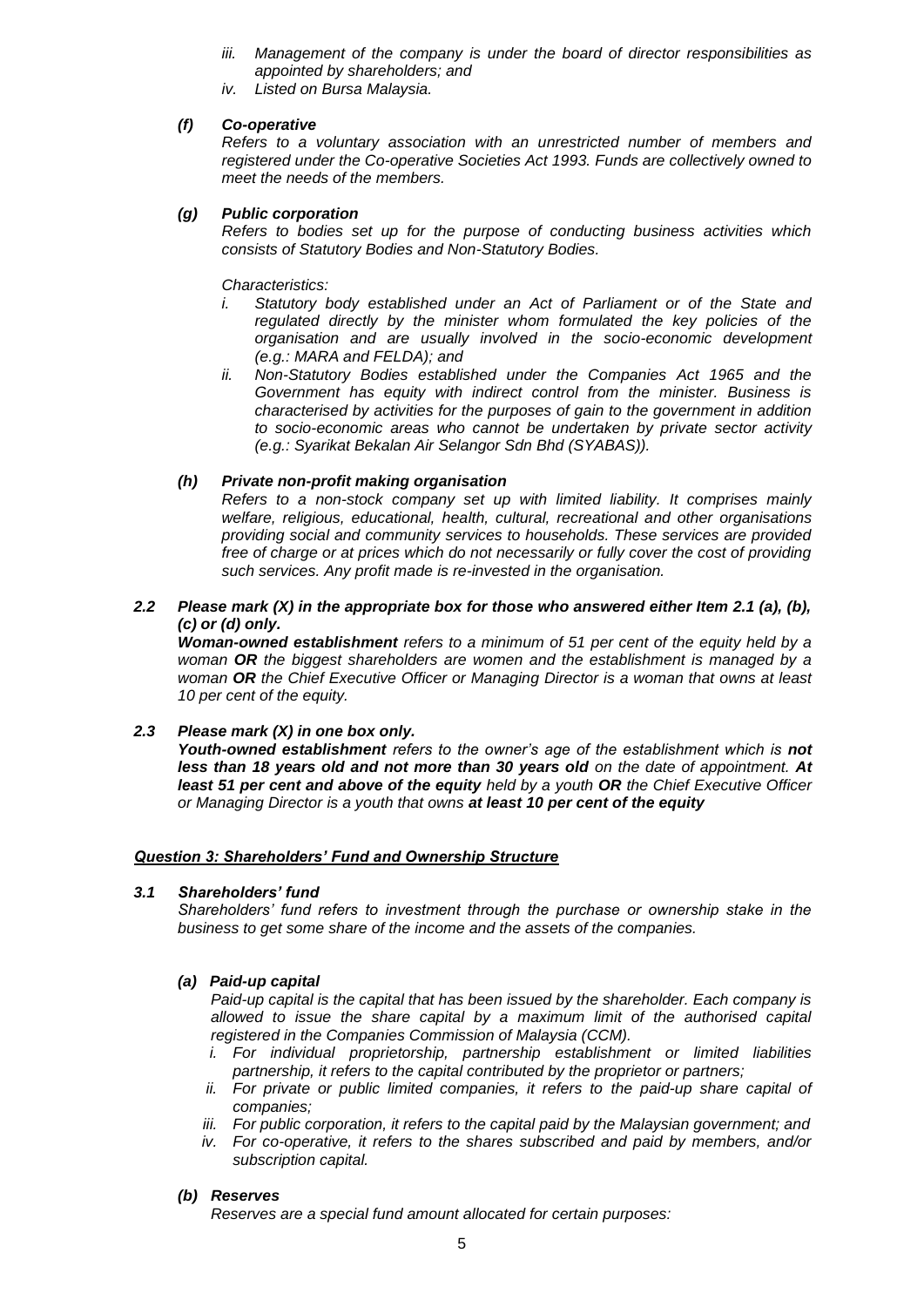*iii. Management of the company is under the board of director responsibilities as appointed by shareholders; and*

*iv. Listed on Bursa Malaysia.*

***(f) Co-operative***

*Refers to a voluntary association with an unrestricted number of members and registered under the Co-operative Societies Act 1993. Funds are collectively owned to meet the needs of the members.*

***(g) Public corporation***

*Refers to bodies set up for the purpose of conducting business activities which consists of Statutory Bodies and Non-Statutory Bodies.*

*Characteristics:*

*i. Statutory body established under an Act of Parliament or of the State and regulated directly by the minister whom formulated the key policies of the organisation and are usually involved in the socio-economic development (e.g.: MARA and FELDA); and*

*ii. Non-Statutory Bodies established under the Companies Act 1965 and the Government has equity with indirect control from the minister. Business is characterised by activities for the purposes of gain to the government in addition to socio-economic areas who cannot be undertaken by private sector activity (e.g.: Syarikat Bekalan Air Selangor Sdn Bhd (SYABAS)).*

***(h) Private non-profit making organisation***

*Refers to a non-stock company set up with limited liability. It comprises mainly welfare, religious, educational, health, cultural, recreational and other organisations providing social and community services to households. These services are provided free of charge or at prices which do not necessarily or fully cover the cost of providing such services. Any profit made is re-invested in the organisation.*

***2.2 Please mark (X) in the appropriate box for those who answered either Item 2.1 (a), (b), (c) or (d) only.***

***Woman-owned establishment** refers to a minimum of 51 per cent of the equity held by a woman **OR** the biggest shareholders are women and the establishment is managed by a woman **OR** the Chief Executive Officer or Managing Director is a woman that owns at least 10 per cent of the equity.*

***2.3 Please mark (X) in one box only.***

***Youth-owned establishment** refers to the owner's age of the establishment which is **not less than 18 years old and not more than 30 years old** on the date of appointment. **At least 51 per cent and above of the equity** held by a youth **OR** the Chief Executive Officer or Managing Director is a youth that owns **at least 10 per cent of the equity***

## ***Question 3: Shareholders' Fund and Ownership Structure***

***3.1 Shareholders' fund***

*Shareholders' fund refers to investment through the purchase or ownership stake in the business to get some share of the income and the assets of the companies.*

***(a) Paid-up capital***

*Paid-up capital is the capital that has been issued by the shareholder. Each company is allowed to issue the share capital by a maximum limit of the authorised capital registered in the Companies Commission of Malaysia (CCM).*

*i. For individual proprietorship, partnership establishment or limited liabilities partnership, it refers to the capital contributed by the proprietor or partners;*

*ii. For private or public limited companies, it refers to the paid-up share capital of companies;*

*iii. For public corporation, it refers to the capital paid by the Malaysian government; and*

*iv. For co-operative, it refers to the shares subscribed and paid by members, and/or subscription capital.*

***(b) Reserves***

*Reserves are a special fund amount allocated for certain purposes:*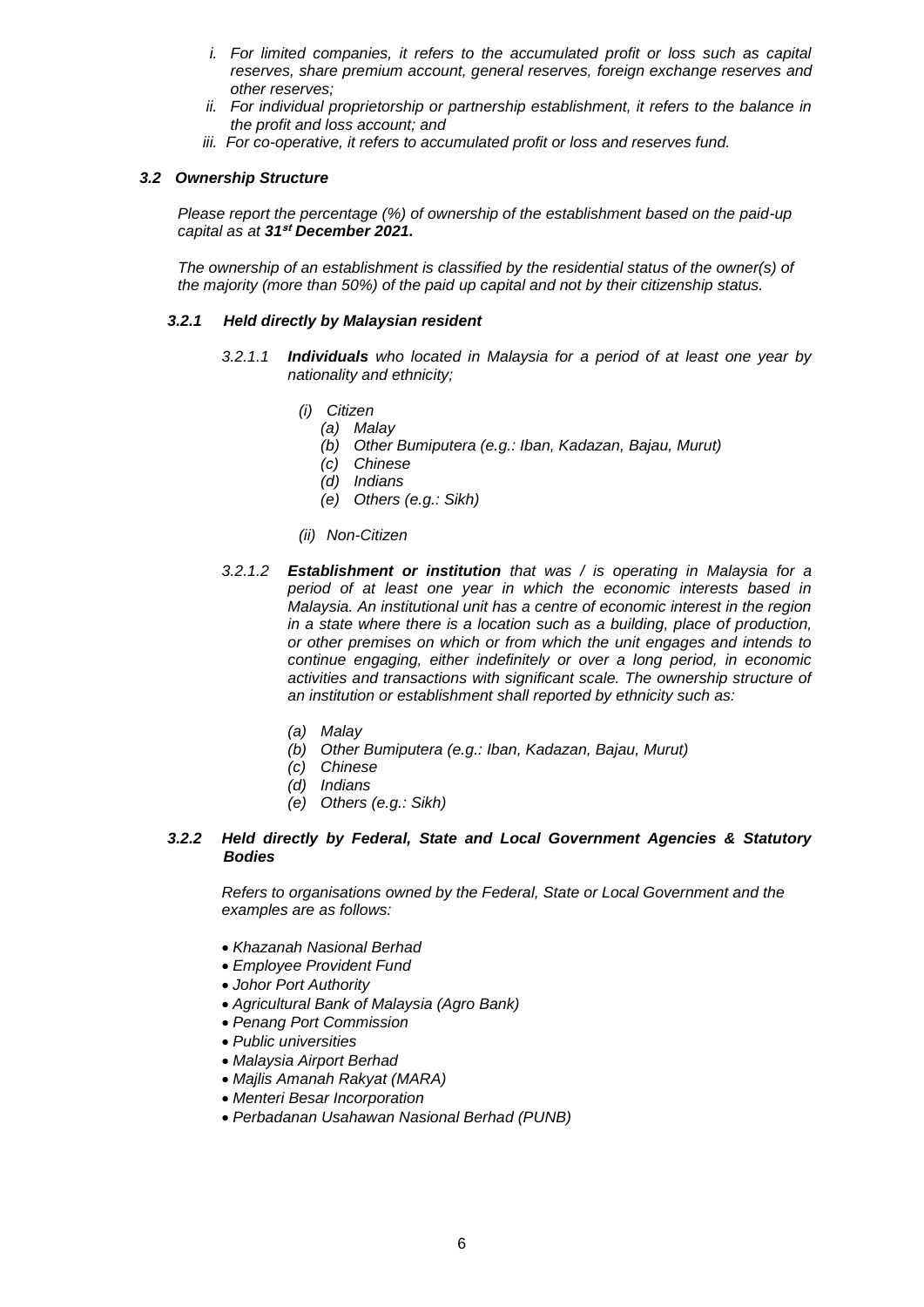*i. For limited companies, it refers to the accumulated profit or loss such as capital reserves, share premium account, general reserves, foreign exchange reserves and other reserves;*

*ii. For individual proprietorship or partnership establishment, it refers to the balance in the profit and loss account; and*

*iii. For co-operative, it refers to accumulated profit or loss and reserves fund.*

### *3.2 Ownership Structure*

*Please report the percentage (%) of ownership of the establishment based on the paid-up capital as at **31st December 2021.***

*The ownership of an establishment is classified by the residential status of the owner(s) of the majority (more than 50%) of the paid up capital and not by their citizenship status.*

#### *3.2.1 Held directly by Malaysian resident*

*3.2.1.1 **Individuals** who located in Malaysia for a period of at least one year by nationality and ethnicity;*

*(i) Citizen*

*(a) Malay*
*(b) Other Bumiputera (e.g.: Iban, Kadazan, Bajau, Murut)*
*(c) Chinese*
*(d) Indians*
*(e) Others (e.g.: Sikh)*

*(ii) Non-Citizen*

*3.2.1.2 **Establishment or institution** that was / is operating in Malaysia for a period of at least one year in which the economic interests based in Malaysia. An institutional unit has a centre of economic interest in the region in a state where there is a location such as a building, place of production, or other premises on which or from which the unit engages and intends to continue engaging, either indefinitely or over a long period, in economic activities and transactions with significant scale. The ownership structure of an institution or establishment shall reported by ethnicity such as:*

*(a) Malay*
*(b) Other Bumiputera (e.g.: Iban, Kadazan, Bajau, Murut)*
*(c) Chinese*
*(d) Indians*
*(e) Others (e.g.: Sikh)*

#### *3.2.2 Held directly by Federal, State and Local Government Agencies & Statutory Bodies*

*Refers to organisations owned by the Federal, State or Local Government and the examples are as follows:*

- *Khazanah Nasional Berhad*
- *Employee Provident Fund*
- *Johor Port Authority*
- *Agricultural Bank of Malaysia (Agro Bank)*
- *Penang Port Commission*
- *Public universities*
- *Malaysia Airport Berhad*
- *Majlis Amanah Rakyat (MARA)*
- *Menteri Besar Incorporation*
- *Perbadanan Usahawan Nasional Berhad (PUNB)*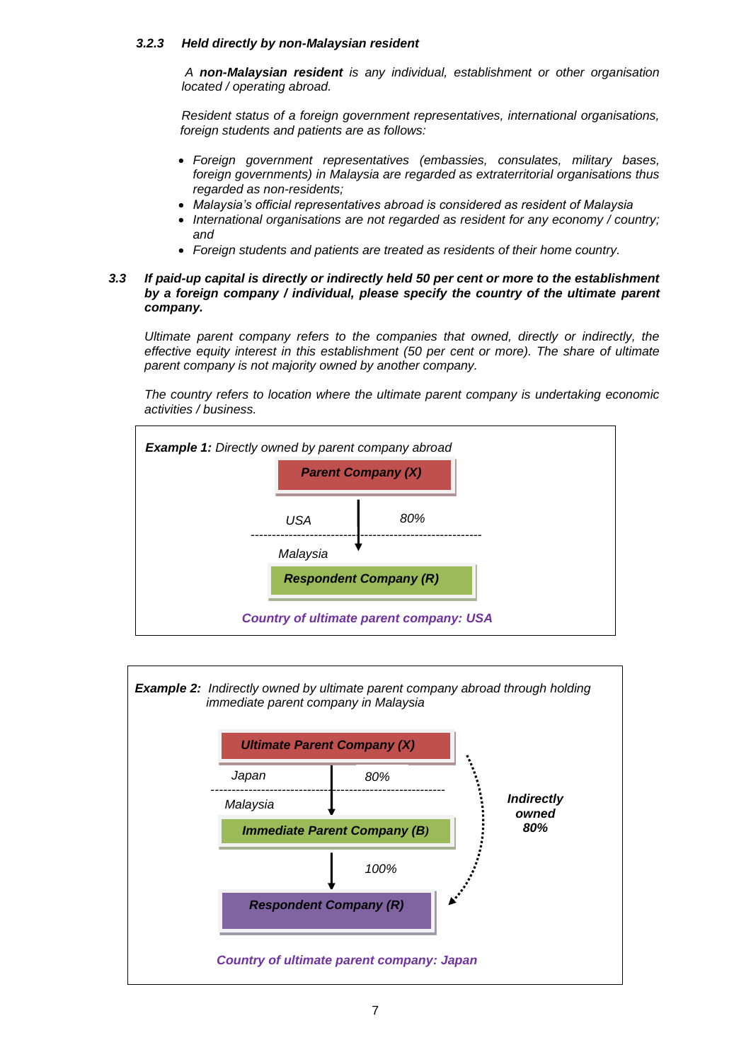#### *3.2.3 Held directly by non-Malaysian resident*

*A **non-Malaysian resident** is any individual, establishment or other organisation located / operating abroad.*

*Resident status of a foreign government representatives, international organisations, foreign students and patients are as follows:*

- *Foreign government representatives (embassies, consulates, military bases, foreign governments) in Malaysia are regarded as extraterritorial organisations thus regarded as non-residents;*
- *Malaysia's official representatives abroad is considered as resident of Malaysia*
- *International organisations are not regarded as resident for any economy / country; and*
- *Foreign students and patients are treated as residents of their home country.*

### *3.3 If paid-up capital is directly or indirectly held 50 per cent or more to the establishment by a foreign company / individual, please specify the country of the ultimate parent company.*

*Ultimate parent company refers to the companies that owned, directly or indirectly, the effective equity interest in this establishment (50 per cent or more). The share of ultimate parent company is not majority owned by another company.*

*The country refers to location where the ultimate parent company is undertaking economic activities / business.*

***Example 1:** Directly owned by parent company abroad*

***Parent Company (X)***

*USA* — *80%*

*Malaysia*

***Respondent Company (R)***

***Country of ultimate parent company: USA***

***Example 2:** Indirectly owned by ultimate parent company abroad through holding immediate parent company in Malaysia*

***Ultimate Parent Company (X)***

*Japan* — *80%*

*Malaysia*

***Immediate Parent Company (B)***

*100%*

***Respondent Company (R)***

***Indirectly owned 80%***

***Country of ultimate parent company: Japan***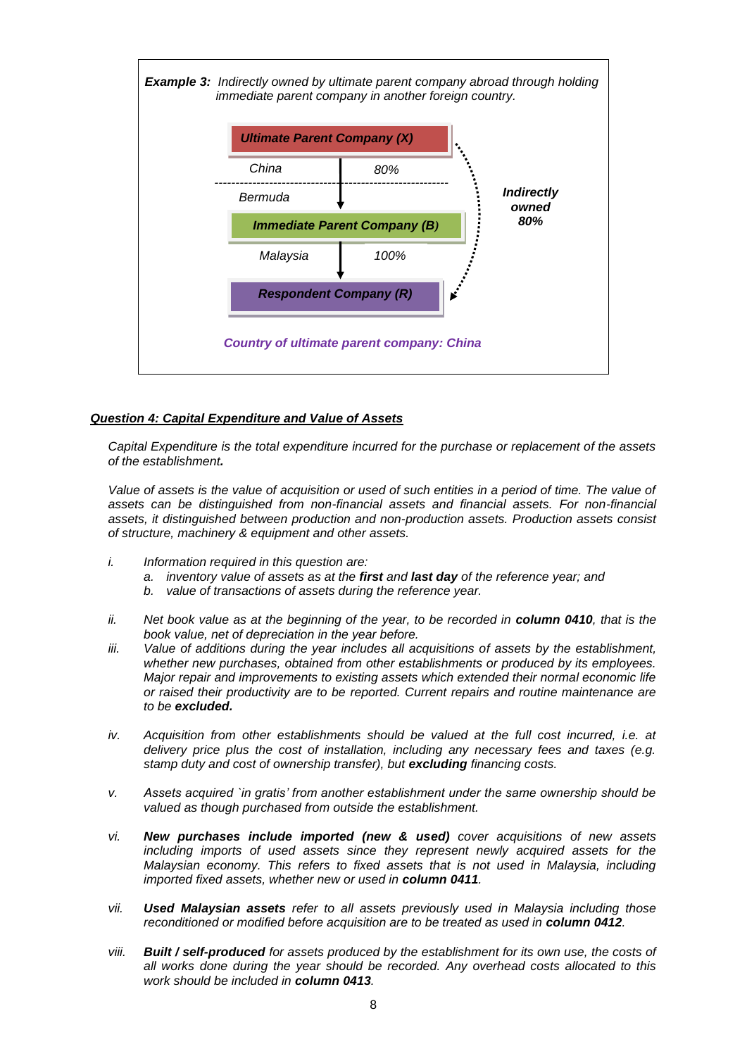***Example 3:*** *Indirectly owned by ultimate parent company abroad through holding immediate parent company in another foreign country.*

***Ultimate Parent Company (X)***

*China* — *80%*

*Bermuda*

***Immediate Parent Company (B)***

*Malaysia* — *100%*

***Respondent Company (R)***

***Indirectly owned 80%***

***Country of ultimate parent company: China***

***Question 4: Capital Expenditure and Value of Assets***

*Capital Expenditure is the total expenditure incurred for the purchase or replacement of the assets of the establishment.*

*Value of assets is the value of acquisition or used of such entities in a period of time. The value of assets can be distinguished from non-financial assets and financial assets. For non-financial assets, it distinguished between production and non-production assets. Production assets consist of structure, machinery & equipment and other assets.*

i. *Information required in this question are:*
   a. *inventory value of assets as at the **first** and **last day** of the reference year; and*
   b. *value of transactions of assets during the reference year.*

ii. *Net book value as at the beginning of the year, to be recorded in **column 0410**, that is the book value, net of depreciation in the year before.*

iii. *Value of additions during the year includes all acquisitions of assets by the establishment, whether new purchases, obtained from other establishments or produced by its employees. Major repair and improvements to existing assets which extended their normal economic life or raised their productivity are to be reported. Current repairs and routine maintenance are to be **excluded.***

iv. *Acquisition from other establishments should be valued at the full cost incurred, i.e. at delivery price plus the cost of installation, including any necessary fees and taxes (e.g. stamp duty and cost of ownership transfer), but **excluding** financing costs.*

v. *Assets acquired `in gratis' from another establishment under the same ownership should be valued as though purchased from outside the establishment.*

vi. ***New purchases include imported (new & used)*** *cover acquisitions of new assets including imports of used assets since they represent newly acquired assets for the Malaysian economy. This refers to fixed assets that is not used in Malaysia, including imported fixed assets, whether new or used in **column 0411**.*

vii. ***Used Malaysian assets*** *refer to all assets previously used in Malaysia including those reconditioned or modified before acquisition are to be treated as used in **column 0412**.*

viii. ***Built / self-produced*** *for assets produced by the establishment for its own use, the costs of all works done during the year should be recorded. Any overhead costs allocated to this work should be included in **column 0413**.*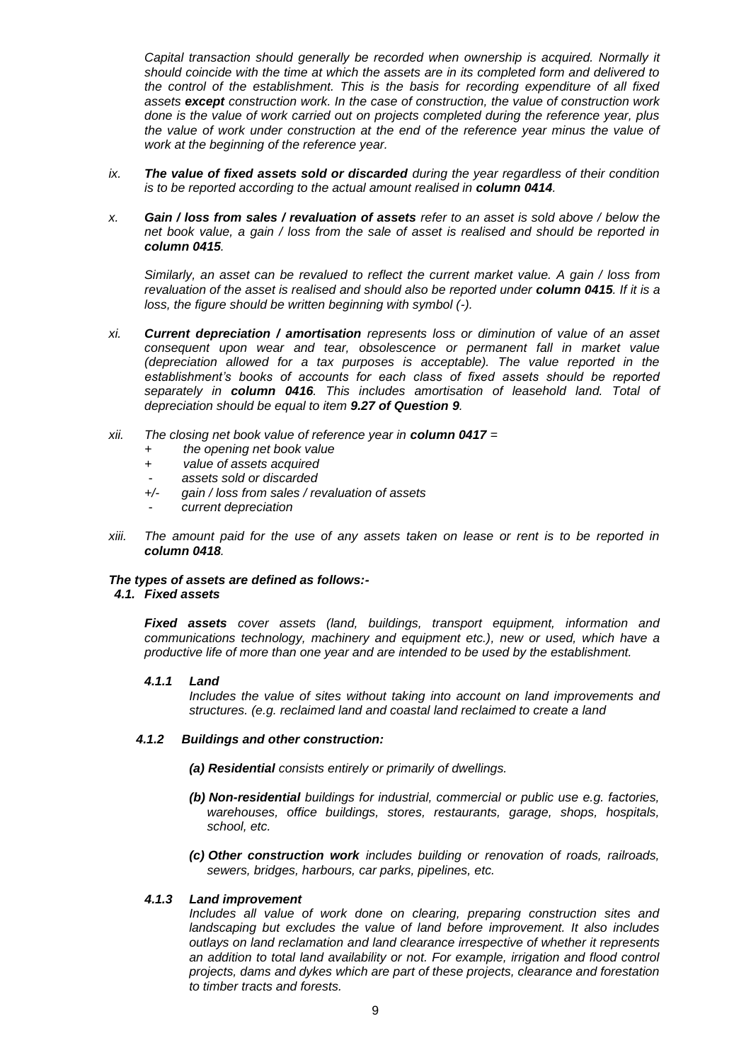*Capital transaction should generally be recorded when ownership is acquired. Normally it should coincide with the time at which the assets are in its completed form and delivered to the control of the establishment. This is the basis for recording expenditure of all fixed assets **except** construction work. In the case of construction, the value of construction work done is the value of work carried out on projects completed during the reference year, plus the value of work under construction at the end of the reference year minus the value of work at the beginning of the reference year.*

ix. ***The value of fixed assets sold or discarded*** *during the year regardless of their condition is to be reported according to the actual amount realised in **column 0414**.*

x. ***Gain / loss from sales / revaluation of assets*** *refer to an asset is sold above / below the net book value, a gain / loss from the sale of asset is realised and should be reported in **column 0415**.*

   *Similarly, an asset can be revalued to reflect the current market value. A gain / loss from revaluation of the asset is realised and should also be reported under **column 0415**. If it is a loss, the figure should be written beginning with symbol (-).*

xi. ***Current depreciation / amortisation*** *represents loss or diminution of value of an asset consequent upon wear and tear, obsolescence or permanent fall in market value (depreciation allowed for a tax purposes is acceptable). The value reported in the establishment's books of accounts for each class of fixed assets should be reported separately in **column 0416**. This includes amortisation of leasehold land. Total of depreciation should be equal to item **9.27 of Question 9**.*

xii. *The closing net book value of reference year in **column 0417** =*
   - \+ *the opening net book value*
   - \+ *value of assets acquired*
   - \- *assets sold or discarded*
   - +/- *gain / loss from sales / revaluation of assets*
   - \- *current depreciation*

xiii. *The amount paid for the use of any assets taken on lease or rent is to be reported in **column 0418**.*

***The types of assets are defined as follows:-***

***4.1. Fixed assets***

***Fixed assets*** *cover assets (land, buildings, transport equipment, information and communications technology, machinery and equipment etc.), new or used, which have a productive life of more than one year and are intended to be used by the establishment.*

***4.1.1 Land***

*Includes the value of sites without taking into account on land improvements and structures. (e.g. reclaimed land and coastal land reclaimed to create a land*

***4.1.2 Buildings and other construction:***

***(a) Residential*** *consists entirely or primarily of dwellings.*

***(b) Non-residential*** *buildings for industrial, commercial or public use e.g. factories, warehouses, office buildings, stores, restaurants, garage, shops, hospitals, school, etc.*

***(c) Other construction work*** *includes building or renovation of roads, railroads, sewers, bridges, harbours, car parks, pipelines, etc.*

***4.1.3 Land improvement***

*Includes all value of work done on clearing, preparing construction sites and landscaping but excludes the value of land before improvement. It also includes outlays on land reclamation and land clearance irrespective of whether it represents an addition to total land availability or not. For example, irrigation and flood control projects, dams and dykes which are part of these projects, clearance and forestation to timber tracts and forests.*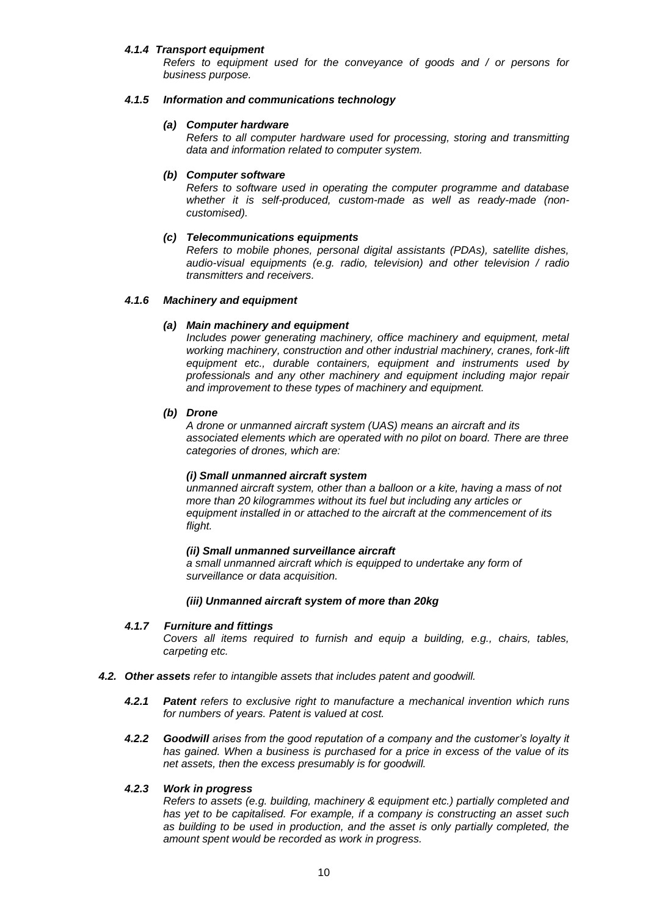#### *4.1.4 Transport equipment*

*Refers to equipment used for the conveyance of goods and / or persons for business purpose.*

#### *4.1.5 Information and communications technology*

***(a) Computer hardware***

*Refers to all computer hardware used for processing, storing and transmitting data and information related to computer system.*

***(b) Computer software***

*Refers to software used in operating the computer programme and database whether it is self-produced, custom-made as well as ready-made (non-customised).*

***(c) Telecommunications equipments***

*Refers to mobile phones, personal digital assistants (PDAs), satellite dishes, audio-visual equipments (e.g. radio, television) and other television / radio transmitters and receivers.*

#### *4.1.6 Machinery and equipment*

***(a) Main machinery and equipment***

*Includes power generating machinery, office machinery and equipment, metal working machinery, construction and other industrial machinery, cranes, fork-lift equipment etc., durable containers, equipment and instruments used by professionals and any other machinery and equipment including major repair and improvement to these types of machinery and equipment.*

***(b) Drone***

*A drone or unmanned aircraft system (UAS) means an aircraft and its associated elements which are operated with no pilot on board. There are three categories of drones, which are:*

***(i) Small unmanned aircraft system***

*unmanned aircraft system, other than a balloon or a kite, having a mass of not more than 20 kilogrammes without its fuel but including any articles or equipment installed in or attached to the aircraft at the commencement of its flight.*

***(ii) Small unmanned surveillance aircraft***

*a small unmanned aircraft which is equipped to undertake any form of surveillance or data acquisition.*

***(iii) Unmanned aircraft system of more than 20kg***

#### *4.1.7 Furniture and fittings*

*Covers all items required to furnish and equip a building, e.g., chairs, tables, carpeting etc.*

### ***4.2. Other assets*** *refer to intangible assets that includes patent and goodwill.*

***4.2.1 Patent*** *refers to exclusive right to manufacture a mechanical invention which runs for numbers of years. Patent is valued at cost.*

***4.2.2 Goodwill*** *arises from the good reputation of a company and the customer's loyalty it has gained. When a business is purchased for a price in excess of the value of its net assets, then the excess presumably is for goodwill.*

#### *4.2.3 Work in progress*

*Refers to assets (e.g. building, machinery & equipment etc.) partially completed and has yet to be capitalised. For example, if a company is constructing an asset such as building to be used in production, and the asset is only partially completed, the amount spent would be recorded as work in progress.*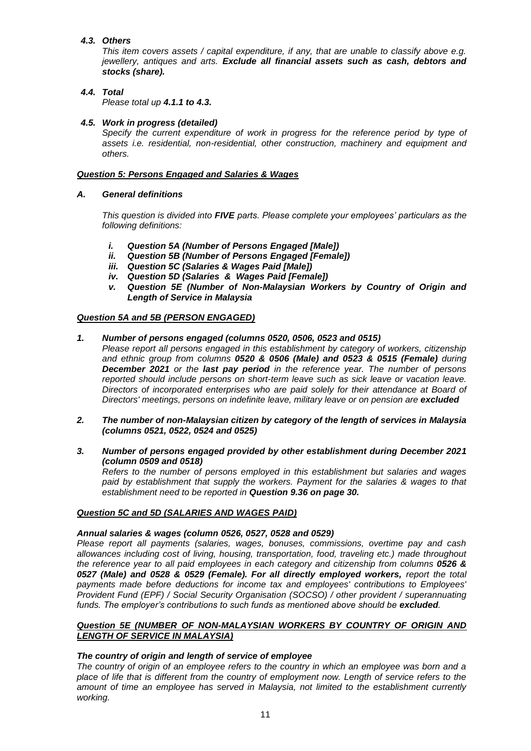***4.3. Others***

*This item covers assets / capital expenditure, if any, that are unable to classify above e.g. jewellery, antiques and arts.* ***Exclude all financial assets such as cash, debtors and stocks (share).***

***4.4. Total***

*Please total up* ***4.1.1 to 4.3.***

***4.5. Work in progress (detailed)***

*Specify the current expenditure of work in progress for the reference period by type of assets i.e. residential, non-residential, other construction, machinery and equipment and others.*

***Question 5: Persons Engaged and Salaries & Wages***

***A. General definitions***

*This question is divided into* ***FIVE*** *parts. Please complete your employees' particulars as the following definitions:*

- ***i. Question 5A (Number of Persons Engaged [Male])***
- ***ii. Question 5B (Number of Persons Engaged [Female])***
- ***iii. Question 5C (Salaries & Wages Paid [Male])***
- ***iv. Question 5D (Salaries & Wages Paid [Female])***
- ***v. Question 5E (Number of Non-Malaysian Workers by Country of Origin and Length of Service in Malaysia***

***Question 5A and 5B (PERSON ENGAGED)***

***1. Number of persons engaged (columns 0520, 0506, 0523 and 0515)***

*Please report all persons engaged in this establishment by category of workers, citizenship and ethnic group from columns* ***0520 & 0506 (Male) and 0523 & 0515 (Female)*** *during* ***December 2021*** *or the* ***last pay period*** *in the reference year. The number of persons reported should include persons on short-term leave such as sick leave or vacation leave. Directors of incorporated enterprises who are paid solely for their attendance at Board of Directors' meetings, persons on indefinite leave, military leave or on pension are* ***excluded***

***2. The number of non-Malaysian citizen by category of the length of services in Malaysia (columns 0521, 0522, 0524 and 0525)***

***3. Number of persons engaged provided by other establishment during December 2021 (column 0509 and 0518)***

*Refers to the number of persons employed in this establishment but salaries and wages paid by establishment that supply the workers. Payment for the salaries & wages to that establishment need to be reported in* ***Question 9.36 on page 30.***

***Question 5C and 5D (SALARIES AND WAGES PAID)***

***Annual salaries & wages (column 0526, 0527, 0528 and 0529)***

*Please report all payments (salaries, wages, bonuses, commissions, overtime pay and cash allowances including cost of living, housing, transportation, food, traveling etc.) made throughout the reference year to all paid employees in each category and citizenship from columns* ***0526 & 0527 (Male) and 0528 & 0529 (Female). For all directly employed workers,*** *report the total payments made before deductions for income tax and employees' contributions to Employees' Provident Fund (EPF) / Social Security Organisation (SOCSO) / other provident / superannuating funds. The employer's contributions to such funds as mentioned above should be* ***excluded****.*

***Question 5E (NUMBER OF NON-MALAYSIAN WORKERS BY COUNTRY OF ORIGIN AND LENGTH OF SERVICE IN MALAYSIA)***

***The country of origin and length of service of employee***

*The country of origin of an employee refers to the country in which an employee was born and a place of life that is different from the country of employment now. Length of service refers to the amount of time an employee has served in Malaysia, not limited to the establishment currently working.*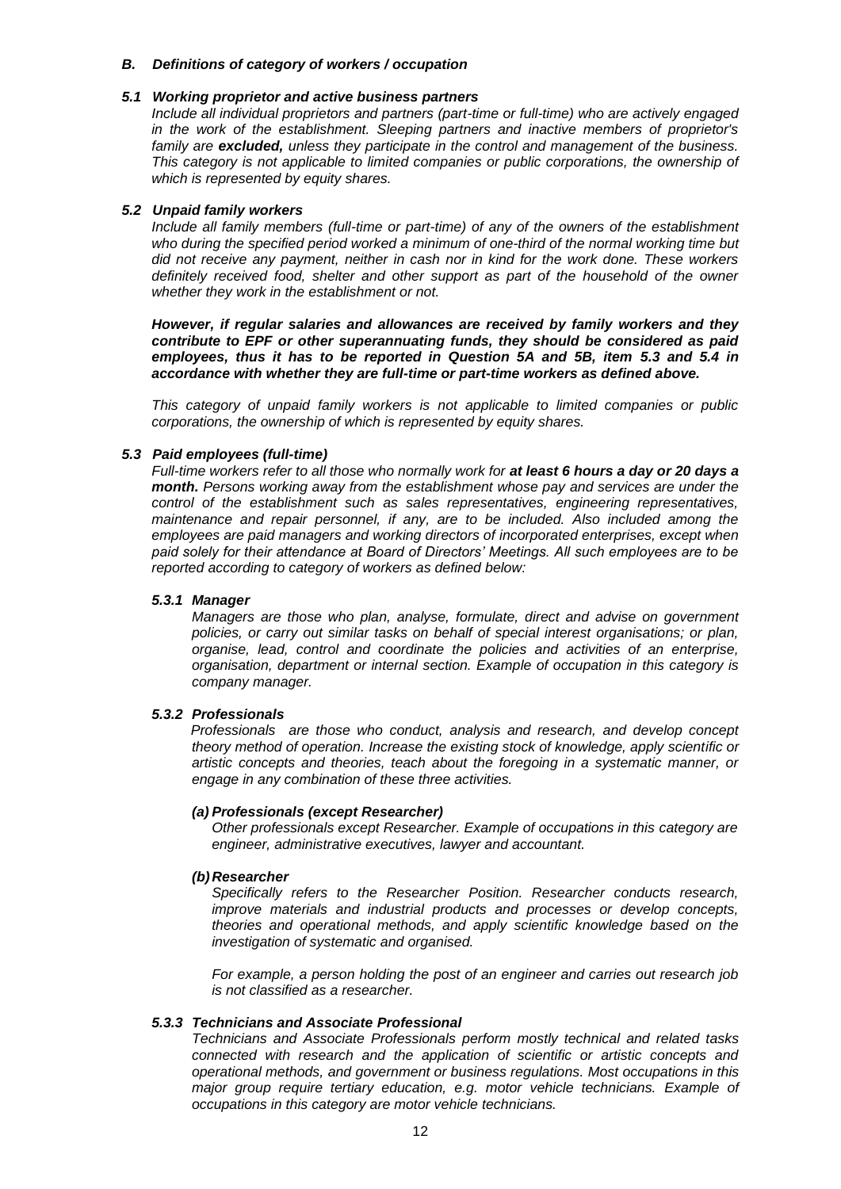### *B. Definitions of category of workers / occupation*

#### *5.1 Working proprietor and active business partners*

*Include all individual proprietors and partners (part-time or full-time) who are actively engaged in the work of the establishment. Sleeping partners and inactive members of proprietor's family are **excluded,** unless they participate in the control and management of the business. This category is not applicable to limited companies or public corporations, the ownership of which is represented by equity shares.*

#### *5.2 Unpaid family workers*

*Include all family members (full-time or part-time) of any of the owners of the establishment who during the specified period worked a minimum of one-third of the normal working time but did not receive any payment, neither in cash nor in kind for the work done. These workers definitely received food, shelter and other support as part of the household of the owner whether they work in the establishment or not.*

***However, if regular salaries and allowances are received by family workers and they contribute to EPF or other superannuating funds, they should be considered as paid employees, thus it has to be reported in Question 5A and 5B, item 5.3 and 5.4 in accordance with whether they are full-time or part-time workers as defined above.***

*This category of unpaid family workers is not applicable to limited companies or public corporations, the ownership of which is represented by equity shares.*

#### *5.3 Paid employees (full-time)*

*Full-time workers refer to all those who normally work for **at least 6 hours a day or 20 days a month.** Persons working away from the establishment whose pay and services are under the control of the establishment such as sales representatives, engineering representatives, maintenance and repair personnel, if any, are to be included. Also included among the employees are paid managers and working directors of incorporated enterprises, except when paid solely for their attendance at Board of Directors' Meetings. All such employees are to be reported according to category of workers as defined below:*

##### *5.3.1 Manager*

*Managers are those who plan, analyse, formulate, direct and advise on government policies, or carry out similar tasks on behalf of special interest organisations; or plan, organise, lead, control and coordinate the policies and activities of an enterprise, organisation, department or internal section. Example of occupation in this category is company manager.*

##### *5.3.2 Professionals*

*Professionals are those who conduct, analysis and research, and develop concept theory method of operation. Increase the existing stock of knowledge, apply scientific or artistic concepts and theories, teach about the foregoing in a systematic manner, or engage in any combination of these three activities.*

*(a) Professionals (except Researcher)*

*Other professionals except Researcher. Example of occupations in this category are engineer, administrative executives, lawyer and accountant.*

*(b) Researcher*

*Specifically refers to the Researcher Position. Researcher conducts research, improve materials and industrial products and processes or develop concepts, theories and operational methods, and apply scientific knowledge based on the investigation of systematic and organised.*

*For example, a person holding the post of an engineer and carries out research job is not classified as a researcher.*

##### *5.3.3 Technicians and Associate Professional*

*Technicians and Associate Professionals perform mostly technical and related tasks connected with research and the application of scientific or artistic concepts and operational methods, and government or business regulations. Most occupations in this major group require tertiary education, e.g. motor vehicle technicians. Example of occupations in this category are motor vehicle technicians.*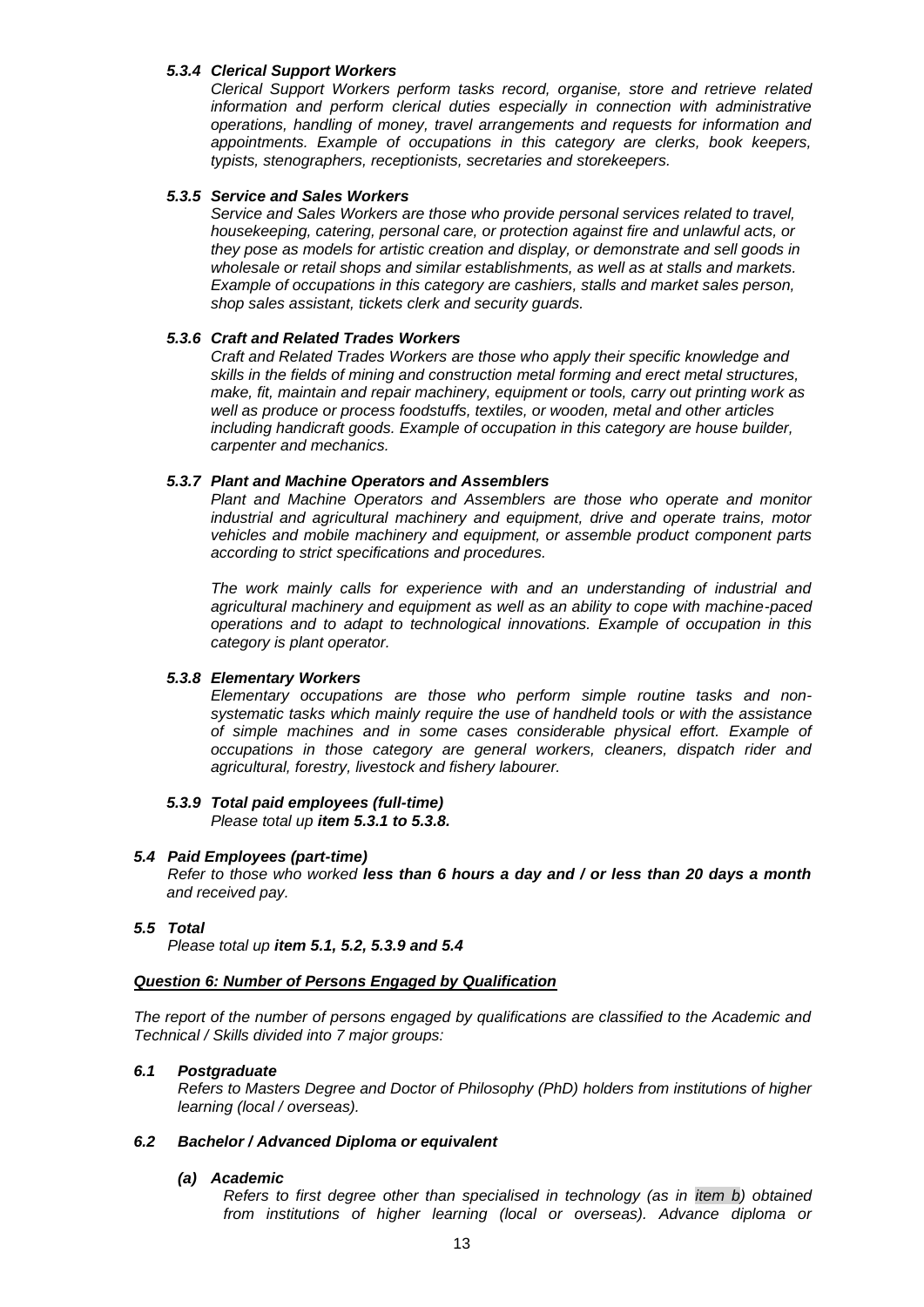#### *5.3.4 Clerical Support Workers*

*Clerical Support Workers perform tasks record, organise, store and retrieve related information and perform clerical duties especially in connection with administrative operations, handling of money, travel arrangements and requests for information and appointments. Example of occupations in this category are clerks, book keepers, typists, stenographers, receptionists, secretaries and storekeepers.*

#### *5.3.5 Service and Sales Workers*

*Service and Sales Workers are those who provide personal services related to travel, housekeeping, catering, personal care, or protection against fire and unlawful acts, or they pose as models for artistic creation and display, or demonstrate and sell goods in wholesale or retail shops and similar establishments, as well as at stalls and markets. Example of occupations in this category are cashiers, stalls and market sales person, shop sales assistant, tickets clerk and security guards.*

#### *5.3.6 Craft and Related Trades Workers*

*Craft and Related Trades Workers are those who apply their specific knowledge and skills in the fields of mining and construction metal forming and erect metal structures, make, fit, maintain and repair machinery, equipment or tools, carry out printing work as well as produce or process foodstuffs, textiles, or wooden, metal and other articles including handicraft goods. Example of occupation in this category are house builder, carpenter and mechanics.*

#### *5.3.7 Plant and Machine Operators and Assemblers*

*Plant and Machine Operators and Assemblers are those who operate and monitor industrial and agricultural machinery and equipment, drive and operate trains, motor vehicles and mobile machinery and equipment, or assemble product component parts according to strict specifications and procedures.*

*The work mainly calls for experience with and an understanding of industrial and agricultural machinery and equipment as well as an ability to cope with machine-paced operations and to adapt to technological innovations. Example of occupation in this category is plant operator.*

#### *5.3.8 Elementary Workers*

*Elementary occupations are those who perform simple routine tasks and non-systematic tasks which mainly require the use of handheld tools or with the assistance of simple machines and in some cases considerable physical effort. Example of occupations in those category are general workers, cleaners, dispatch rider and agricultural, forestry, livestock and fishery labourer.*

#### *5.3.9 Total paid employees (full-time)*

*Please total up **item 5.3.1 to 5.3.8.***

### *5.4 Paid Employees (part-time)*

*Refer to those who worked **less than 6 hours a day and / or less than 20 days a month** and received pay.*

### *5.5 Total*

*Please total up **item 5.1, 5.2, 5.3.9 and 5.4***

## ***Question 6: Number of Persons Engaged by Qualification***

*The report of the number of persons engaged by qualifications are classified to the Academic and Technical / Skills divided into 7 major groups:*

### *6.1 Postgraduate*

*Refers to Masters Degree and Doctor of Philosophy (PhD) holders from institutions of higher learning (local / overseas).*

### *6.2 Bachelor / Advanced Diploma or equivalent*

#### *(a) Academic*

*Refers to first degree other than specialised in technology (as in item b) obtained from institutions of higher learning (local or overseas). Advance diploma or*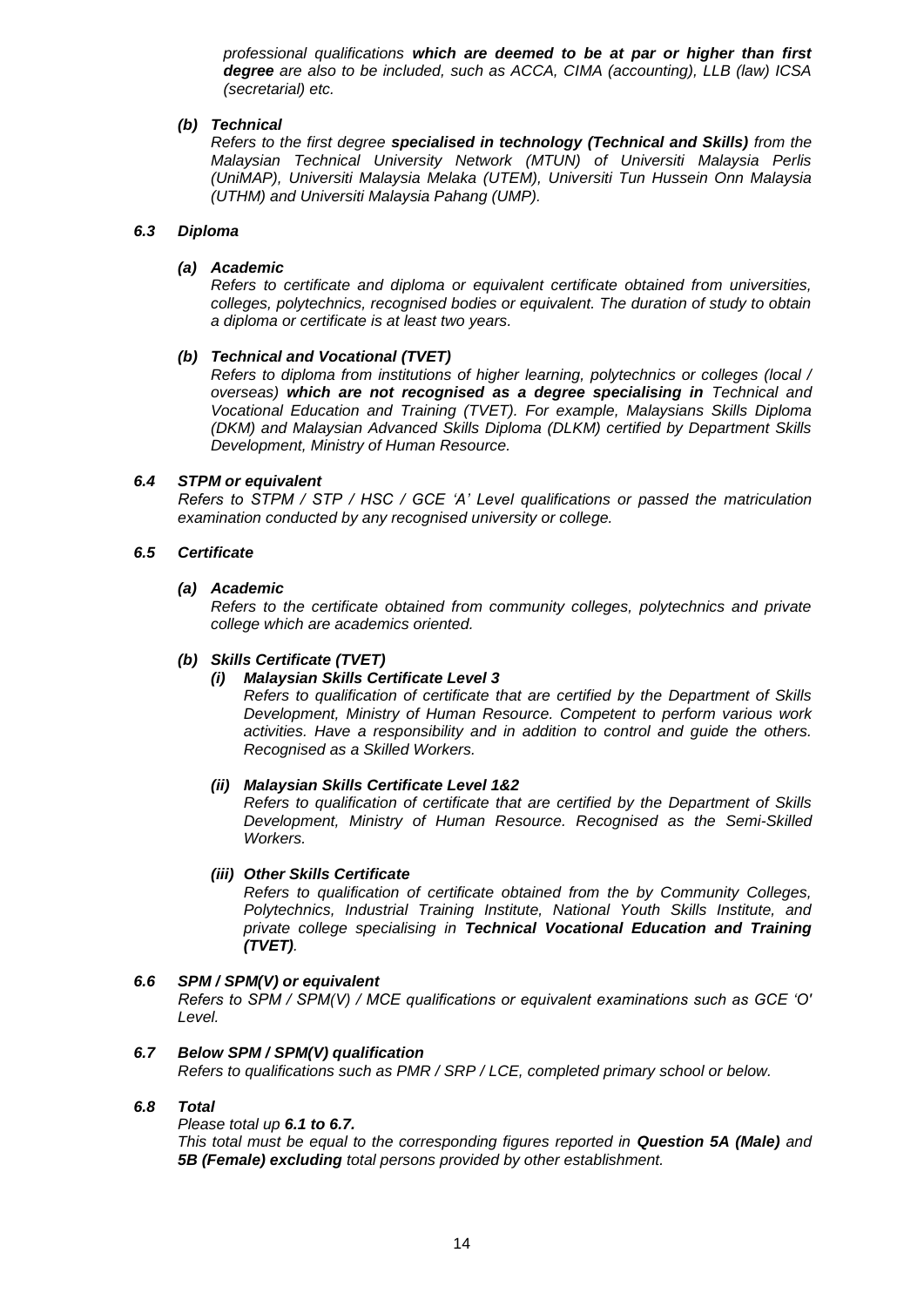*professional qualifications **which are deemed to be at par or higher than first degree** are also to be included, such as ACCA, CIMA (accounting), LLB (law) ICSA (secretarial) etc.*

***(b) Technical***

*Refers to the first degree **specialised in technology (Technical and Skills)** from the Malaysian Technical University Network (MTUN) of Universiti Malaysia Perlis (UniMAP), Universiti Malaysia Melaka (UTEM), Universiti Tun Hussein Onn Malaysia (UTHM) and Universiti Malaysia Pahang (UMP).*

### *6.3 Diploma*

***(a) Academic***

*Refers to certificate and diploma or equivalent certificate obtained from universities, colleges, polytechnics, recognised bodies or equivalent. The duration of study to obtain a diploma or certificate is at least two years.*

***(b) Technical and Vocational (TVET)***

*Refers to diploma from institutions of higher learning, polytechnics or colleges (local / overseas) **which are not recognised as a degree specialising in** Technical and Vocational Education and Training (TVET). For example, Malaysians Skills Diploma (DKM) and Malaysian Advanced Skills Diploma (DLKM) certified by Department Skills Development, Ministry of Human Resource.*

### *6.4 STPM or equivalent*

*Refers to STPM / STP / HSC / GCE 'A' Level qualifications or passed the matriculation examination conducted by any recognised university or college.*

### *6.5 Certificate*

***(a) Academic***

*Refers to the certificate obtained from community colleges, polytechnics and private college which are academics oriented.*

***(b) Skills Certificate (TVET)***

***(i) Malaysian Skills Certificate Level 3***

*Refers to qualification of certificate that are certified by the Department of Skills Development, Ministry of Human Resource. Competent to perform various work activities. Have a responsibility and in addition to control and guide the others. Recognised as a Skilled Workers.*

***(ii) Malaysian Skills Certificate Level 1&2***

*Refers to qualification of certificate that are certified by the Department of Skills Development, Ministry of Human Resource. Recognised as the Semi-Skilled Workers.*

***(iii) Other Skills Certificate***

*Refers to qualification of certificate obtained from the by Community Colleges, Polytechnics, Industrial Training Institute, National Youth Skills Institute, and private college specialising in **Technical Vocational Education and Training (TVET)**.*

### *6.6 SPM / SPM(V) or equivalent*

*Refers to SPM / SPM(V) / MCE qualifications or equivalent examinations such as GCE 'O' Level.*

### *6.7 Below SPM / SPM(V) qualification*

*Refers to qualifications such as PMR / SRP / LCE, completed primary school or below.*

### *6.8 Total*

*Please total up **6.1 to 6.7.***

*This total must be equal to the corresponding figures reported in **Question 5A (Male)** and **5B (Female) excluding** total persons provided by other establishment.*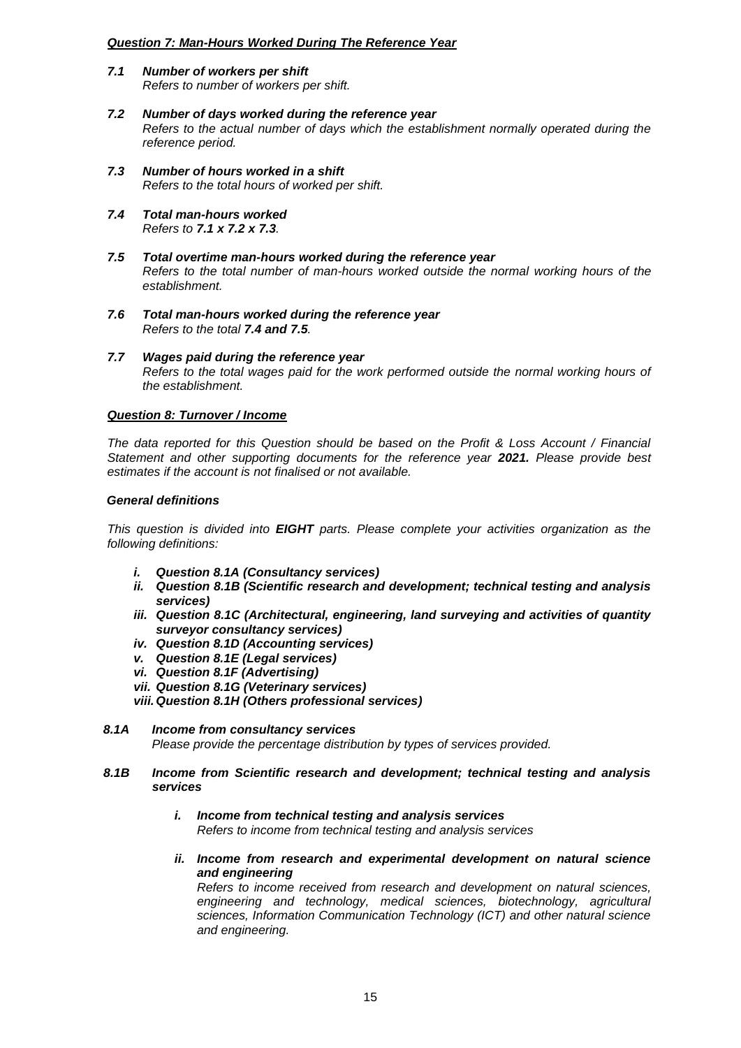***Question 7: Man-Hours Worked During The Reference Year***

***7.1 Number of workers per shift***
*Refers to number of workers per shift.*

***7.2 Number of days worked during the reference year***
*Refers to the actual number of days which the establishment normally operated during the reference period.*

***7.3 Number of hours worked in a shift***
*Refers to the total hours of worked per shift.*

***7.4 Total man-hours worked***
*Refers to **7.1 x 7.2 x 7.3**.*

***7.5 Total overtime man-hours worked during the reference year***
*Refers to the total number of man-hours worked outside the normal working hours of the establishment.*

***7.6 Total man-hours worked during the reference year***
*Refers to the total **7.4 and 7.5**.*

***7.7 Wages paid during the reference year***
*Refers to the total wages paid for the work performed outside the normal working hours of the establishment.*

***Question 8: Turnover / Income***

*The data reported for this Question should be based on the Profit & Loss Account / Financial Statement and other supporting documents for the reference year **2021.** Please provide best estimates if the account is not finalised or not available.*

***General definitions***

*This question is divided into **EIGHT** parts. Please complete your activities organization as the following definitions:*

- ***i. Question 8.1A (Consultancy services)***
- ***ii. Question 8.1B (Scientific research and development; technical testing and analysis services)***
- ***iii. Question 8.1C (Architectural, engineering, land surveying and activities of quantity surveyor consultancy services)***
- ***iv. Question 8.1D (Accounting services)***
- ***v. Question 8.1E (Legal services)***
- ***vi. Question 8.1F (Advertising)***
- ***vii. Question 8.1G (Veterinary services)***
- ***viii. Question 8.1H (Others professional services)***

***8.1A Income from consultancy services***
*Please provide the percentage distribution by types of services provided.*

***8.1B Income from Scientific research and development; technical testing and analysis services***

***i. Income from technical testing and analysis services***
*Refers to income from technical testing and analysis services*

***ii. Income from research and experimental development on natural science and engineering***
*Refers to income received from research and development on natural sciences, engineering and technology, medical sciences, biotechnology, agricultural sciences, Information Communication Technology (ICT) and other natural science and engineering.*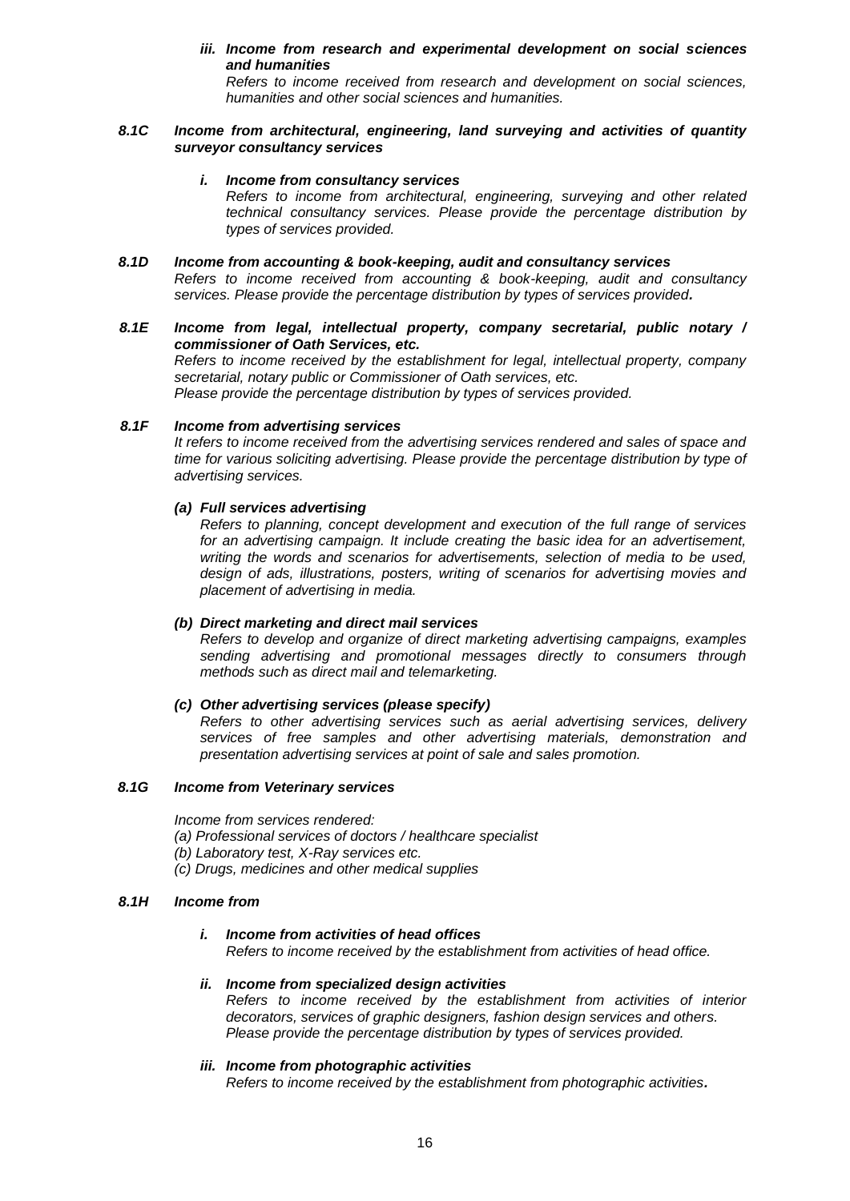***iii. Income from research and experimental development on social sciences and humanities***

*Refers to income received from research and development on social sciences, humanities and other social sciences and humanities.*

***8.1C Income from architectural, engineering, land surveying and activities of quantity surveyor consultancy services***

***i. Income from consultancy services***

*Refers to income from architectural, engineering, surveying and other related technical consultancy services. Please provide the percentage distribution by types of services provided.*

***8.1D Income from accounting & book-keeping, audit and consultancy services***

*Refers to income received from accounting & book-keeping, audit and consultancy services. Please provide the percentage distribution by types of services provided.*

***8.1E Income from legal, intellectual property, company secretarial, public notary / commissioner of Oath Services, etc.***

*Refers to income received by the establishment for legal, intellectual property, company secretarial, notary public or Commissioner of Oath services, etc.*
*Please provide the percentage distribution by types of services provided.*

***8.1F Income from advertising services***

*It refers to income received from the advertising services rendered and sales of space and time for various soliciting advertising. Please provide the percentage distribution by type of advertising services.*

***(a) Full services advertising***

*Refers to planning, concept development and execution of the full range of services for an advertising campaign. It include creating the basic idea for an advertisement, writing the words and scenarios for advertisements, selection of media to be used, design of ads, illustrations, posters, writing of scenarios for advertising movies and placement of advertising in media.*

***(b) Direct marketing and direct mail services***

*Refers to develop and organize of direct marketing advertising campaigns, examples sending advertising and promotional messages directly to consumers through methods such as direct mail and telemarketing.*

***(c) Other advertising services (please specify)***

*Refers to other advertising services such as aerial advertising services, delivery services of free samples and other advertising materials, demonstration and presentation advertising services at point of sale and sales promotion.*

***8.1G Income from Veterinary services***

*Income from services rendered:*
*(a) Professional services of doctors / healthcare specialist*
*(b) Laboratory test, X-Ray services etc.*
*(c) Drugs, medicines and other medical supplies*

***8.1H Income from***

***i. Income from activities of head offices***

*Refers to income received by the establishment from activities of head office.*

***ii. Income from specialized design activities***

*Refers to income received by the establishment from activities of interior decorators, services of graphic designers, fashion design services and others. Please provide the percentage distribution by types of services provided.*

***iii. Income from photographic activities***

*Refers to income received by the establishment from photographic activities.*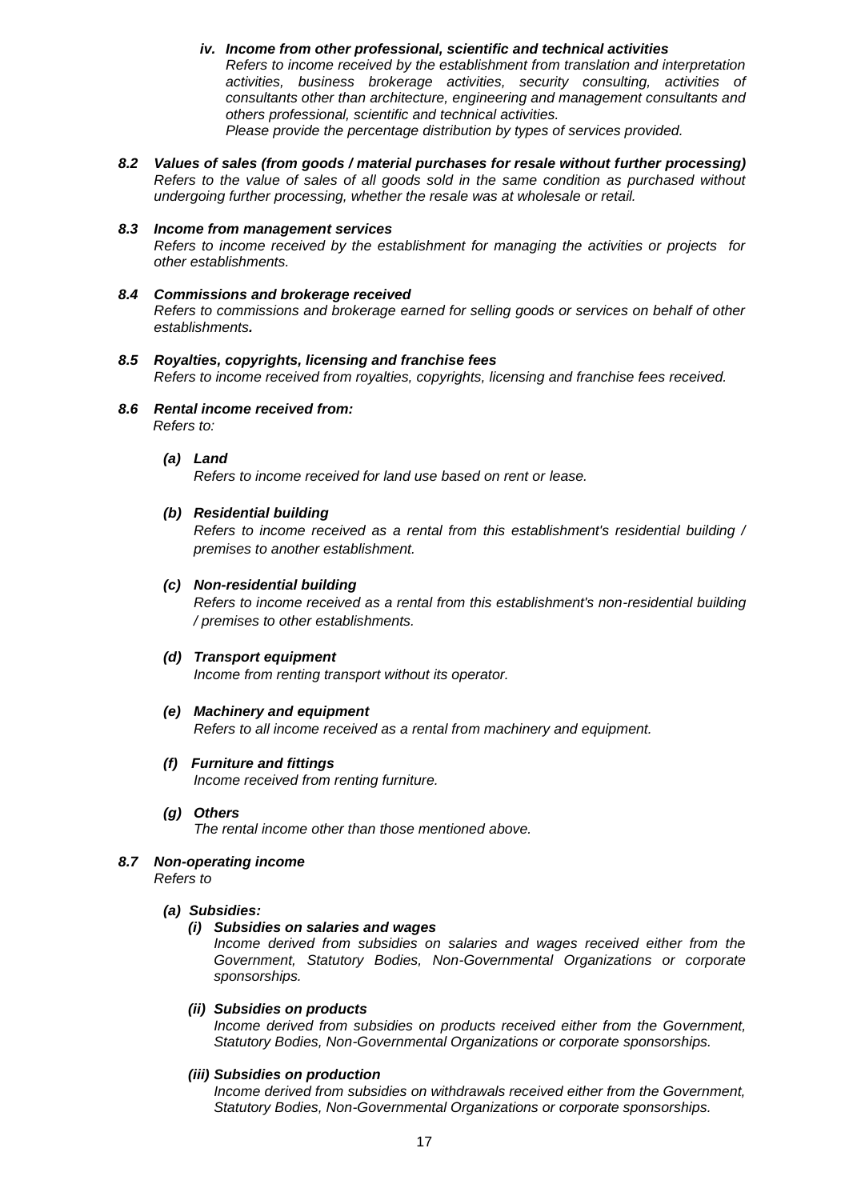*iv. **Income from other professional, scientific and technical activities***
*Refers to income received by the establishment from translation and interpretation activities, business brokerage activities, security consulting, activities of consultants other than architecture, engineering and management consultants and others professional, scientific and technical activities.*
*Please provide the percentage distribution by types of services provided.*

***8.2 Values of sales (from goods / material purchases for resale without further processing)***
*Refers to the value of sales of all goods sold in the same condition as purchased without undergoing further processing, whether the resale was at wholesale or retail.*

***8.3 Income from management services***
*Refers to income received by the establishment for managing the activities or projects for other establishments.*

***8.4 Commissions and brokerage received***
*Refers to commissions and brokerage earned for selling goods or services on behalf of other establishments.*

***8.5 Royalties, copyrights, licensing and franchise fees***
*Refers to income received from royalties, copyrights, licensing and franchise fees received.*

***8.6 Rental income received from:***
*Refers to:*

***(a) Land***
*Refers to income received for land use based on rent or lease.*

***(b) Residential building***
*Refers to income received as a rental from this establishment's residential building / premises to another establishment.*

***(c) Non-residential building***
*Refers to income received as a rental from this establishment's non-residential building / premises to other establishments.*

***(d) Transport equipment***
*Income from renting transport without its operator.*

***(e) Machinery and equipment***
*Refers to all income received as a rental from machinery and equipment.*

***(f) Furniture and fittings***
*Income received from renting furniture.*

***(g) Others***
*The rental income other than those mentioned above.*

***8.7 Non-operating income***
*Refers to*

***(a) Subsidies:***

***(i) Subsidies on salaries and wages***
*Income derived from subsidies on salaries and wages received either from the Government, Statutory Bodies, Non-Governmental Organizations or corporate sponsorships.*

***(ii) Subsidies on products***
*Income derived from subsidies on products received either from the Government, Statutory Bodies, Non-Governmental Organizations or corporate sponsorships.*

***(iii) Subsidies on production***
*Income derived from subsidies on withdrawals received either from the Government, Statutory Bodies, Non-Governmental Organizations or corporate sponsorships.*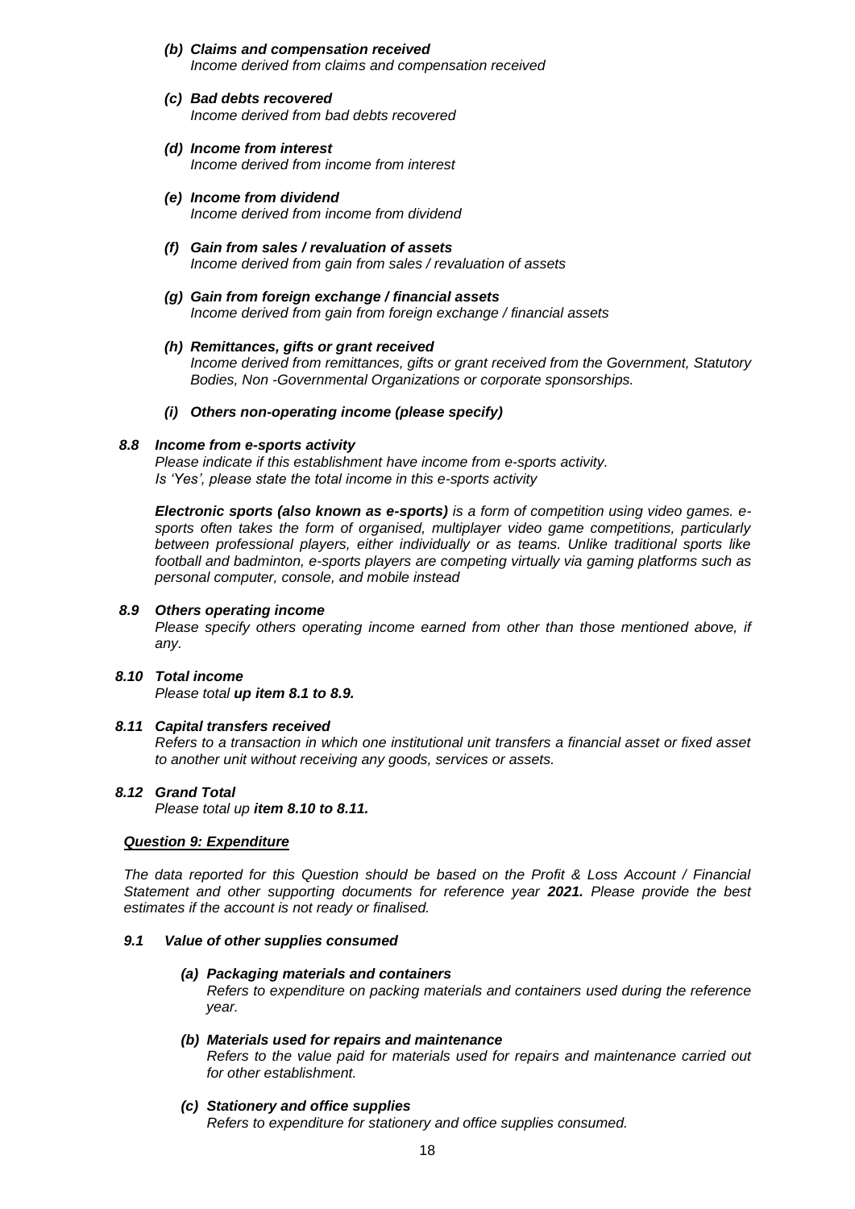- ***(b) Claims and compensation received***
  *Income derived from claims and compensation received*

- ***(c) Bad debts recovered***
  *Income derived from bad debts recovered*

- ***(d) Income from interest***
  *Income derived from income from interest*

- ***(e) Income from dividend***
  *Income derived from income from dividend*

- ***(f) Gain from sales / revaluation of assets***
  *Income derived from gain from sales / revaluation of assets*

- ***(g) Gain from foreign exchange / financial assets***
  *Income derived from gain from foreign exchange / financial assets*

- ***(h) Remittances, gifts or grant received***
  *Income derived from remittances, gifts or grant received from the Government, Statutory Bodies, Non -Governmental Organizations or corporate sponsorships.*

- ***(i) Others non-operating income (please specify)***

***8.8 Income from e-sports activity***

*Please indicate if this establishment have income from e-sports activity.*
*Is 'Yes', please state the total income in this e-sports activity*

***Electronic sports (also known as e-sports)*** *is a form of competition using video games. e-sports often takes the form of organised, multiplayer video game competitions, particularly between professional players, either individually or as teams. Unlike traditional sports like football and badminton, e-sports players are competing virtually via gaming platforms such as personal computer, console, and mobile instead*

***8.9 Others operating income***

*Please specify others operating income earned from other than those mentioned above, if any.*

***8.10 Total income***

*Please total **up item 8.1 to 8.9.***

***8.11 Capital transfers received***

*Refers to a transaction in which one institutional unit transfers a financial asset or fixed asset to another unit without receiving any goods, services or assets.*

***8.12 Grand Total***

*Please total up **item 8.10 to 8.11.***

***<u>Question 9: Expenditure</u>***

*The data reported for this Question should be based on the Profit & Loss Account / Financial Statement and other supporting documents for reference year **2021.** Please provide the best estimates if the account is not ready or finalised.*

***9.1 Value of other supplies consumed***

- ***(a) Packaging materials and containers***
  *Refers to expenditure on packing materials and containers used during the reference year.*

- ***(b) Materials used for repairs and maintenance***
  *Refers to the value paid for materials used for repairs and maintenance carried out for other establishment.*

- ***(c) Stationery and office supplies***
  *Refers to expenditure for stationery and office supplies consumed.*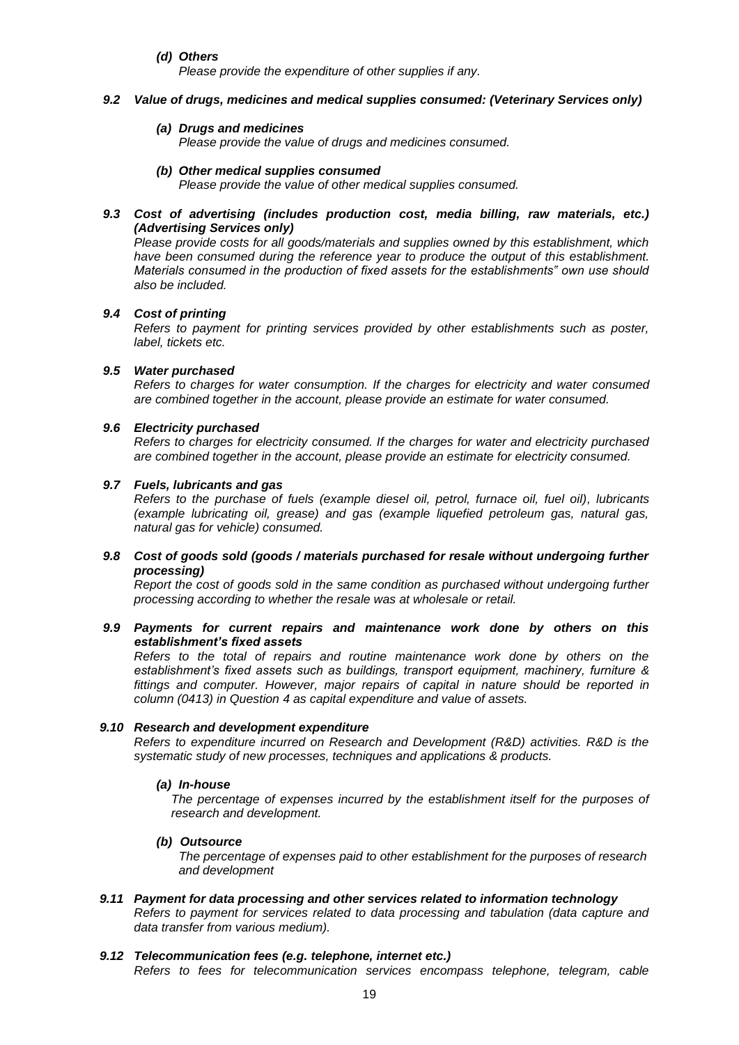***(d) Others***

*Please provide the expenditure of other supplies if any.*

### *9.2 Value of drugs, medicines and medical supplies consumed: (Veterinary Services only)*

***(a) Drugs and medicines***

*Please provide the value of drugs and medicines consumed.*

***(b) Other medical supplies consumed***

*Please provide the value of other medical supplies consumed.*

### *9.3 Cost of advertising (includes production cost, media billing, raw materials, etc.) (Advertising Services only)*

*Please provide costs for all goods/materials and supplies owned by this establishment, which have been consumed during the reference year to produce the output of this establishment. Materials consumed in the production of fixed assets for the establishments" own use should also be included.*

### *9.4 Cost of printing*

*Refers to payment for printing services provided by other establishments such as poster, label, tickets etc.*

### *9.5 Water purchased*

*Refers to charges for water consumption. If the charges for electricity and water consumed are combined together in the account, please provide an estimate for water consumed.*

### *9.6 Electricity purchased*

*Refers to charges for electricity consumed. If the charges for water and electricity purchased are combined together in the account, please provide an estimate for electricity consumed.*

### *9.7 Fuels, lubricants and gas*

*Refers to the purchase of fuels (example diesel oil, petrol, furnace oil, fuel oil), lubricants (example lubricating oil, grease) and gas (example liquefied petroleum gas, natural gas, natural gas for vehicle) consumed.*

### *9.8 Cost of goods sold (goods / materials purchased for resale without undergoing further processing)*

*Report the cost of goods sold in the same condition as purchased without undergoing further processing according to whether the resale was at wholesale or retail.*

### *9.9 Payments for current repairs and maintenance work done by others on this establishment's fixed assets*

*Refers to the total of repairs and routine maintenance work done by others on the establishment's fixed assets such as buildings, transport equipment, machinery, furniture & fittings and computer. However, major repairs of capital in nature should be reported in column (0413) in Question 4 as capital expenditure and value of assets.*

### *9.10 Research and development expenditure*

*Refers to expenditure incurred on Research and Development (R&D) activities. R&D is the systematic study of new processes, techniques and applications & products.*

***(a) In-house***

*The percentage of expenses incurred by the establishment itself for the purposes of research and development.*

***(b) Outsource***

*The percentage of expenses paid to other establishment for the purposes of research and development*

### *9.11 Payment for data processing and other services related to information technology*

*Refers to payment for services related to data processing and tabulation (data capture and data transfer from various medium).*

### *9.12 Telecommunication fees (e.g. telephone, internet etc.)*

*Refers to fees for telecommunication services encompass telephone, telegram, cable*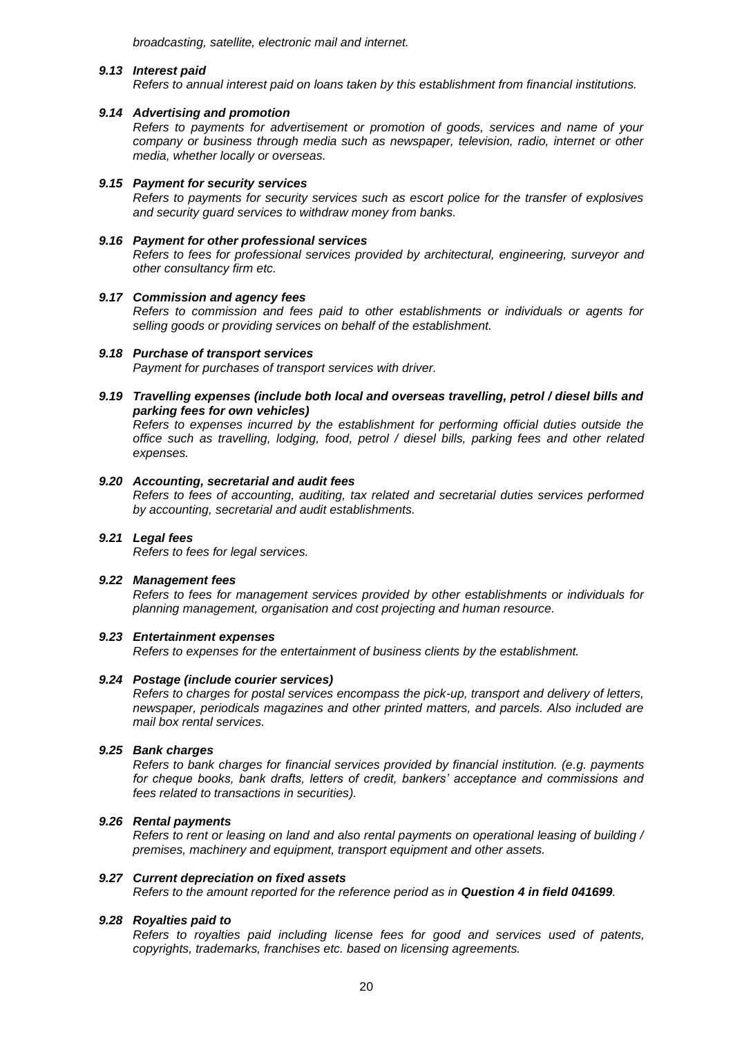*broadcasting, satellite, electronic mail and internet.*

### *9.13 Interest paid*

*Refers to annual interest paid on loans taken by this establishment from financial institutions.*

### *9.14 Advertising and promotion*

*Refers to payments for advertisement or promotion of goods, services and name of your company or business through media such as newspaper, television, radio, internet or other media, whether locally or overseas.*

### *9.15 Payment for security services*

*Refers to payments for security services such as escort police for the transfer of explosives and security guard services to withdraw money from banks.*

### *9.16 Payment for other professional services*

*Refers to fees for professional services provided by architectural, engineering, surveyor and other consultancy firm etc.*

### *9.17 Commission and agency fees*

*Refers to commission and fees paid to other establishments or individuals or agents for selling goods or providing services on behalf of the establishment.*

### *9.18 Purchase of transport services*

*Payment for purchases of transport services with driver.*

### *9.19 Travelling expenses (include both local and overseas travelling, petrol / diesel bills and parking fees for own vehicles)*

*Refers to expenses incurred by the establishment for performing official duties outside the office such as travelling, lodging, food, petrol / diesel bills, parking fees and other related expenses.*

### *9.20 Accounting, secretarial and audit fees*

*Refers to fees of accounting, auditing, tax related and secretarial duties services performed by accounting, secretarial and audit establishments.*

### *9.21 Legal fees*

*Refers to fees for legal services.*

### *9.22 Management fees*

*Refers to fees for management services provided by other establishments or individuals for planning management, organisation and cost projecting and human resource.*

### *9.23 Entertainment expenses*

*Refers to expenses for the entertainment of business clients by the establishment.*

### *9.24 Postage (include courier services)*

*Refers to charges for postal services encompass the pick-up, transport and delivery of letters, newspaper, periodicals magazines and other printed matters, and parcels. Also included are mail box rental services.*

### *9.25 Bank charges*

*Refers to bank charges for financial services provided by financial institution. (e.g. payments for cheque books, bank drafts, letters of credit, bankers' acceptance and commissions and fees related to transactions in securities).*

### *9.26 Rental payments*

*Refers to rent or leasing on land and also rental payments on operational leasing of building / premises, machinery and equipment, transport equipment and other assets.*

### *9.27 Current depreciation on fixed assets*

*Refers to the amount reported for the reference period as in **Question 4 in field 041699**.*

### *9.28 Royalties paid to*

*Refers to royalties paid including license fees for good and services used of patents, copyrights, trademarks, franchises etc. based on licensing agreements.*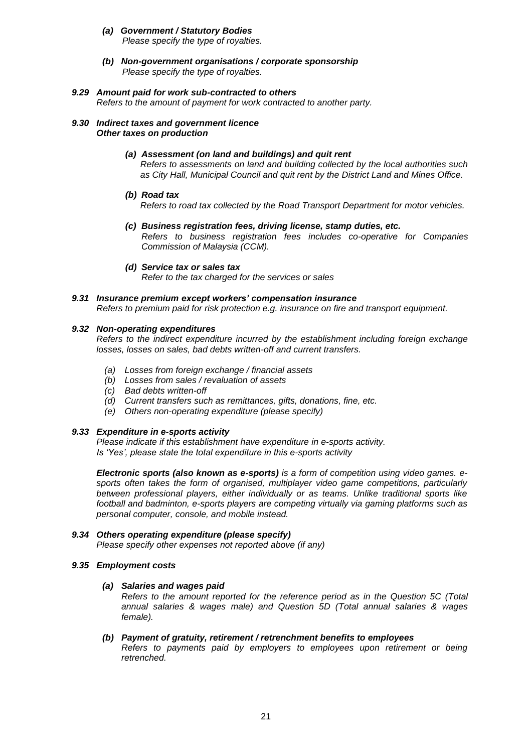***(a) Government / Statutory Bodies***
*Please specify the type of royalties.*

***(b) Non-government organisations / corporate sponsorship***
*Please specify the type of royalties.*

***9.29 Amount paid for work sub-contracted to others***
*Refers to the amount of payment for work contracted to another party.*

***9.30 Indirect taxes and government licence***
***Other taxes on production***

***(a) Assessment (on land and buildings) and quit rent***
*Refers to assessments on land and building collected by the local authorities such as City Hall, Municipal Council and quit rent by the District Land and Mines Office.*

***(b) Road tax***
*Refers to road tax collected by the Road Transport Department for motor vehicles.*

***(c) Business registration fees, driving license, stamp duties, etc.***
*Refers to business registration fees includes co-operative for Companies Commission of Malaysia (CCM).*

***(d) Service tax or sales tax***
*Refer to the tax charged for the services or sales*

***9.31 Insurance premium except workers' compensation insurance***
*Refers to premium paid for risk protection e.g. insurance on fire and transport equipment.*

***9.32 Non-operating expenditures***
*Refers to the indirect expenditure incurred by the establishment including foreign exchange losses, losses on sales, bad debts written-off and current transfers.*

*(a) Losses from foreign exchange / financial assets*
*(b) Losses from sales / revaluation of assets*
*(c) Bad debts written-off*
*(d) Current transfers such as remittances, gifts, donations, fine, etc.*
*(e) Others non-operating expenditure (please specify)*

***9.33 Expenditure in e-sports activity***
*Please indicate if this establishment have expenditure in e-sports activity.*
*Is 'Yes', please state the total expenditure in this e-sports activity*

***Electronic sports (also known as e-sports)** is a form of competition using video games. e-sports often takes the form of organised, multiplayer video game competitions, particularly between professional players, either individually or as teams. Unlike traditional sports like football and badminton, e-sports players are competing virtually via gaming platforms such as personal computer, console, and mobile instead.*

***9.34 Others operating expenditure (please specify)***
*Please specify other expenses not reported above (if any)*

***9.35 Employment costs***

***(a) Salaries and wages paid***
*Refers to the amount reported for the reference period as in the Question 5C (Total annual salaries & wages male) and Question 5D (Total annual salaries & wages female).*

***(b) Payment of gratuity, retirement / retrenchment benefits to employees***
*Refers to payments paid by employers to employees upon retirement or being retrenched.*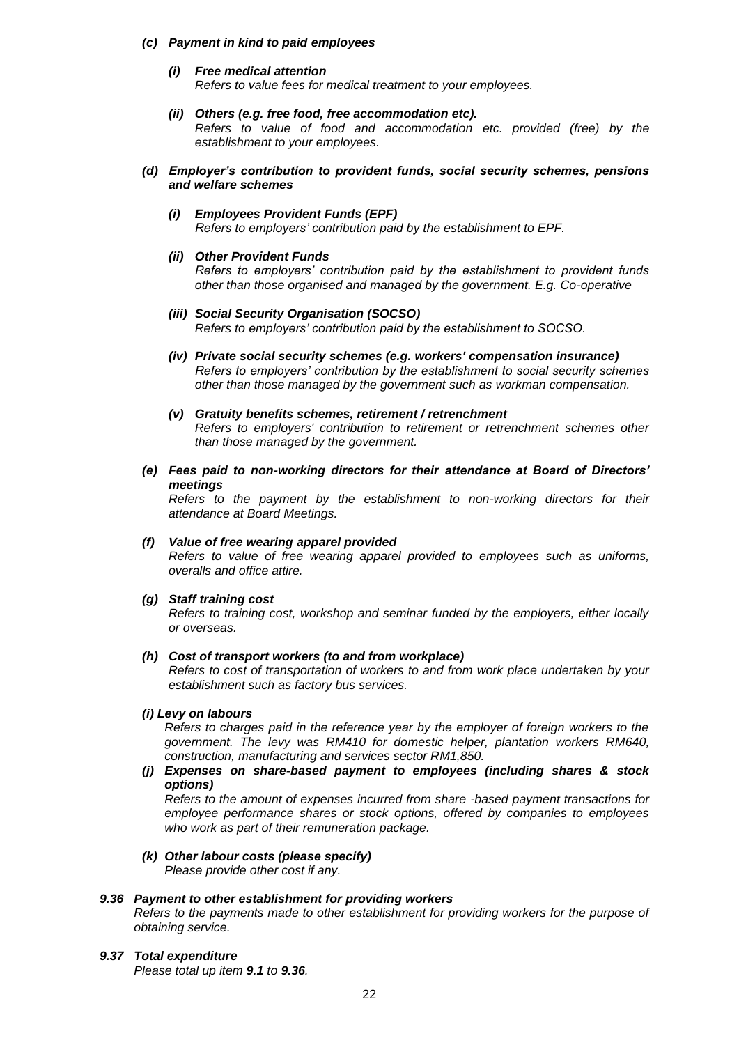***(c) Payment in kind to paid employees***

***(i) Free medical attention***

*Refers to value fees for medical treatment to your employees.*

***(ii) Others (e.g. free food, free accommodation etc).***

*Refers to value of food and accommodation etc. provided (free) by the establishment to your employees.*

***(d) Employer's contribution to provident funds, social security schemes, pensions and welfare schemes***

***(i) Employees Provident Funds (EPF)***

*Refers to employers' contribution paid by the establishment to EPF.*

***(ii) Other Provident Funds***

*Refers to employers' contribution paid by the establishment to provident funds other than those organised and managed by the government. E.g. Co-operative*

***(iii) Social Security Organisation (SOCSO)***

*Refers to employers' contribution paid by the establishment to SOCSO.*

***(iv) Private social security schemes (e.g. workers' compensation insurance)***

*Refers to employers' contribution by the establishment to social security schemes other than those managed by the government such as workman compensation.*

***(v) Gratuity benefits schemes, retirement / retrenchment***

*Refers to employers' contribution to retirement or retrenchment schemes other than those managed by the government.*

***(e) Fees paid to non-working directors for their attendance at Board of Directors' meetings***

*Refers to the payment by the establishment to non-working directors for their attendance at Board Meetings.*

***(f) Value of free wearing apparel provided***

*Refers to value of free wearing apparel provided to employees such as uniforms, overalls and office attire.*

***(g) Staff training cost***

*Refers to training cost, workshop and seminar funded by the employers, either locally or overseas.*

***(h) Cost of transport workers (to and from workplace)***

*Refers to cost of transportation of workers to and from work place undertaken by your establishment such as factory bus services.*

***(i) Levy on labours***

*Refers to charges paid in the reference year by the employer of foreign workers to the government. The levy was RM410 for domestic helper, plantation workers RM640, construction, manufacturing and services sector RM1,850.*

***(j) Expenses on share-based payment to employees (including shares & stock options)***

*Refers to the amount of expenses incurred from share -based payment transactions for employee performance shares or stock options, offered by companies to employees who work as part of their remuneration package.*

***(k) Other labour costs (please specify)***

*Please provide other cost if any.*

***9.36 Payment to other establishment for providing workers***

*Refers to the payments made to other establishment for providing workers for the purpose of obtaining service.*

***9.37 Total expenditure***

*Please total up item **9.1** to **9.36**.*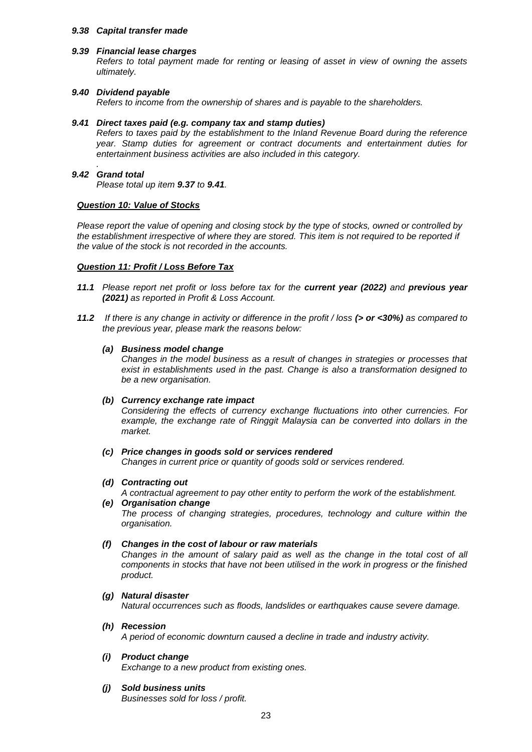***9.38 Capital transfer made***

***9.39 Financial lease charges***

*Refers to total payment made for renting or leasing of asset in view of owning the assets ultimately.*

***9.40 Dividend payable***

*Refers to income from the ownership of shares and is payable to the shareholders.*

***9.41 Direct taxes paid (e.g. company tax and stamp duties)***

*Refers to taxes paid by the establishment to the Inland Revenue Board during the reference year. Stamp duties for agreement or contract documents and entertainment duties for entertainment business activities are also included in this category.*

***9.42 Grand total***

*Please total up item **9.37** to **9.41**.*

***<u>Question 10: Value of Stocks</u>***

*Please report the value of opening and closing stock by the type of stocks, owned or controlled by the establishment irrespective of where they are stored. This item is not required to be reported if the value of the stock is not recorded in the accounts.*

***<u>Question 11: Profit / Loss Before Tax</u>***

***11.1*** *Please report net profit or loss before tax for the **current year (2022)** and **previous year (2021)** as reported in Profit & Loss Account.*

***11.2*** *If there is any change in activity or difference in the profit / loss **(> or <30%)** as compared to the previous year, please mark the reasons below:*

***(a) Business model change***

*Changes in the model business as a result of changes in strategies or processes that exist in establishments used in the past. Change is also a transformation designed to be a new organisation.*

***(b) Currency exchange rate impact***

*Considering the effects of currency exchange fluctuations into other currencies. For example, the exchange rate of Ringgit Malaysia can be converted into dollars in the market.*

***(c) Price changes in goods sold or services rendered***

*Changes in current price or quantity of goods sold or services rendered.*

***(d) Contracting out***

*A contractual agreement to pay other entity to perform the work of the establishment.*

***(e) Organisation change***

*The process of changing strategies, procedures, technology and culture within the organisation.*

***(f) Changes in the cost of labour or raw materials***

*Changes in the amount of salary paid as well as the change in the total cost of all components in stocks that have not been utilised in the work in progress or the finished product.*

***(g) Natural disaster***

*Natural occurrences such as floods, landslides or earthquakes cause severe damage.*

***(h) Recession***

*A period of economic downturn caused a decline in trade and industry activity.*

***(i) Product change***

*Exchange to a new product from existing ones.*

***(j) Sold business units***

*Businesses sold for loss / profit.*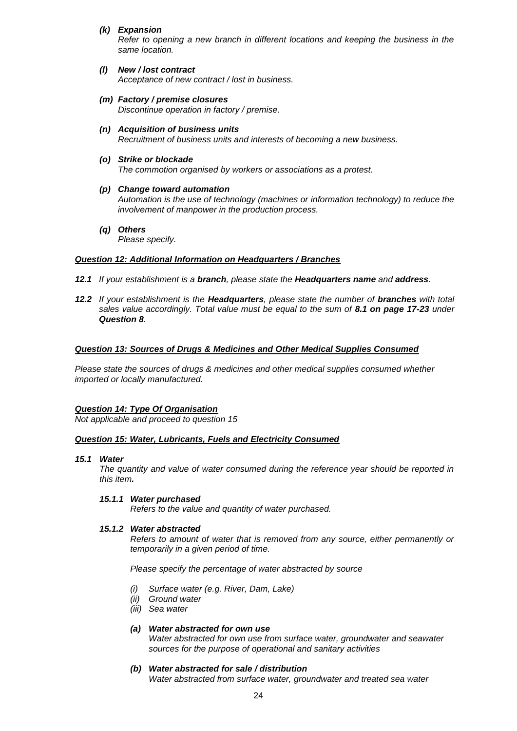***(k) Expansion***

*Refer to opening a new branch in different locations and keeping the business in the same location.*

***(l) New / lost contract***

*Acceptance of new contract / lost in business.*

***(m) Factory / premise closures***

*Discontinue operation in factory / premise.*

***(n) Acquisition of business units***

*Recruitment of business units and interests of becoming a new business.*

***(o) Strike or blockade***

*The commotion organised by workers or associations as a protest.*

***(p) Change toward automation***

*Automation is the use of technology (machines or information technology) to reduce the involvement of manpower in the production process.*

***(q) Others***

*Please specify.*

***<u>Question 12: Additional Information on Headquarters / Branches</u>***

***12.1*** *If your establishment is a **branch**, please state the **Headquarters name** and **address**.*

***12.2*** *If your establishment is the **Headquarters**, please state the number of **branches** with total sales value accordingly. Total value must be equal to the sum of **8.1 on page 17-23** under **Question 8**.*

***<u>Question 13: Sources of Drugs & Medicines and Other Medical Supplies Consumed</u>***

*Please state the sources of drugs & medicines and other medical supplies consumed whether imported or locally manufactured.*

***<u>Question 14: Type Of Organisation</u>***

*Not applicable and proceed to question 15*

***<u>Question 15: Water, Lubricants, Fuels and Electricity Consumed</u>***

***15.1 Water***

*The quantity and value of water consumed during the reference year should be reported in this item.*

***15.1.1 Water purchased***

*Refers to the value and quantity of water purchased.*

***15.1.2 Water abstracted***

*Refers to amount of water that is removed from any source, either permanently or temporarily in a given period of time.*

*Please specify the percentage of water abstracted by source*

*(i) Surface water (e.g. River, Dam, Lake)*
*(ii) Ground water*
*(iii) Sea water*

***(a) Water abstracted for own use***

*Water abstracted for own use from surface water, groundwater and seawater sources for the purpose of operational and sanitary activities*

***(b) Water abstracted for sale / distribution***

*Water abstracted from surface water, groundwater and treated sea water*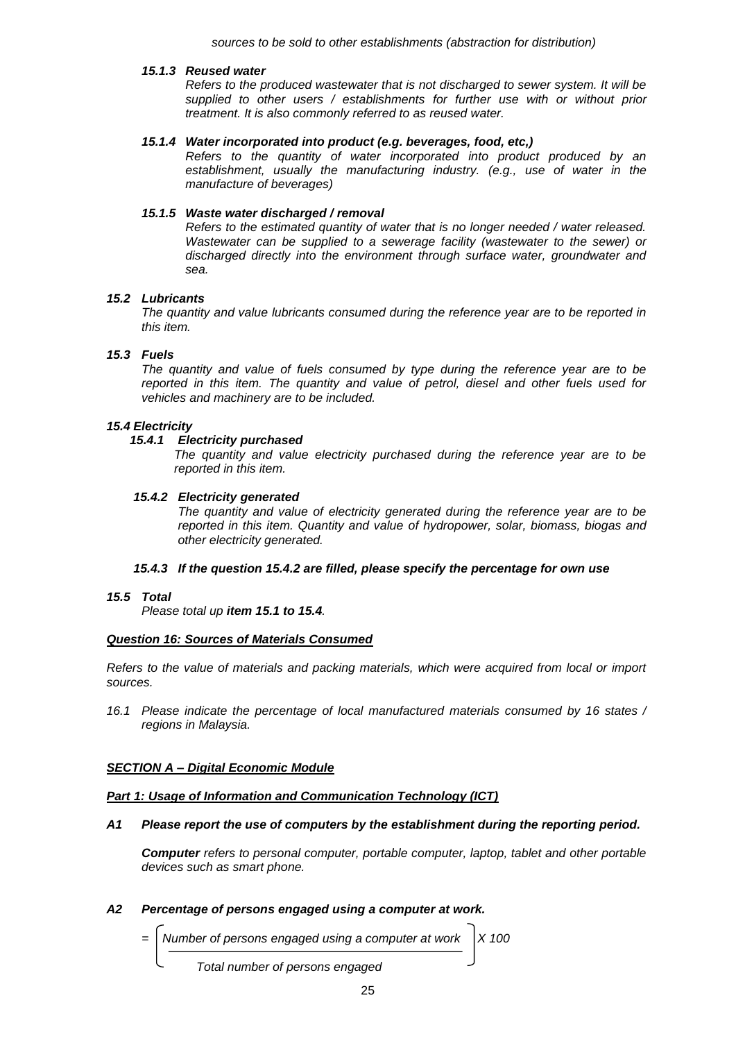*sources to be sold to other establishments (abstraction for distribution)*

***15.1.3 Reused water***

*Refers to the produced wastewater that is not discharged to sewer system. It will be supplied to other users / establishments for further use with or without prior treatment. It is also commonly referred to as reused water.*

***15.1.4 Water incorporated into product (e.g. beverages, food, etc,)***

*Refers to the quantity of water incorporated into product produced by an establishment, usually the manufacturing industry. (e.g., use of water in the manufacture of beverages)*

***15.1.5 Waste water discharged / removal***

*Refers to the estimated quantity of water that is no longer needed / water released. Wastewater can be supplied to a sewerage facility (wastewater to the sewer) or discharged directly into the environment through surface water, groundwater and sea.*

***15.2 Lubricants***

*The quantity and value lubricants consumed during the reference year are to be reported in this item.*

***15.3 Fuels***

*The quantity and value of fuels consumed by type during the reference year are to be reported in this item. The quantity and value of petrol, diesel and other fuels used for vehicles and machinery are to be included.*

***15.4 Electricity***

***15.4.1 Electricity purchased***

*The quantity and value electricity purchased during the reference year are to be reported in this item.*

***15.4.2 Electricity generated***

*The quantity and value of electricity generated during the reference year are to be reported in this item. Quantity and value of hydropower, solar, biomass, biogas and other electricity generated.*

***15.4.3 If the question 15.4.2 are filled, please specify the percentage for own use***

***15.5 Total***

*Please total up **item 15.1 to 15.4**.*

***Question 16: Sources of Materials Consumed***

*Refers to the value of materials and packing materials, which were acquired from local or import sources.*

*16.1 Please indicate the percentage of local manufactured materials consumed by 16 states / regions in Malaysia.*

***SECTION A – Digital Economic Module***

***Part 1: Usage of Information and Communication Technology (ICT)***

***A1 Please report the use of computers by the establishment during the reporting period.***

***Computer** refers to personal computer, portable computer, laptop, tablet and other portable devices such as smart phone.*

***A2 Percentage of persons engaged using a computer at work.***

$$= \left[ \frac{\text{Number of persons engaged using a computer at work}}{\text{Total number of persons engaged}} \right] X\ 100$$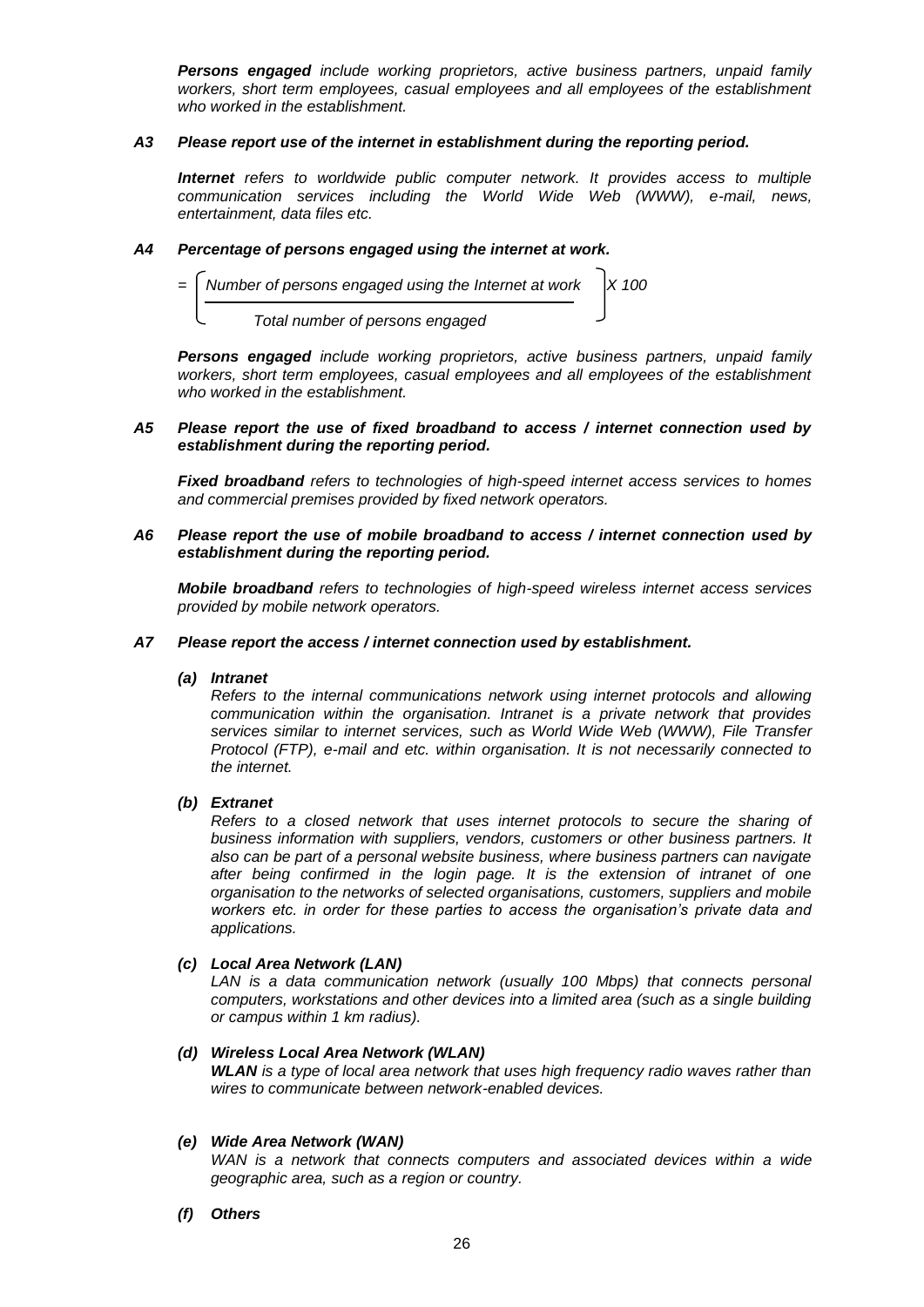***Persons engaged** include working proprietors, active business partners, unpaid family workers, short term employees, casual employees and all employees of the establishment who worked in the establishment.*

***A3 Please report use of the internet in establishment during the reporting period.***

***Internet** refers to worldwide public computer network. It provides access to multiple communication services including the World Wide Web (WWW), e-mail, news, entertainment, data files etc.*

***A4 Percentage of persons engaged using the internet at work.***

$$= \left[ \frac{\text{Number of persons engaged using the Internet at work}}{\text{Total number of persons engaged}} \right] X\ 100$$

***Persons engaged** include working proprietors, active business partners, unpaid family workers, short term employees, casual employees and all employees of the establishment who worked in the establishment.*

***A5 Please report the use of fixed broadband to access / internet connection used by establishment during the reporting period.***

***Fixed broadband** refers to technologies of high-speed internet access services to homes and commercial premises provided by fixed network operators.*

***A6 Please report the use of mobile broadband to access / internet connection used by establishment during the reporting period.***

***Mobile broadband** refers to technologies of high-speed wireless internet access services provided by mobile network operators.*

***A7 Please report the access / internet connection used by establishment.***

***(a) Intranet***

*Refers to the internal communications network using internet protocols and allowing communication within the organisation. Intranet is a private network that provides services similar to internet services, such as World Wide Web (WWW), File Transfer Protocol (FTP), e-mail and etc. within organisation. It is not necessarily connected to the internet.*

***(b) Extranet***

*Refers to a closed network that uses internet protocols to secure the sharing of business information with suppliers, vendors, customers or other business partners. It also can be part of a personal website business, where business partners can navigate after being confirmed in the login page. It is the extension of intranet of one organisation to the networks of selected organisations, customers, suppliers and mobile workers etc. in order for these parties to access the organisation's private data and applications.*

***(c) Local Area Network (LAN)***

*LAN is a data communication network (usually 100 Mbps) that connects personal computers, workstations and other devices into a limited area (such as a single building or campus within 1 km radius).*

***(d) Wireless Local Area Network (WLAN)***

***WLAN** is a type of local area network that uses high frequency radio waves rather than wires to communicate between network-enabled devices.*

***(e) Wide Area Network (WAN)***

*WAN is a network that connects computers and associated devices within a wide geographic area, such as a region or country.*

***(f) Others***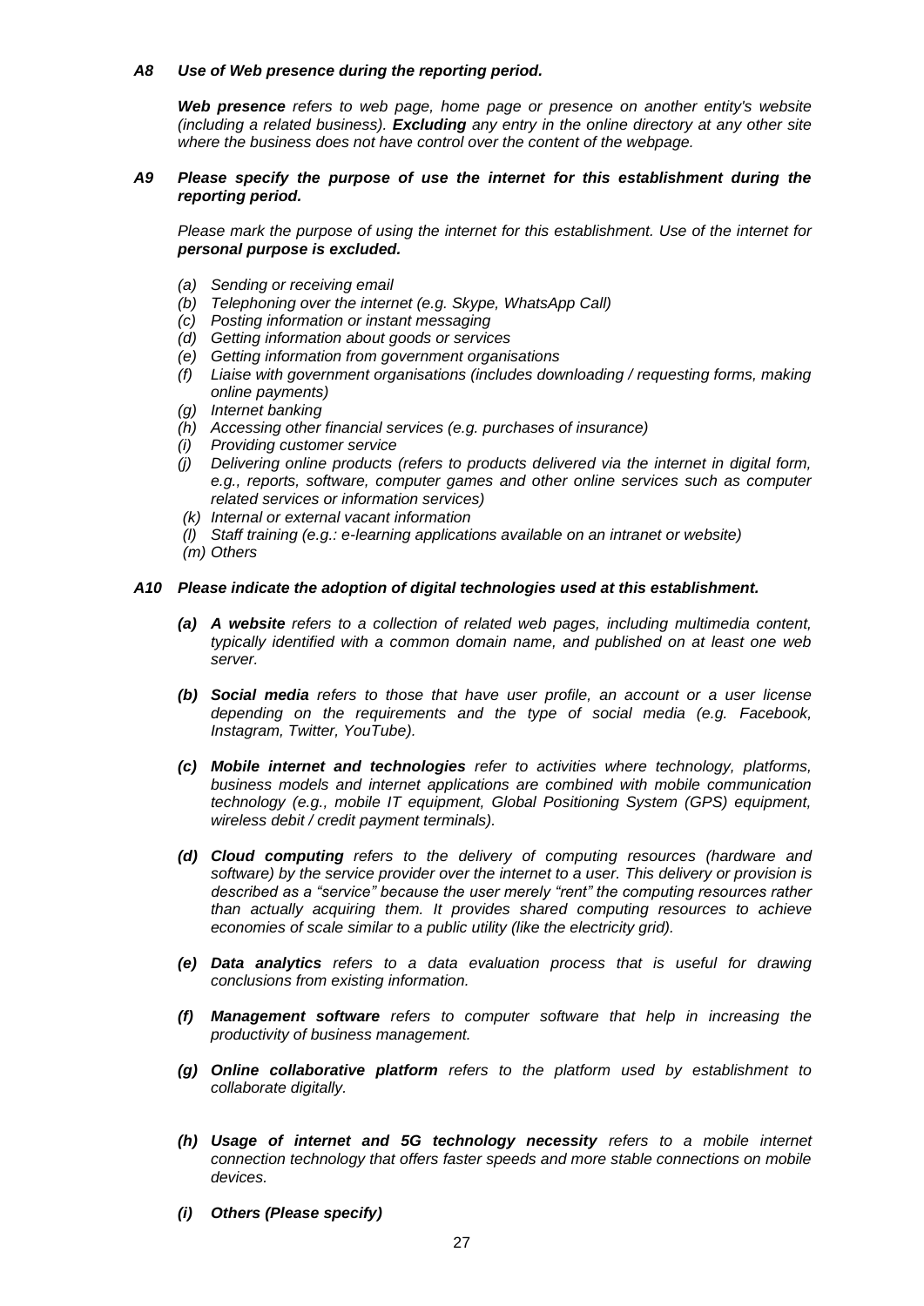***A8 Use of Web presence during the reporting period.***

***Web presence*** *refers to web page, home page or presence on another entity's website (including a related business).* ***Excluding*** *any entry in the online directory at any other site where the business does not have control over the content of the webpage.*

***A9 Please specify the purpose of use the internet for this establishment during the reporting period.***

*Please mark the purpose of using the internet for this establishment. Use of the internet for* ***personal purpose is excluded.***

- *(a) Sending or receiving email*
- *(b) Telephoning over the internet (e.g. Skype, WhatsApp Call)*
- *(c) Posting information or instant messaging*
- *(d) Getting information about goods or services*
- *(e) Getting information from government organisations*
- *(f) Liaise with government organisations (includes downloading / requesting forms, making online payments)*
- *(g) Internet banking*
- *(h) Accessing other financial services (e.g. purchases of insurance)*
- *(i) Providing customer service*
- *(j) Delivering online products (refers to products delivered via the internet in digital form, e.g., reports, software, computer games and other online services such as computer related services or information services)*
- *(k) Internal or external vacant information*
- *(l) Staff training (e.g.: e-learning applications available on an intranet or website)*
- *(m) Others*

***A10 Please indicate the adoption of digital technologies used at this establishment.***

- ***(a) A website*** *refers to a collection of related web pages, including multimedia content, typically identified with a common domain name, and published on at least one web server.*

- ***(b) Social media*** *refers to those that have user profile, an account or a user license depending on the requirements and the type of social media (e.g. Facebook, Instagram, Twitter, YouTube).*

- ***(c) Mobile internet and technologies*** *refer to activities where technology, platforms, business models and internet applications are combined with mobile communication technology (e.g., mobile IT equipment, Global Positioning System (GPS) equipment, wireless debit / credit payment terminals).*

- ***(d) Cloud computing*** *refers to the delivery of computing resources (hardware and software) by the service provider over the internet to a user. This delivery or provision is described as a "service" because the user merely "rent" the computing resources rather than actually acquiring them. It provides shared computing resources to achieve economies of scale similar to a public utility (like the electricity grid).*

- ***(e) Data analytics*** *refers to a data evaluation process that is useful for drawing conclusions from existing information.*

- ***(f) Management software*** *refers to computer software that help in increasing the productivity of business management.*

- ***(g) Online collaborative platform*** *refers to the platform used by establishment to collaborate digitally.*

- ***(h) Usage of internet and 5G technology necessity*** *refers to a mobile internet connection technology that offers faster speeds and more stable connections on mobile devices.*

- ***(i) Others (Please specify)***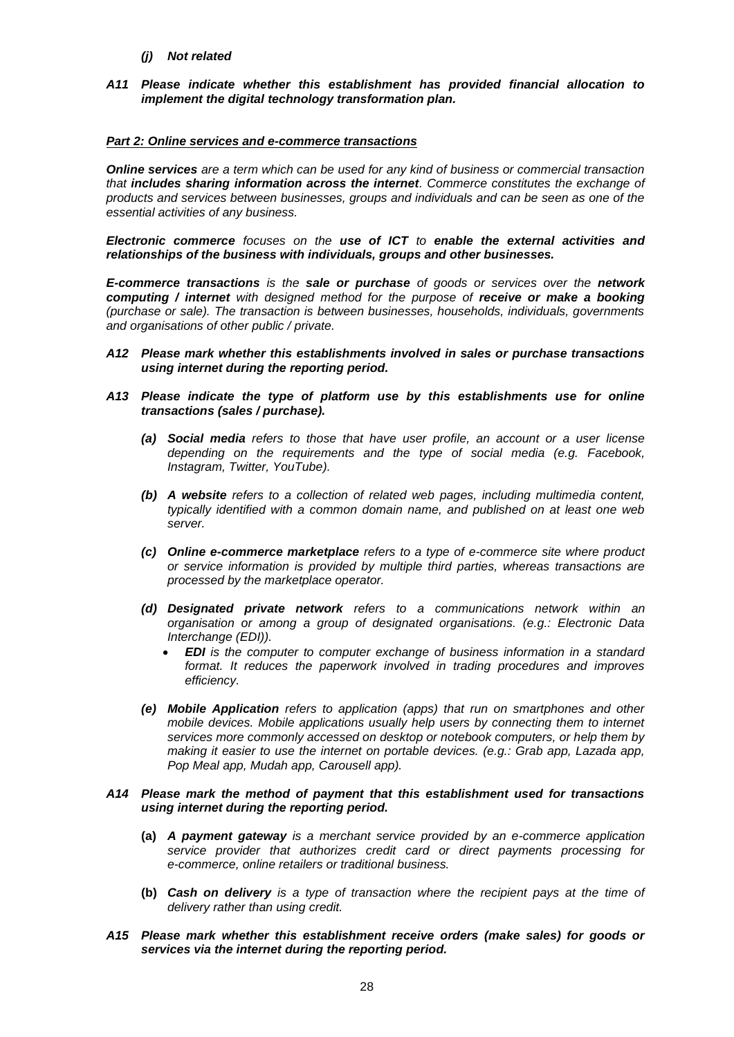***(j) Not related***

***A11 Please indicate whether this establishment has provided financial allocation to implement the digital technology transformation plan.***

***Part 2: Online services and e-commerce transactions***

***Online services** are a term which can be used for any kind of business or commercial transaction that **includes sharing information across the internet**. Commerce constitutes the exchange of products and services between businesses, groups and individuals and can be seen as one of the essential activities of any business.*

***Electronic commerce** focuses on the **use of ICT** to **enable the external activities and relationships of the business with individuals, groups and other businesses.***

***E-commerce transactions** is the **sale or purchase** of goods or services over the **network computing / internet** with designed method for the purpose of **receive or make a booking** (purchase or sale). The transaction is between businesses, households, individuals, governments and organisations of other public / private.*

***A12 Please mark whether this establishments involved in sales or purchase transactions using internet during the reporting period.***

***A13 Please indicate the type of platform use by this establishments use for online transactions (sales / purchase).***

- ***(a) Social media** refers to those that have user profile, an account or a user license depending on the requirements and the type of social media (e.g. Facebook, Instagram, Twitter, YouTube).*
- ***(b) A website** refers to a collection of related web pages, including multimedia content, typically identified with a common domain name, and published on at least one web server.*
- ***(c) Online e-commerce marketplace** refers to a type of e-commerce site where product or service information is provided by multiple third parties, whereas transactions are processed by the marketplace operator.*
- ***(d) Designated private network** refers to a communications network within an organisation or among a group of designated organisations. (e.g.: Electronic Data Interchange (EDI)).*
  - ***EDI** is the computer to computer exchange of business information in a standard format. It reduces the paperwork involved in trading procedures and improves efficiency.*
- ***(e) Mobile Application** refers to application (apps) that run on smartphones and other mobile devices. Mobile applications usually help users by connecting them to internet services more commonly accessed on desktop or notebook computers, or help them by making it easier to use the internet on portable devices. (e.g.: Grab app, Lazada app, Pop Meal app, Mudah app, Carousell app).*

***A14 Please mark the method of payment that this establishment used for transactions using internet during the reporting period.***

- **(a)** ***A payment gateway** is a merchant service provided by an e-commerce application service provider that authorizes credit card or direct payments processing for e-commerce, online retailers or traditional business.*
- **(b)** ***Cash on delivery** is a type of transaction where the recipient pays at the time of delivery rather than using credit.*

***A15 Please mark whether this establishment receive orders (make sales) for goods or services via the internet during the reporting period.***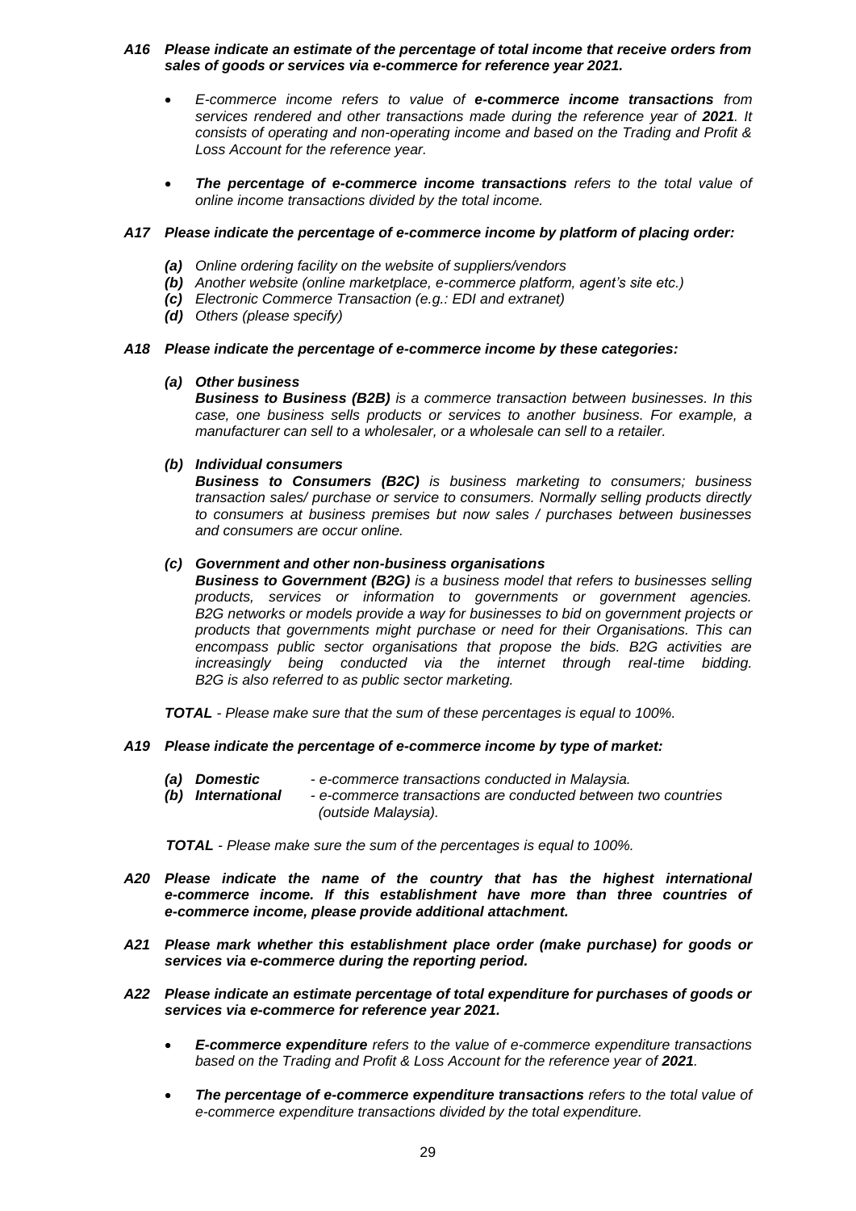***A16 Please indicate an estimate of the percentage of total income that receive orders from sales of goods or services via e-commerce for reference year 2021.***

- *E-commerce income refers to value of **e-commerce income transactions** from services rendered and other transactions made during the reference year of **2021**. It consists of operating and non-operating income and based on the Trading and Profit & Loss Account for the reference year.*
- ***The percentage of e-commerce income transactions** refers to the total value of online income transactions divided by the total income.*

***A17 Please indicate the percentage of e-commerce income by platform of placing order:***

- ***(a)** Online ordering facility on the website of suppliers/vendors*
- ***(b)** Another website (online marketplace, e-commerce platform, agent's site etc.)*
- ***(c)** Electronic Commerce Transaction (e.g.: EDI and extranet)*
- ***(d)** Others (please specify)*

***A18 Please indicate the percentage of e-commerce income by these categories:***

***(a) Other business***

***Business to Business (B2B)** is a commerce transaction between businesses. In this case, one business sells products or services to another business. For example, a manufacturer can sell to a wholesaler, or a wholesale can sell to a retailer.*

***(b) Individual consumers***

***Business to Consumers (B2C)** is business marketing to consumers; business transaction sales/ purchase or service to consumers. Normally selling products directly to consumers at business premises but now sales / purchases between businesses and consumers are occur online.*

***(c) Government and other non-business organisations***

***Business to Government (B2G)** is a business model that refers to businesses selling products, services or information to governments or government agencies. B2G networks or models provide a way for businesses to bid on government projects or products that governments might purchase or need for their Organisations. This can encompass public sector organisations that propose the bids. B2G activities are increasingly being conducted via the internet through real-time bidding. B2G is also referred to as public sector marketing.*

***TOTAL** - Please make sure that the sum of these percentages is equal to 100%.*

***A19 Please indicate the percentage of e-commerce income by type of market:***

- ***(a) Domestic** - e-commerce transactions conducted in Malaysia.*
- ***(b) International** - e-commerce transactions are conducted between two countries (outside Malaysia).*

***TOTAL** - Please make sure the sum of the percentages is equal to 100%.*

***A20 Please indicate the name of the country that has the highest international e-commerce income. If this establishment have more than three countries of e-commerce income, please provide additional attachment.***

***A21 Please mark whether this establishment place order (make purchase) for goods or services via e-commerce during the reporting period.***

***A22 Please indicate an estimate percentage of total expenditure for purchases of goods or services via e-commerce for reference year 2021.***

- ***E-commerce expenditure** refers to the value of e-commerce expenditure transactions based on the Trading and Profit & Loss Account for the reference year of **2021**.*
- ***The percentage of e-commerce expenditure transactions** refers to the total value of e-commerce expenditure transactions divided by the total expenditure.*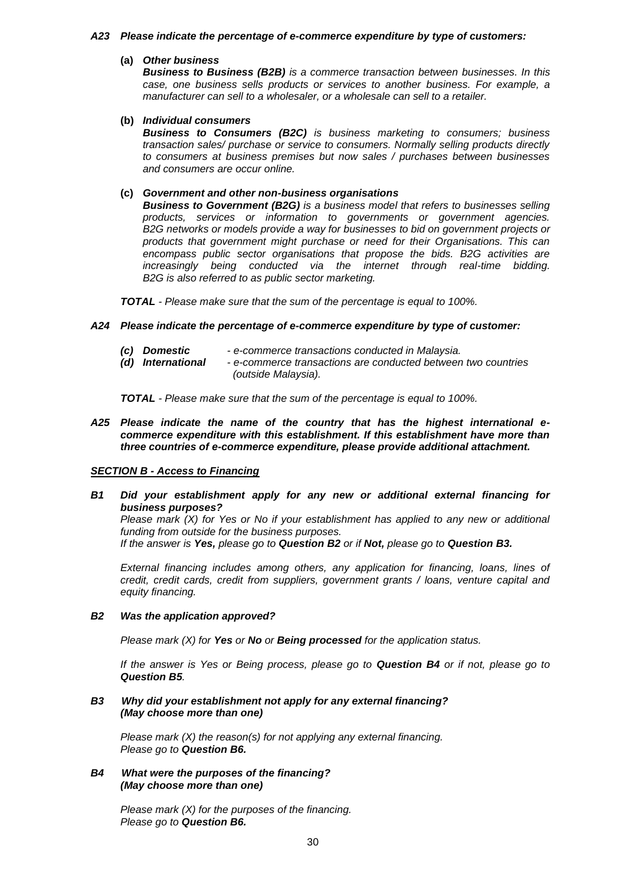***A23 Please indicate the percentage of e-commerce expenditure by type of customers:***

**(a)** ***Other business***

***Business to Business (B2B)*** *is a commerce transaction between businesses. In this case, one business sells products or services to another business. For example, a manufacturer can sell to a wholesaler, or a wholesale can sell to a retailer.*

**(b)** ***Individual consumers***

***Business to Consumers (B2C)*** *is business marketing to consumers; business transaction sales/ purchase or service to consumers. Normally selling products directly to consumers at business premises but now sales / purchases between businesses and consumers are occur online.*

**(c)** ***Government and other non-business organisations***

***Business to Government (B2G)*** *is a business model that refers to businesses selling products, services or information to governments or government agencies. B2G networks or models provide a way for businesses to bid on government projects or products that government might purchase or need for their Organisations. This can encompass public sector organisations that propose the bids. B2G activities are increasingly being conducted via the internet through real-time bidding. B2G is also referred to as public sector marketing.*

***TOTAL*** *- Please make sure that the sum of the percentage is equal to 100%.*

***A24 Please indicate the percentage of e-commerce expenditure by type of customer:***

- ***(c) Domestic*** *- e-commerce transactions conducted in Malaysia.*
- ***(d) International*** *- e-commerce transactions are conducted between two countries (outside Malaysia).*

***TOTAL*** *- Please make sure that the sum of the percentage is equal to 100%.*

***A25 Please indicate the name of the country that has the highest international e-commerce expenditure with this establishment. If this establishment have more than three countries of e-commerce expenditure, please provide additional attachment.***

## ***SECTION B - Access to Financing***

***B1 Did your establishment apply for any new or additional external financing for business purposes?***

*Please mark (X) for Yes or No if your establishment has applied to any new or additional funding from outside for the business purposes.*
*If the answer is **Yes,** please go to **Question B2** or if **Not,** please go to **Question B3.***

*External financing includes among others, any application for financing, loans, lines of credit, credit cards, credit from suppliers, government grants / loans, venture capital and equity financing.*

***B2 Was the application approved?***

*Please mark (X) for **Yes** or **No** or **Being processed** for the application status.*

*If the answer is Yes or Being process, please go to **Question B4** or if not, please go to **Question B5**.*

***B3 Why did your establishment not apply for any external financing? (May choose more than one)***

*Please mark (X) the reason(s) for not applying any external financing.*
*Please go to **Question B6.***

***B4 What were the purposes of the financing? (May choose more than one)***

*Please mark (X) for the purposes of the financing.*
*Please go to **Question B6.***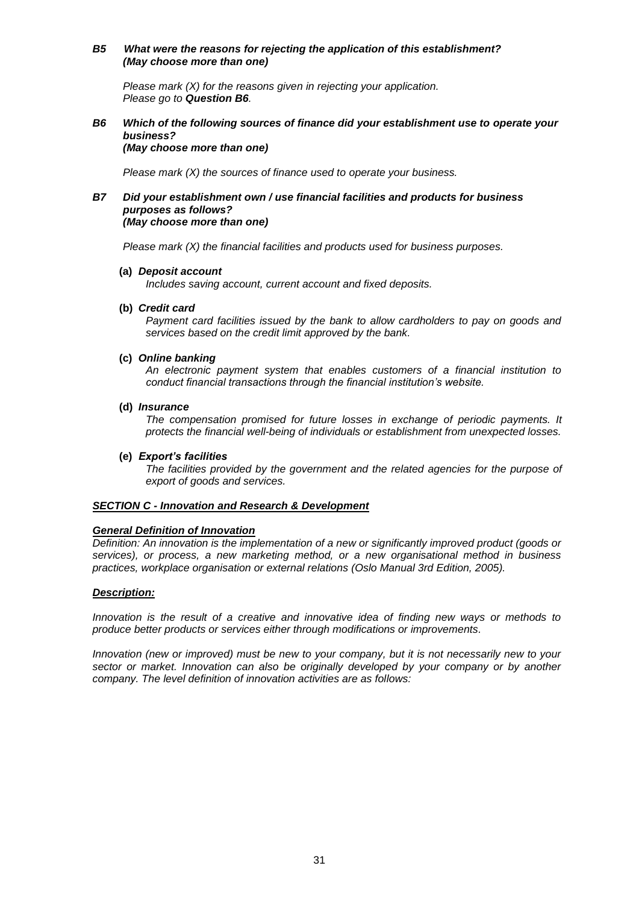***B5 What were the reasons for rejecting the application of this establishment?***
***(May choose more than one)***

*Please mark (X) for the reasons given in rejecting your application.*
*Please go to **Question B6**.*

***B6 Which of the following sources of finance did your establishment use to operate your business?***
***(May choose more than one)***

*Please mark (X) the sources of finance used to operate your business.*

***B7 Did your establishment own / use financial facilities and products for business purposes as follows?***
***(May choose more than one)***

*Please mark (X) the financial facilities and products used for business purposes.*

**(a)** ***Deposit account***
*Includes saving account, current account and fixed deposits.*

**(b)** ***Credit card***
*Payment card facilities issued by the bank to allow cardholders to pay on goods and services based on the credit limit approved by the bank.*

**(c)** ***Online banking***
*An electronic payment system that enables customers of a financial institution to conduct financial transactions through the financial institution's website.*

**(d)** ***Insurance***
*The compensation promised for future losses in exchange of periodic payments. It protects the financial well-being of individuals or establishment from unexpected losses.*

**(e)** ***Export's facilities***
*The facilities provided by the government and the related agencies for the purpose of export of goods and services.*

## ***SECTION C - Innovation and Research & Development***

***General Definition of Innovation***

*Definition: An innovation is the implementation of a new or significantly improved product (goods or services), or process, a new marketing method, or a new organisational method in business practices, workplace organisation or external relations (Oslo Manual 3rd Edition, 2005).*

***Description:***

*Innovation is the result of a creative and innovative idea of finding new ways or methods to produce better products or services either through modifications or improvements.*

*Innovation (new or improved) must be new to your company, but it is not necessarily new to your sector or market. Innovation can also be originally developed by your company or by another company. The level definition of innovation activities are as follows:*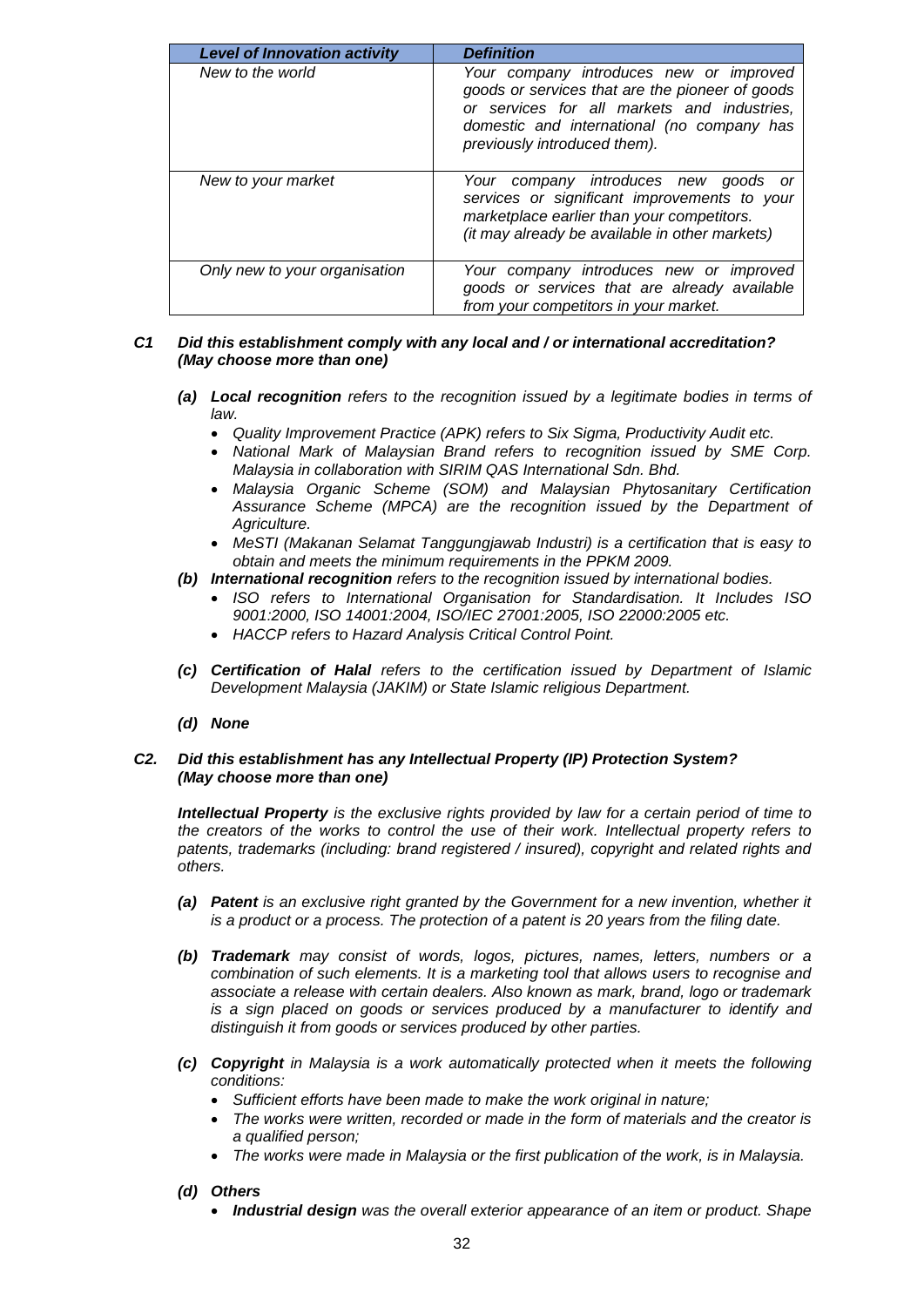| *Level of Innovation activity* | *Definition* |
|---|---|
| *New to the world* | *Your company introduces new or improved goods or services that are the pioneer of goods or services for all markets and industries, domestic and international (no company has previously introduced them).* |
| *New to your market* | *Your company introduces new goods or services or significant improvements to your marketplace earlier than your competitors. (it may already be available in other markets)* |
| *Only new to your organisation* | *Your company introduces new or improved goods or services that are already available from your competitors in your market.* |

***C1 Did this establishment comply with any local and / or international accreditation? (May choose more than one)***

- ***(a) Local recognition*** *refers to the recognition issued by a legitimate bodies in terms of law.*
  - *Quality Improvement Practice (APK) refers to Six Sigma, Productivity Audit etc.*
  - *National Mark of Malaysian Brand refers to recognition issued by SME Corp. Malaysia in collaboration with SIRIM QAS International Sdn. Bhd.*
  - *Malaysia Organic Scheme (SOM) and Malaysian Phytosanitary Certification Assurance Scheme (MPCA) are the recognition issued by the Department of Agriculture.*
  - *MeSTI (Makanan Selamat Tanggungjawab Industri) is a certification that is easy to obtain and meets the minimum requirements in the PPKM 2009.*
- ***(b) International recognition*** *refers to the recognition issued by international bodies.*
  - *ISO refers to International Organisation for Standardisation. It Includes ISO 9001:2000, ISO 14001:2004, ISO/IEC 27001:2005, ISO 22000:2005 etc.*
  - *HACCP refers to Hazard Analysis Critical Control Point.*
- ***(c) Certification of Halal*** *refers to the certification issued by Department of Islamic Development Malaysia (JAKIM) or State Islamic religious Department.*
- ***(d) None***

***C2. Did this establishment has any Intellectual Property (IP) Protection System? (May choose more than one)***

***Intellectual Property*** *is the exclusive rights provided by law for a certain period of time to the creators of the works to control the use of their work. Intellectual property refers to patents, trademarks (including: brand registered / insured), copyright and related rights and others.*

- ***(a) Patent*** *is an exclusive right granted by the Government for a new invention, whether it is a product or a process. The protection of a patent is 20 years from the filing date.*
- ***(b) Trademark*** *may consist of words, logos, pictures, names, letters, numbers or a combination of such elements. It is a marketing tool that allows users to recognise and associate a release with certain dealers. Also known as mark, brand, logo or trademark is a sign placed on goods or services produced by a manufacturer to identify and distinguish it from goods or services produced by other parties.*
- ***(c) Copyright*** *in Malaysia is a work automatically protected when it meets the following conditions:*
  - *Sufficient efforts have been made to make the work original in nature;*
  - *The works were written, recorded or made in the form of materials and the creator is a qualified person;*
  - *The works were made in Malaysia or the first publication of the work, is in Malaysia.*
- ***(d) Others***
  - ***Industrial design*** *was the overall exterior appearance of an item or product. Shape*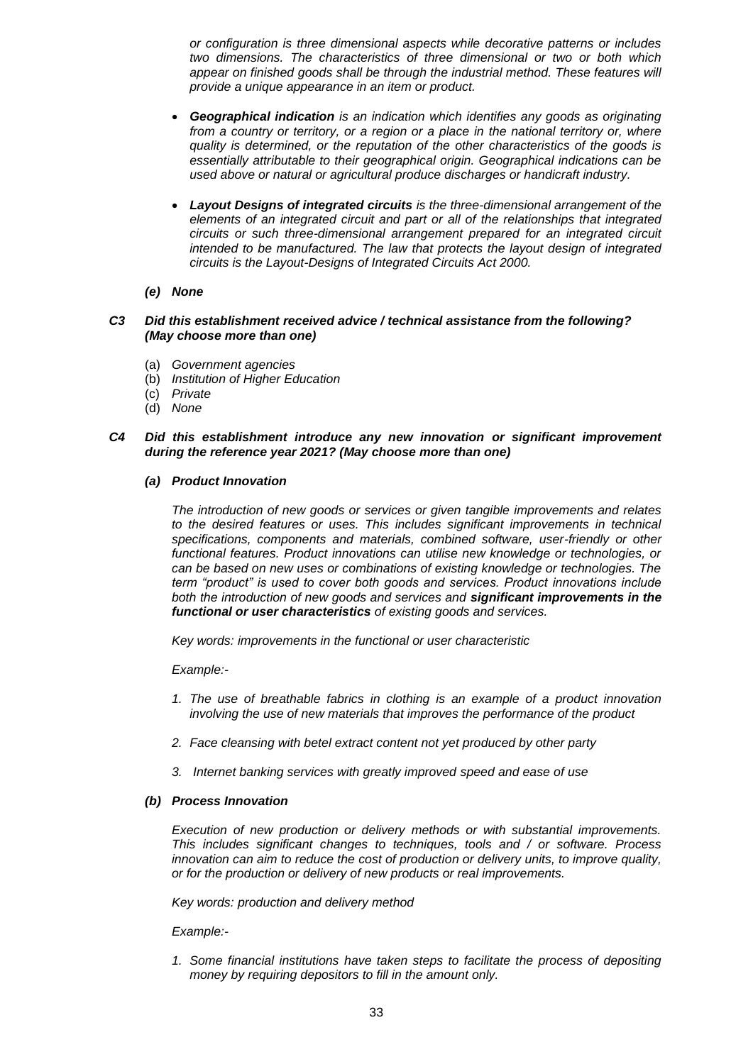*or configuration is three dimensional aspects while decorative patterns or includes two dimensions. The characteristics of three dimensional or two or both which appear on finished goods shall be through the industrial method. These features will provide a unique appearance in an item or product.*

- ***Geographical indication** is an indication which identifies any goods as originating from a country or territory, or a region or a place in the national territory or, where quality is determined, or the reputation of the other characteristics of the goods is essentially attributable to their geographical origin. Geographical indications can be used above or natural or agricultural produce discharges or handicraft industry.*

- ***Layout Designs of integrated circuits** is the three-dimensional arrangement of the elements of an integrated circuit and part or all of the relationships that integrated circuits or such three-dimensional arrangement prepared for an integrated circuit intended to be manufactured. The law that protects the layout design of integrated circuits is the Layout-Designs of Integrated Circuits Act 2000.*

***(e) None***

***C3 Did this establishment received advice / technical assistance from the following? (May choose more than one)***

(a) *Government agencies*
(b) *Institution of Higher Education*
(c) *Private*
(d) *None*

***C4 Did this establishment introduce any new innovation or significant improvement during the reference year 2021? (May choose more than one)***

***(a) Product Innovation***

*The introduction of new goods or services or given tangible improvements and relates to the desired features or uses. This includes significant improvements in technical specifications, components and materials, combined software, user-friendly or other functional features. Product innovations can utilise new knowledge or technologies, or can be based on new uses or combinations of existing knowledge or technologies. The term "product" is used to cover both goods and services. Product innovations include both the introduction of new goods and services and **significant improvements in the functional or user characteristics** of existing goods and services.*

*Key words: improvements in the functional or user characteristic*

*Example:-*

1. *The use of breathable fabrics in clothing is an example of a product innovation involving the use of new materials that improves the performance of the product*
2. *Face cleansing with betel extract content not yet produced by other party*
3. *Internet banking services with greatly improved speed and ease of use*

***(b) Process Innovation***

*Execution of new production or delivery methods or with substantial improvements. This includes significant changes to techniques, tools and / or software. Process innovation can aim to reduce the cost of production or delivery units, to improve quality, or for the production or delivery of new products or real improvements.*

*Key words: production and delivery method*

*Example:-*

1. *Some financial institutions have taken steps to facilitate the process of depositing money by requiring depositors to fill in the amount only.*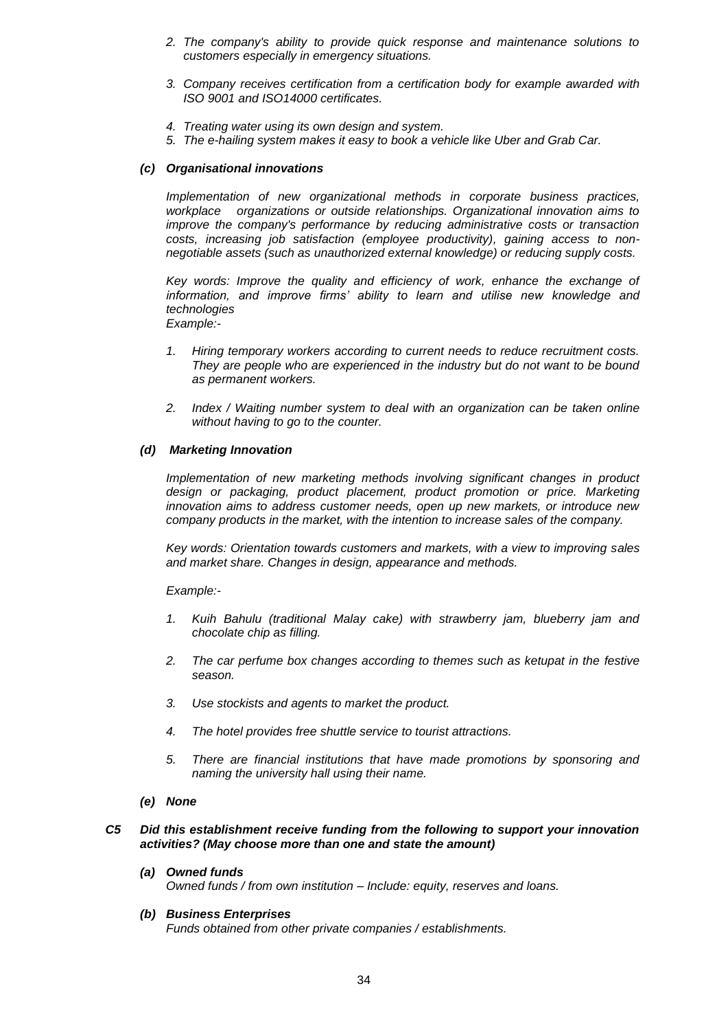2. *The company's ability to provide quick response and maintenance solutions to customers especially in emergency situations.*

3. *Company receives certification from a certification body for example awarded with ISO 9001 and ISO14000 certificates.*

4. *Treating water using its own design and system.*
5. *The e-hailing system makes it easy to book a vehicle like Uber and Grab Car.*

***(c) Organisational innovations***

*Implementation of new organizational methods in corporate business practices, workplace organizations or outside relationships. Organizational innovation aims to improve the company's performance by reducing administrative costs or transaction costs, increasing job satisfaction (employee productivity), gaining access to non-negotiable assets (such as unauthorized external knowledge) or reducing supply costs.*

*Key words: Improve the quality and efficiency of work, enhance the exchange of information, and improve firms' ability to learn and utilise new knowledge and technologies*
*Example:-*

1. *Hiring temporary workers according to current needs to reduce recruitment costs. They are people who are experienced in the industry but do not want to be bound as permanent workers.*

2. *Index / Waiting number system to deal with an organization can be taken online without having to go to the counter.*

***(d) Marketing Innovation***

*Implementation of new marketing methods involving significant changes in product design or packaging, product placement, product promotion or price. Marketing innovation aims to address customer needs, open up new markets, or introduce new company products in the market, with the intention to increase sales of the company.*

*Key words: Orientation towards customers and markets, with a view to improving sales and market share. Changes in design, appearance and methods.*

*Example:-*

1. *Kuih Bahulu (traditional Malay cake) with strawberry jam, blueberry jam and chocolate chip as filling.*

2. *The car perfume box changes according to themes such as ketupat in the festive season.*

3. *Use stockists and agents to market the product.*

4. *The hotel provides free shuttle service to tourist attractions.*

5. *There are financial institutions that have made promotions by sponsoring and naming the university hall using their name.*

***(e) None***

***C5 Did this establishment receive funding from the following to support your innovation activities? (May choose more than one and state the amount)***

***(a) Owned funds***
*Owned funds / from own institution – Include: equity, reserves and loans.*

***(b) Business Enterprises***
*Funds obtained from other private companies / establishments.*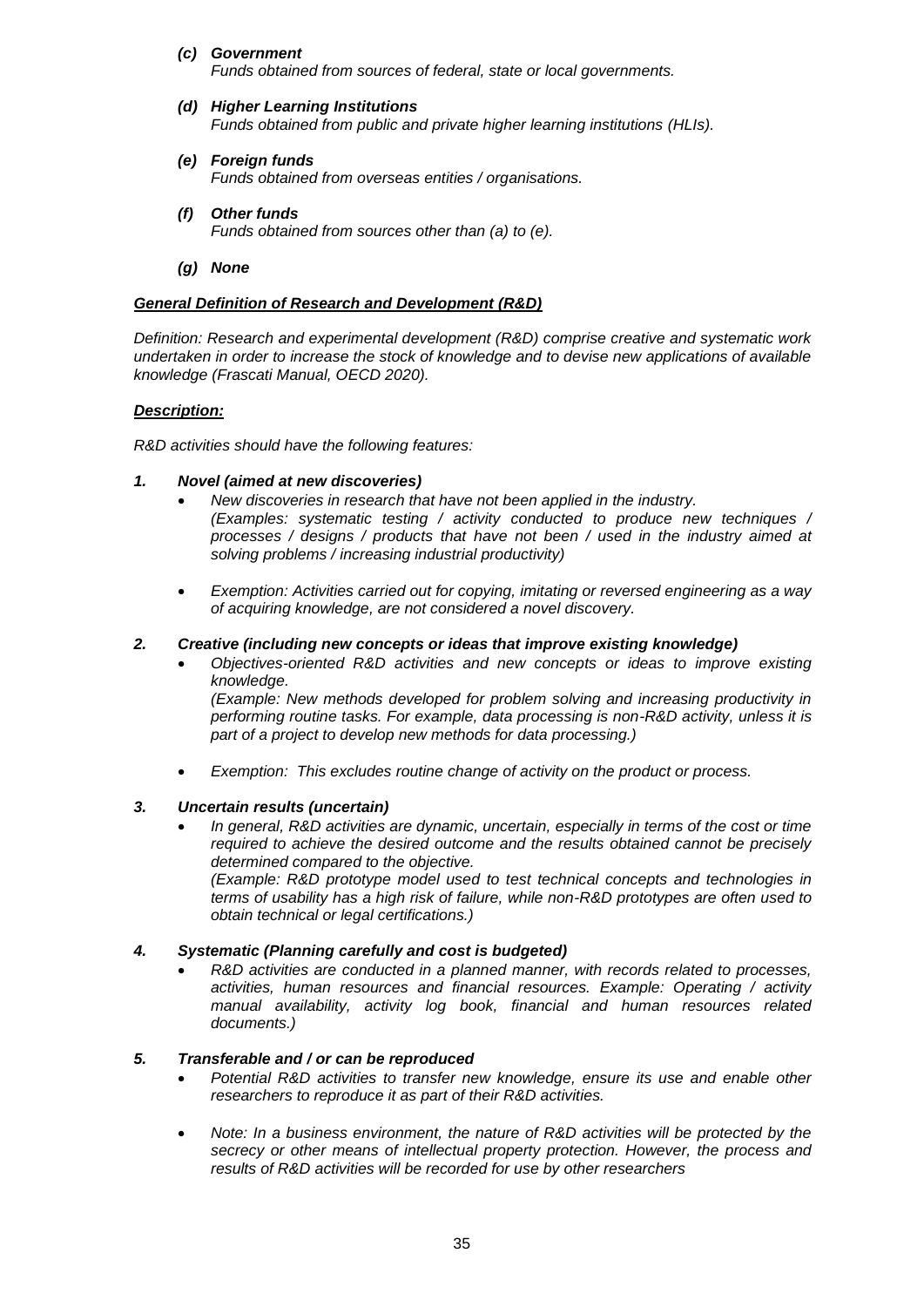*(c) **Government***
*Funds obtained from sources of federal, state or local governments.*

*(d) **Higher Learning Institutions***
*Funds obtained from public and private higher learning institutions (HLIs).*

*(e) **Foreign funds***
*Funds obtained from overseas entities / organisations.*

*(f) **Other funds***
*Funds obtained from sources other than (a) to (e).*

*(g) **None***

***General Definition of Research and Development (R&D)***

*Definition: Research and experimental development (R&D) comprise creative and systematic work undertaken in order to increase the stock of knowledge and to devise new applications of available knowledge (Frascati Manual, OECD 2020).*

***Description:***

*R&D activities should have the following features:*

***1. Novel (aimed at new discoveries)***

- *New discoveries in research that have not been applied in the industry.*
  *(Examples: systematic testing / activity conducted to produce new techniques / processes / designs / products that have not been / used in the industry aimed at solving problems / increasing industrial productivity)*
- *Exemption: Activities carried out for copying, imitating or reversed engineering as a way of acquiring knowledge, are not considered a novel discovery.*

***2. Creative (including new concepts or ideas that improve existing knowledge)***

- *Objectives-oriented R&D activities and new concepts or ideas to improve existing knowledge.*
  *(Example: New methods developed for problem solving and increasing productivity in performing routine tasks. For example, data processing is non-R&D activity, unless it is part of a project to develop new methods for data processing.)*
- *Exemption: This excludes routine change of activity on the product or process.*

***3. Uncertain results (uncertain)***

- *In general, R&D activities are dynamic, uncertain, especially in terms of the cost or time required to achieve the desired outcome and the results obtained cannot be precisely determined compared to the objective.*
  *(Example: R&D prototype model used to test technical concepts and technologies in terms of usability has a high risk of failure, while non-R&D prototypes are often used to obtain technical or legal certifications.)*

***4. Systematic (Planning carefully and cost is budgeted)***

- *R&D activities are conducted in a planned manner, with records related to processes, activities, human resources and financial resources. Example: Operating / activity manual availability, activity log book, financial and human resources related documents.)*

***5. Transferable and / or can be reproduced***

- *Potential R&D activities to transfer new knowledge, ensure its use and enable other researchers to reproduce it as part of their R&D activities.*
- *Note: In a business environment, the nature of R&D activities will be protected by the secrecy or other means of intellectual property protection. However, the process and results of R&D activities will be recorded for use by other researchers*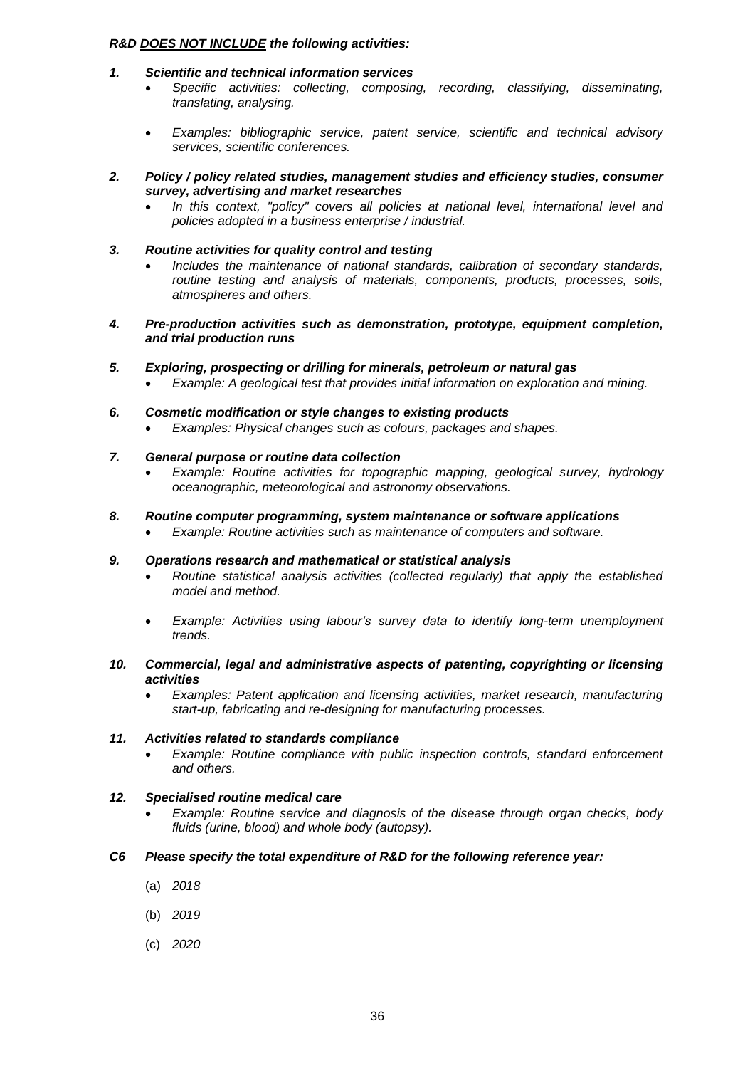***R&D DOES NOT INCLUDE the following activities:***

1. ***Scientific and technical information services***
   - *Specific activities: collecting, composing, recording, classifying, disseminating, translating, analysing.*
   - *Examples: bibliographic service, patent service, scientific and technical advisory services, scientific conferences.*

2. ***Policy / policy related studies, management studies and efficiency studies, consumer survey, advertising and market researches***
   - *In this context, "policy" covers all policies at national level, international level and policies adopted in a business enterprise / industrial.*

3. ***Routine activities for quality control and testing***
   - *Includes the maintenance of national standards, calibration of secondary standards, routine testing and analysis of materials, components, products, processes, soils, atmospheres and others.*

4. ***Pre-production activities such as demonstration, prototype, equipment completion, and trial production runs***

5. ***Exploring, prospecting or drilling for minerals, petroleum or natural gas***
   - *Example: A geological test that provides initial information on exploration and mining.*

6. ***Cosmetic modification or style changes to existing products***
   - *Examples: Physical changes such as colours, packages and shapes.*

7. ***General purpose or routine data collection***
   - *Example: Routine activities for topographic mapping, geological survey, hydrology oceanographic, meteorological and astronomy observations.*

8. ***Routine computer programming, system maintenance or software applications***
   - *Example: Routine activities such as maintenance of computers and software.*

9. ***Operations research and mathematical or statistical analysis***
   - *Routine statistical analysis activities (collected regularly) that apply the established model and method.*
   - *Example: Activities using labour's survey data to identify long-term unemployment trends.*

10. ***Commercial, legal and administrative aspects of patenting, copyrighting or licensing activities***
    - *Examples: Patent application and licensing activities, market research, manufacturing start-up, fabricating and re-designing for manufacturing processes.*

11. ***Activities related to standards compliance***
    - *Example: Routine compliance with public inspection controls, standard enforcement and others.*

12. ***Specialised routine medical care***
    - *Example: Routine service and diagnosis of the disease through organ checks, body fluids (urine, blood) and whole body (autopsy).*

***C6 Please specify the total expenditure of R&D for the following reference year:***

(a) *2018*

(b) *2019*

(c) *2020*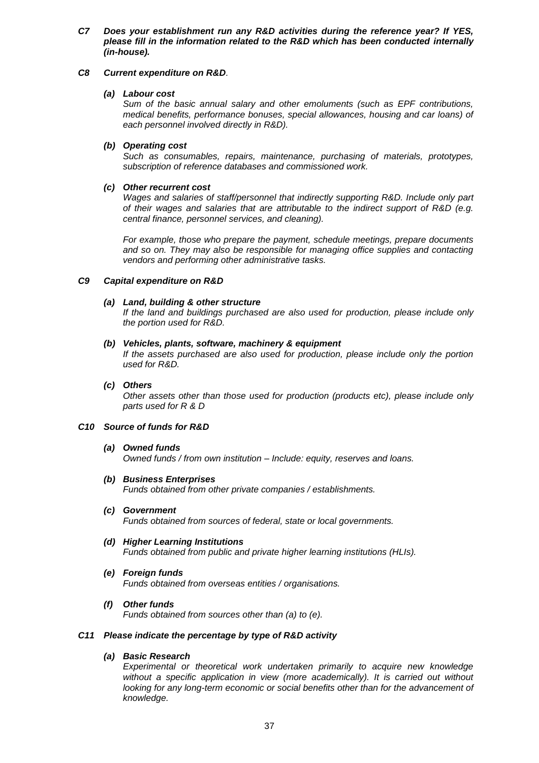***C7 Does your establishment run any R&D activities during the reference year? If YES, please fill in the information related to the R&D which has been conducted internally (in-house).***

***C8 Current expenditure on R&D***.

***(a) Labour cost***

*Sum of the basic annual salary and other emoluments (such as EPF contributions, medical benefits, performance bonuses, special allowances, housing and car loans) of each personnel involved directly in R&D).*

***(b) Operating cost***

*Such as consumables, repairs, maintenance, purchasing of materials, prototypes, subscription of reference databases and commissioned work.*

***(c) Other recurrent cost***

*Wages and salaries of staff/personnel that indirectly supporting R&D. Include only part of their wages and salaries that are attributable to the indirect support of R&D (e.g. central finance, personnel services, and cleaning).*

*For example, those who prepare the payment, schedule meetings, prepare documents and so on. They may also be responsible for managing office supplies and contacting vendors and performing other administrative tasks.*

***C9 Capital expenditure on R&D***

***(a) Land, building & other structure***

*If the land and buildings purchased are also used for production, please include only the portion used for R&D.*

***(b) Vehicles, plants, software, machinery & equipment***

*If the assets purchased are also used for production, please include only the portion used for R&D.*

***(c) Others***

*Other assets other than those used for production (products etc), please include only parts used for R & D*

***C10 Source of funds for R&D***

***(a) Owned funds***

*Owned funds / from own institution – Include: equity, reserves and loans.*

***(b) Business Enterprises***

*Funds obtained from other private companies / establishments.*

***(c) Government***

*Funds obtained from sources of federal, state or local governments.*

***(d) Higher Learning Institutions***

*Funds obtained from public and private higher learning institutions (HLIs).*

***(e) Foreign funds***

*Funds obtained from overseas entities / organisations.*

***(f) Other funds***

*Funds obtained from sources other than (a) to (e).*

***C11 Please indicate the percentage by type of R&D activity***

***(a) Basic Research***

*Experimental or theoretical work undertaken primarily to acquire new knowledge without a specific application in view (more academically). It is carried out without looking for any long-term economic or social benefits other than for the advancement of knowledge.*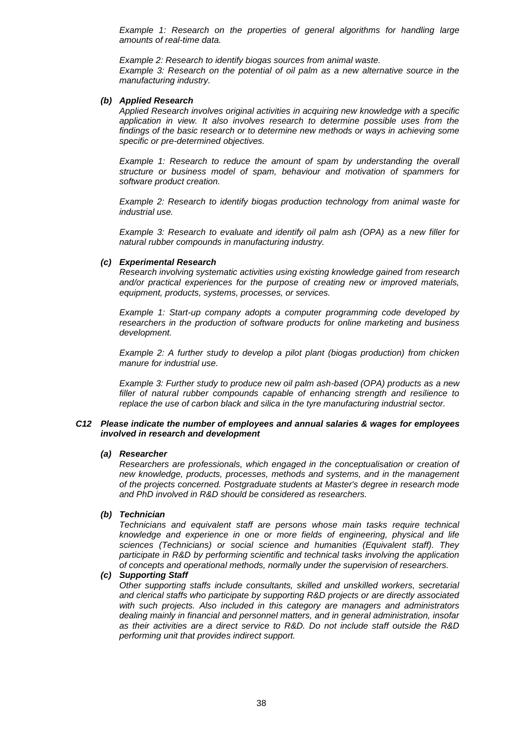*Example 1: Research on the properties of general algorithms for handling large amounts of real-time data.*

*Example 2: Research to identify biogas sources from animal waste.*

*Example 3: Research on the potential of oil palm as a new alternative source in the manufacturing industry.*

***(b) Applied Research***

*Applied Research involves original activities in acquiring new knowledge with a specific application in view. It also involves research to determine possible uses from the findings of the basic research or to determine new methods or ways in achieving some specific or pre-determined objectives.*

*Example 1: Research to reduce the amount of spam by understanding the overall structure or business model of spam, behaviour and motivation of spammers for software product creation.*

*Example 2: Research to identify biogas production technology from animal waste for industrial use.*

*Example 3: Research to evaluate and identify oil palm ash (OPA) as a new filler for natural rubber compounds in manufacturing industry.*

***(c) Experimental Research***

*Research involving systematic activities using existing knowledge gained from research and/or practical experiences for the purpose of creating new or improved materials, equipment, products, systems, processes, or services.*

*Example 1: Start-up company adopts a computer programming code developed by researchers in the production of software products for online marketing and business development.*

*Example 2: A further study to develop a pilot plant (biogas production) from chicken manure for industrial use.*

*Example 3: Further study to produce new oil palm ash-based (OPA) products as a new filler of natural rubber compounds capable of enhancing strength and resilience to replace the use of carbon black and silica in the tyre manufacturing industrial sector.*

***C12 Please indicate the number of employees and annual salaries & wages for employees involved in research and development***

***(a) Researcher***

*Researchers are professionals, which engaged in the conceptualisation or creation of new knowledge, products, processes, methods and systems, and in the management of the projects concerned. Postgraduate students at Master's degree in research mode and PhD involved in R&D should be considered as researchers.*

***(b) Technician***

*Technicians and equivalent staff are persons whose main tasks require technical knowledge and experience in one or more fields of engineering, physical and life sciences (Technicians) or social science and humanities (Equivalent staff). They participate in R&D by performing scientific and technical tasks involving the application of concepts and operational methods, normally under the supervision of researchers.*

***(c) Supporting Staff***

*Other supporting staffs include consultants, skilled and unskilled workers, secretarial and clerical staffs who participate by supporting R&D projects or are directly associated with such projects. Also included in this category are managers and administrators dealing mainly in financial and personnel matters, and in general administration, insofar as their activities are a direct service to R&D. Do not include staff outside the R&D performing unit that provides indirect support.*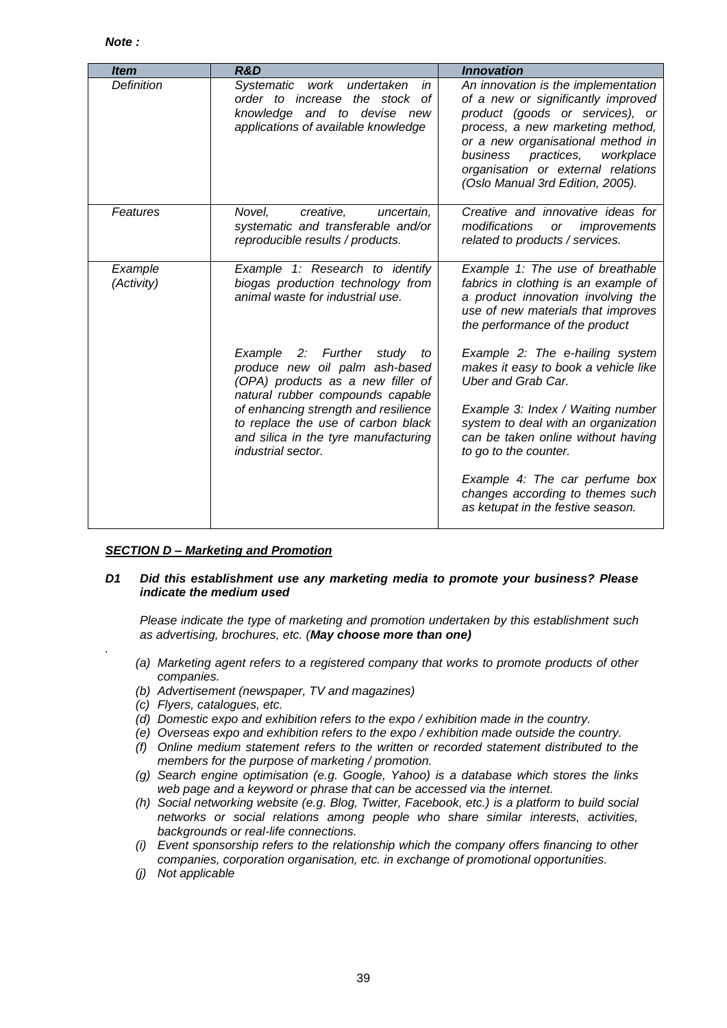***Note :***

| *Item* | *R&D* | *Innovation* |
|---|---|---|
| *Definition* | *Systematic work undertaken in order to increase the stock of knowledge and to devise new applications of available knowledge* | *An innovation is the implementation of a new or significantly improved product (goods or services), or process, a new marketing method, or a new organisational method in business practices, workplace organisation or external relations (Oslo Manual 3rd Edition, 2005).* |
| *Features* | *Novel, creative, uncertain, systematic and transferable and/or reproducible results / products.* | *Creative and innovative ideas for modifications or improvements related to products / services.* |
| *Example (Activity)* | *Example 1: Research to identify biogas production technology from animal waste for industrial use.*<br><br>*Example 2: Further study to produce new oil palm ash-based (OPA) products as a new filler of natural rubber compounds capable of enhancing strength and resilience to replace the use of carbon black and silica in the tyre manufacturing industrial sector.* | *Example 1: The use of breathable fabrics in clothing is an example of a product innovation involving the use of new materials that improves the performance of the product*<br><br>*Example 2: The e-hailing system makes it easy to book a vehicle like Uber and Grab Car.*<br><br>*Example 3: Index / Waiting number system to deal with an organization can be taken online without having to go to the counter.*<br><br>*Example 4: The car perfume box changes according to themes such as ketupat in the festive season.* |

## ***SECTION D – Marketing and Promotion***

***D1 Did this establishment use any marketing media to promote your business? Please indicate the medium used***

*Please indicate the type of marketing and promotion undertaken by this establishment such as advertising, brochures, etc. (**May choose more than one)***

.

- *(a) Marketing agent refers to a registered company that works to promote products of other companies.*
- *(b) Advertisement (newspaper, TV and magazines)*
- *(c) Flyers, catalogues, etc.*
- *(d) Domestic expo and exhibition refers to the expo / exhibition made in the country.*
- *(e) Overseas expo and exhibition refers to the expo / exhibition made outside the country.*
- *(f) Online medium statement refers to the written or recorded statement distributed to the members for the purpose of marketing / promotion.*
- *(g) Search engine optimisation (e.g. Google, Yahoo) is a database which stores the links web page and a keyword or phrase that can be accessed via the internet.*
- *(h) Social networking website (e.g. Blog, Twitter, Facebook, etc.) is a platform to build social networks or social relations among people who share similar interests, activities, backgrounds or real-life connections.*
- *(i) Event sponsorship refers to the relationship which the company offers financing to other companies, corporation organisation, etc. in exchange of promotional opportunities.*
- *(j) Not applicable*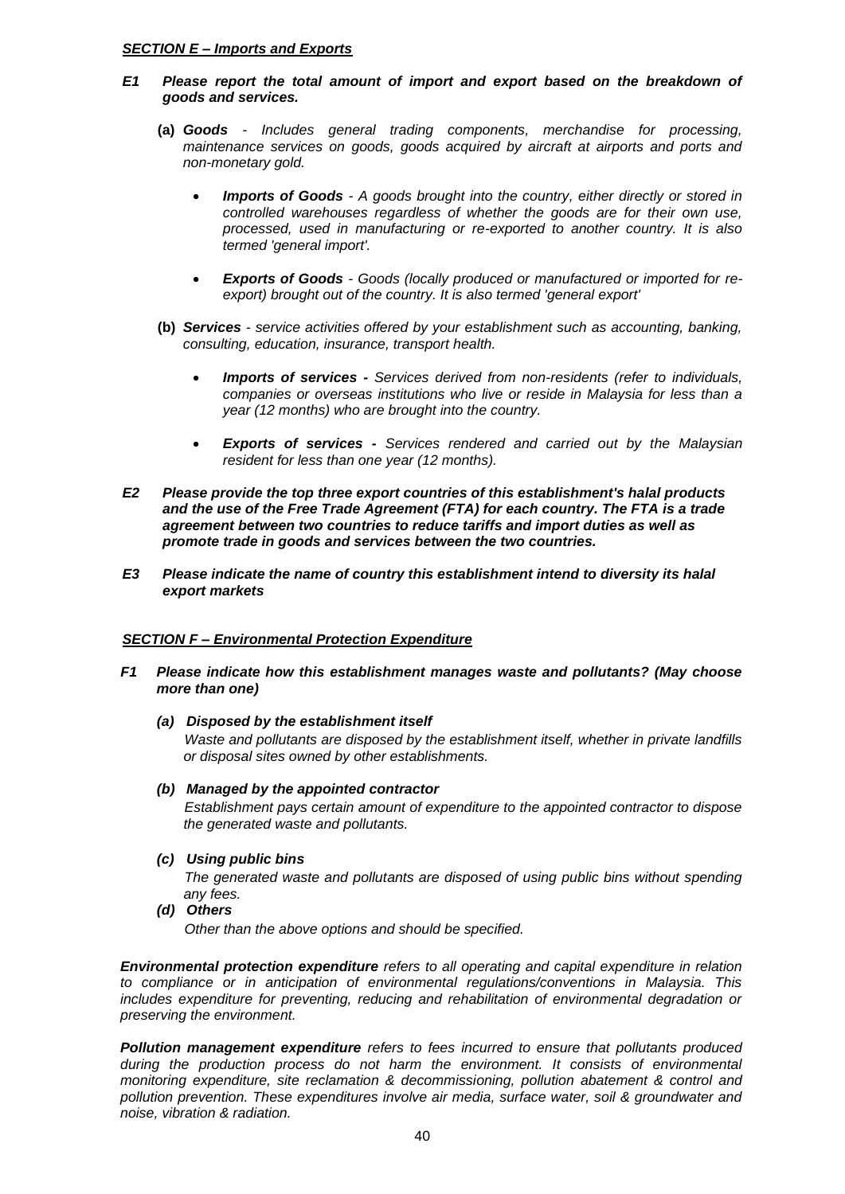***SECTION E – Imports and Exports***

***E1 Please report the total amount of import and export based on the breakdown of goods and services.***

**(a)** ***Goods*** *- Includes general trading components, merchandise for processing, maintenance services on goods, goods acquired by aircraft at airports and ports and non-monetary gold.*

- ***Imports of Goods*** *- A goods brought into the country, either directly or stored in controlled warehouses regardless of whether the goods are for their own use, processed, used in manufacturing or re-exported to another country. It is also termed 'general import'.*

- ***Exports of Goods*** *- Goods (locally produced or manufactured or imported for re-export) brought out of the country. It is also termed 'general export'*

**(b)** ***Services*** *- service activities offered by your establishment such as accounting, banking, consulting, education, insurance, transport health.*

- ***Imports of services -*** *Services derived from non-residents (refer to individuals, companies or overseas institutions who live or reside in Malaysia for less than a year (12 months) who are brought into the country.*

- ***Exports of services -*** *Services rendered and carried out by the Malaysian resident for less than one year (12 months).*

***E2 Please provide the top three export countries of this establishment's halal products and the use of the Free Trade Agreement (FTA) for each country. The FTA is a trade agreement between two countries to reduce tariffs and import duties as well as promote trade in goods and services between the two countries.***

***E3 Please indicate the name of country this establishment intend to diversity its halal export markets***

***SECTION F – Environmental Protection Expenditure***

***F1 Please indicate how this establishment manages waste and pollutants? (May choose more than one)***

***(a) Disposed by the establishment itself***
*Waste and pollutants are disposed by the establishment itself, whether in private landfills or disposal sites owned by other establishments.*

***(b) Managed by the appointed contractor***
*Establishment pays certain amount of expenditure to the appointed contractor to dispose the generated waste and pollutants.*

***(c) Using public bins***
*The generated waste and pollutants are disposed of using public bins without spending any fees.*

***(d) Others***
*Other than the above options and should be specified.*

***Environmental protection expenditure*** *refers to all operating and capital expenditure in relation to compliance or in anticipation of environmental regulations/conventions in Malaysia. This includes expenditure for preventing, reducing and rehabilitation of environmental degradation or preserving the environment.*

***Pollution management expenditure*** *refers to fees incurred to ensure that pollutants produced during the production process do not harm the environment. It consists of environmental monitoring expenditure, site reclamation & decommissioning, pollution abatement & control and pollution prevention. These expenditures involve air media, surface water, soil & groundwater and noise, vibration & radiation.*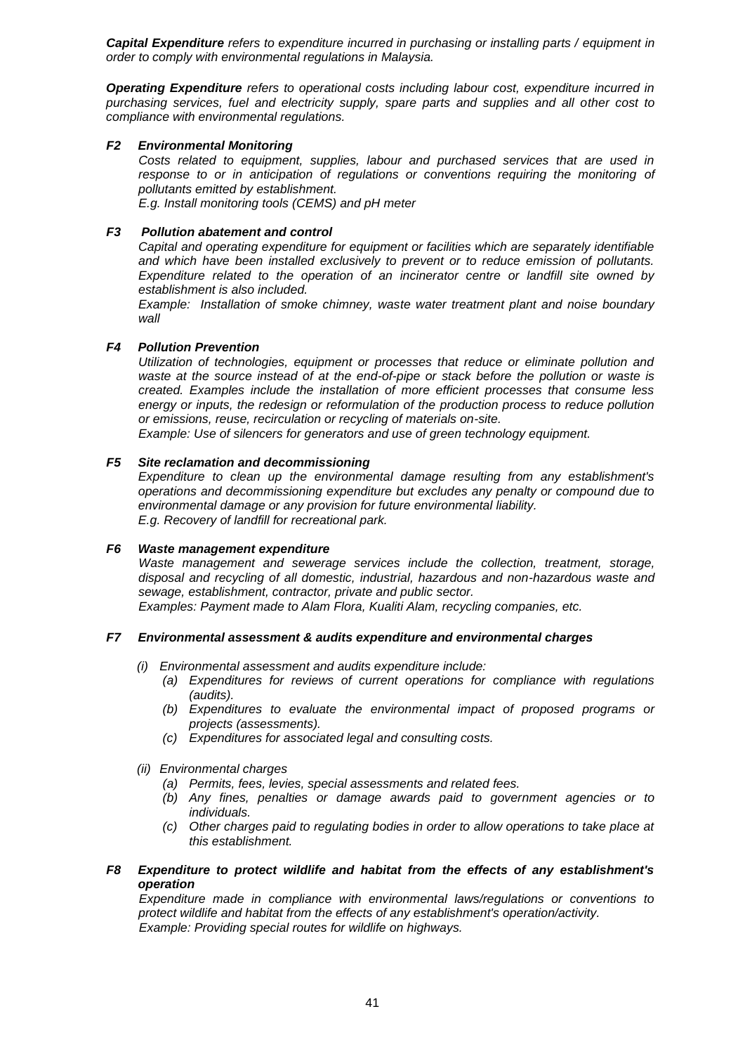***Capital Expenditure** refers to expenditure incurred in purchasing or installing parts / equipment in order to comply with environmental regulations in Malaysia.*

***Operating Expenditure** refers to operational costs including labour cost, expenditure incurred in purchasing services, fuel and electricity supply, spare parts and supplies and all other cost to compliance with environmental regulations.*

### *F2 Environmental Monitoring*

*Costs related to equipment, supplies, labour and purchased services that are used in response to or in anticipation of regulations or conventions requiring the monitoring of pollutants emitted by establishment.*
*E.g. Install monitoring tools (CEMS) and pH meter*

### *F3 Pollution abatement and control*

*Capital and operating expenditure for equipment or facilities which are separately identifiable and which have been installed exclusively to prevent or to reduce emission of pollutants. Expenditure related to the operation of an incinerator centre or landfill site owned by establishment is also included.*
*Example: Installation of smoke chimney, waste water treatment plant and noise boundary wall*

### *F4 Pollution Prevention*

*Utilization of technologies, equipment or processes that reduce or eliminate pollution and waste at the source instead of at the end-of-pipe or stack before the pollution or waste is created. Examples include the installation of more efficient processes that consume less energy or inputs, the redesign or reformulation of the production process to reduce pollution or emissions, reuse, recirculation or recycling of materials on-site.*
*Example: Use of silencers for generators and use of green technology equipment.*

### *F5 Site reclamation and decommissioning*

*Expenditure to clean up the environmental damage resulting from any establishment's operations and decommissioning expenditure but excludes any penalty or compound due to environmental damage or any provision for future environmental liability.*
*E.g. Recovery of landfill for recreational park.*

### *F6 Waste management expenditure*

*Waste management and sewerage services include the collection, treatment, storage, disposal and recycling of all domestic, industrial, hazardous and non-hazardous waste and sewage, establishment, contractor, private and public sector.*
*Examples: Payment made to Alam Flora, Kualiti Alam, recycling companies, etc.*

### *F7 Environmental assessment & audits expenditure and environmental charges*

*(i) Environmental assessment and audits expenditure include:*

- *(a) Expenditures for reviews of current operations for compliance with regulations (audits).*
- *(b) Expenditures to evaluate the environmental impact of proposed programs or projects (assessments).*
- *(c) Expenditures for associated legal and consulting costs.*

*(ii) Environmental charges*

- *(a) Permits, fees, levies, special assessments and related fees.*
- *(b) Any fines, penalties or damage awards paid to government agencies or to individuals.*
- *(c) Other charges paid to regulating bodies in order to allow operations to take place at this establishment.*

### *F8 Expenditure to protect wildlife and habitat from the effects of any establishment's operation*

*Expenditure made in compliance with environmental laws/regulations or conventions to protect wildlife and habitat from the effects of any establishment's operation/activity.*
*Example: Providing special routes for wildlife on highways.*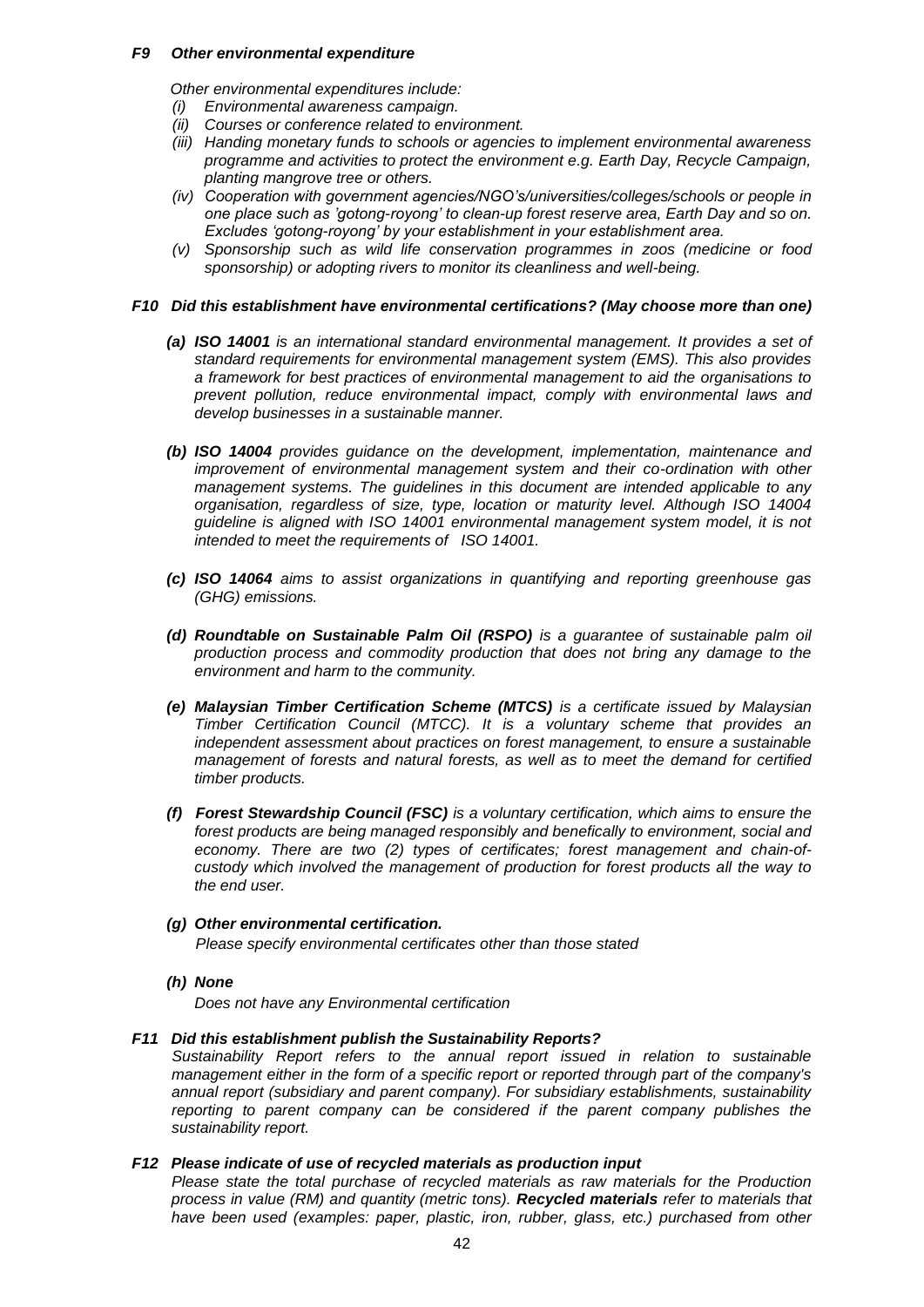#### *F9 Other environmental expenditure*

*Other environmental expenditures include:*

*(i) Environmental awareness campaign.*

*(ii) Courses or conference related to environment.*

*(iii) Handing monetary funds to schools or agencies to implement environmental awareness programme and activities to protect the environment e.g. Earth Day, Recycle Campaign, planting mangrove tree or others.*

*(iv) Cooperation with government agencies/NGO's/universities/colleges/schools or people in one place such as 'gotong-royong' to clean-up forest reserve area, Earth Day and so on. Excludes 'gotong-royong' by your establishment in your establishment area.*

*(v) Sponsorship such as wild life conservation programmes in zoos (medicine or food sponsorship) or adopting rivers to monitor its cleanliness and well-being.*

#### *F10 Did this establishment have environmental certifications? (May choose more than one)*

***(a) ISO 14001** is an international standard environmental management. It provides a set of standard requirements for environmental management system (EMS). This also provides a framework for best practices of environmental management to aid the organisations to prevent pollution, reduce environmental impact, comply with environmental laws and develop businesses in a sustainable manner.*

***(b) ISO 14004** provides guidance on the development, implementation, maintenance and improvement of environmental management system and their co-ordination with other management systems. The guidelines in this document are intended applicable to any organisation, regardless of size, type, location or maturity level. Although ISO 14004 guideline is aligned with ISO 14001 environmental management system model, it is not intended to meet the requirements of ISO 14001.*

***(c) ISO 14064** aims to assist organizations in quantifying and reporting greenhouse gas (GHG) emissions.*

***(d) Roundtable on Sustainable Palm Oil (RSPO)** is a guarantee of sustainable palm oil production process and commodity production that does not bring any damage to the environment and harm to the community.*

***(e) Malaysian Timber Certification Scheme (MTCS)** is a certificate issued by Malaysian Timber Certification Council (MTCC). It is a voluntary scheme that provides an independent assessment about practices on forest management, to ensure a sustainable management of forests and natural forests, as well as to meet the demand for certified timber products.*

***(f) Forest Stewardship Council (FSC)** is a voluntary certification, which aims to ensure the forest products are being managed responsibly and benefically to environment, social and economy. There are two (2) types of certificates; forest management and chain-of-custody which involved the management of production for forest products all the way to the end user.*

***(g) Other environmental certification.***
*Please specify environmental certificates other than those stated*

***(h) None***
*Does not have any Environmental certification*

#### *F11 Did this establishment publish the Sustainability Reports?*

*Sustainability Report refers to the annual report issued in relation to sustainable management either in the form of a specific report or reported through part of the company's annual report (subsidiary and parent company). For subsidiary establishments, sustainability reporting to parent company can be considered if the parent company publishes the sustainability report.*

#### *F12 Please indicate of use of recycled materials as production input*

*Please state the total purchase of recycled materials as raw materials for the Production process in value (RM) and quantity (metric tons). **Recycled materials** refer to materials that have been used (examples: paper, plastic, iron, rubber, glass, etc.) purchased from other*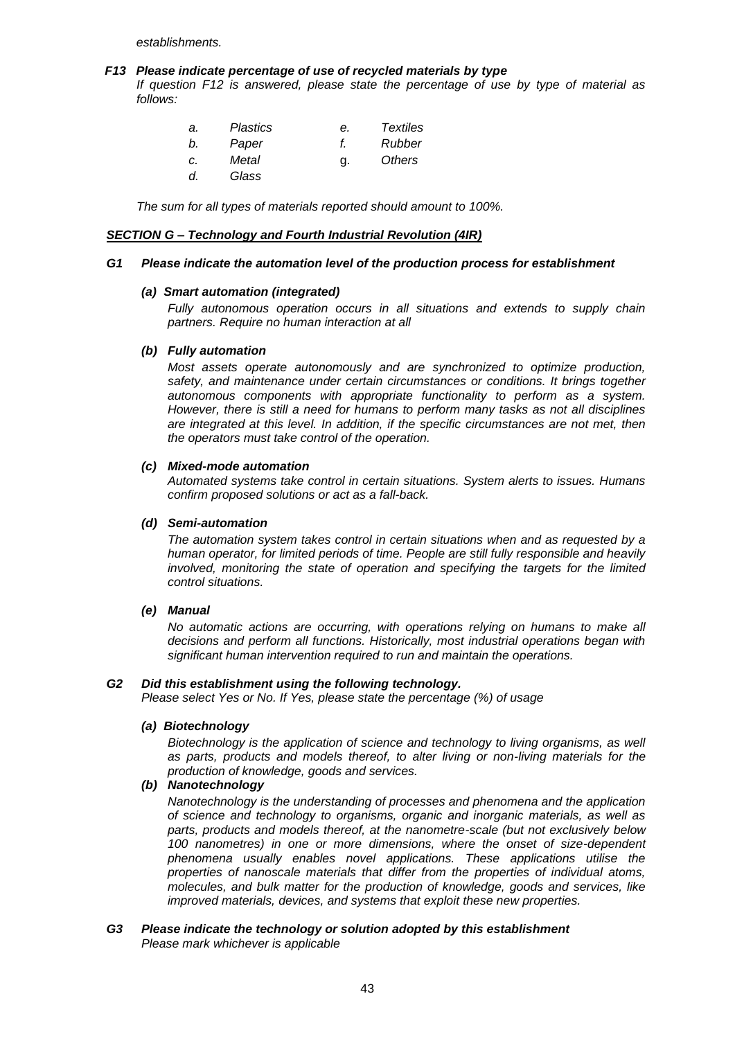*establishments.*

***F13 Please indicate percentage of use of recycled materials by type***

*If question F12 is answered, please state the percentage of use by type of material as follows:*

| | | | |
|---|---|---|---|
| *a.* | *Plastics* | *e.* | *Textiles* |
| *b.* | *Paper* | *f.* | *Rubber* |
| *c.* | *Metal* | *g.* | *Others* |
| *d.* | *Glass* | | |

*The sum for all types of materials reported should amount to 100%.*

## ***SECTION G – Technology and Fourth Industrial Revolution (4IR)***

***G1 Please indicate the automation level of the production process for establishment***

***(a) Smart automation (integrated)***

*Fully autonomous operation occurs in all situations and extends to supply chain partners. Require no human interaction at all*

***(b) Fully automation***

*Most assets operate autonomously and are synchronized to optimize production, safety, and maintenance under certain circumstances or conditions. It brings together autonomous components with appropriate functionality to perform as a system. However, there is still a need for humans to perform many tasks as not all disciplines are integrated at this level. In addition, if the specific circumstances are not met, then the operators must take control of the operation.*

***(c) Mixed-mode automation***

*Automated systems take control in certain situations. System alerts to issues. Humans confirm proposed solutions or act as a fall-back.*

***(d) Semi-automation***

*The automation system takes control in certain situations when and as requested by a human operator, for limited periods of time. People are still fully responsible and heavily involved, monitoring the state of operation and specifying the targets for the limited control situations.*

***(e) Manual***

*No automatic actions are occurring, with operations relying on humans to make all decisions and perform all functions. Historically, most industrial operations began with significant human intervention required to run and maintain the operations.*

***G2 Did this establishment using the following technology.***

*Please select Yes or No. If Yes, please state the percentage (%) of usage*

***(a) Biotechnology***

*Biotechnology is the application of science and technology to living organisms, as well as parts, products and models thereof, to alter living or non-living materials for the production of knowledge, goods and services.*

***(b) Nanotechnology***

*Nanotechnology is the understanding of processes and phenomena and the application of science and technology to organisms, organic and inorganic materials, as well as parts, products and models thereof, at the nanometre-scale (but not exclusively below 100 nanometres) in one or more dimensions, where the onset of size-dependent phenomena usually enables novel applications. These applications utilise the properties of nanoscale materials that differ from the properties of individual atoms, molecules, and bulk matter for the production of knowledge, goods and services, like improved materials, devices, and systems that exploit these new properties.*

***G3 Please indicate the technology or solution adopted by this establishment***

*Please mark whichever is applicable*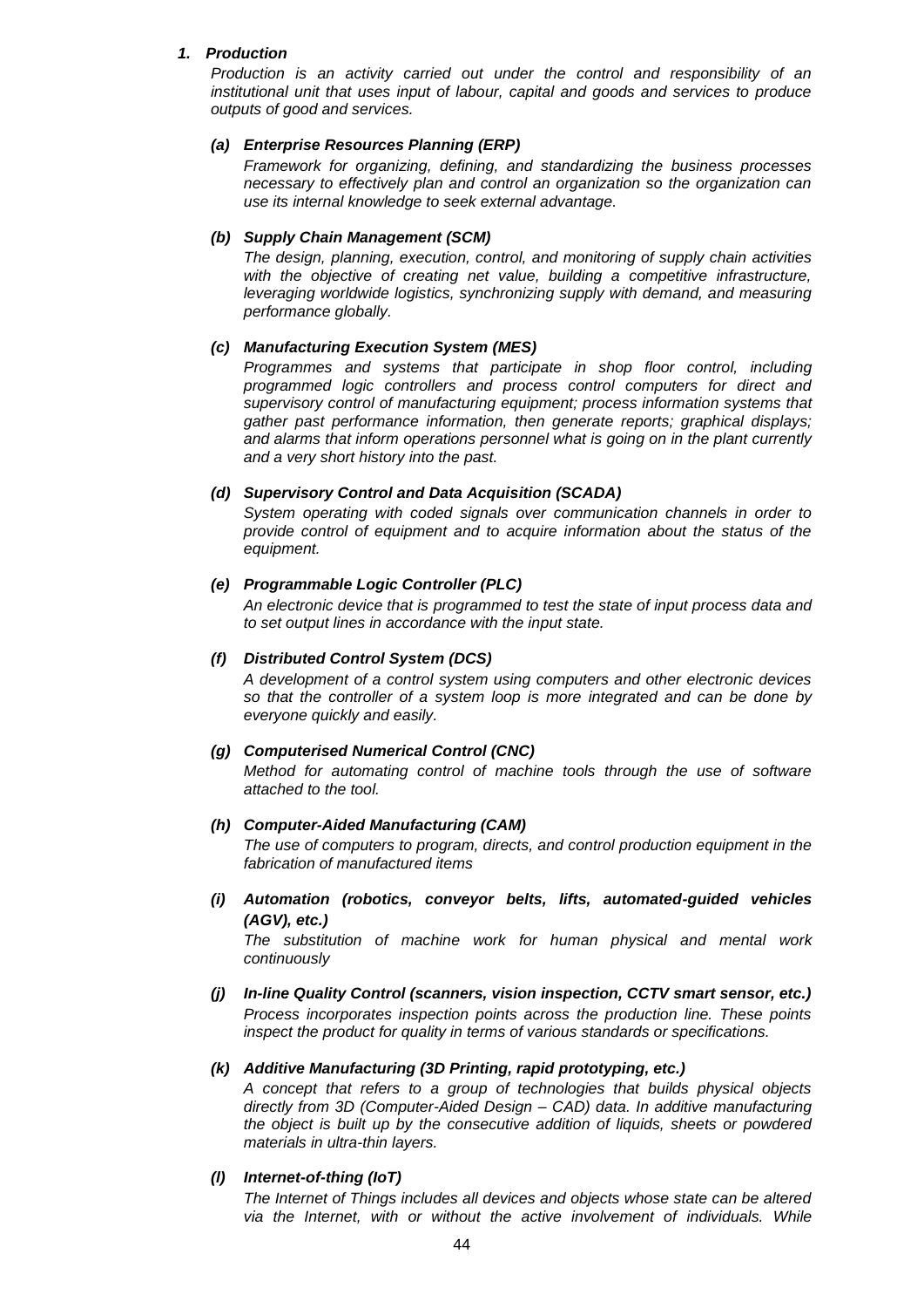### *1. Production*

*Production is an activity carried out under the control and responsibility of an institutional unit that uses input of labour, capital and goods and services to produce outputs of good and services.*

#### *(a) Enterprise Resources Planning (ERP)*

*Framework for organizing, defining, and standardizing the business processes necessary to effectively plan and control an organization so the organization can use its internal knowledge to seek external advantage.*

#### *(b) Supply Chain Management (SCM)*

*The design, planning, execution, control, and monitoring of supply chain activities with the objective of creating net value, building a competitive infrastructure, leveraging worldwide logistics, synchronizing supply with demand, and measuring performance globally.*

#### *(c) Manufacturing Execution System (MES)*

*Programmes and systems that participate in shop floor control, including programmed logic controllers and process control computers for direct and supervisory control of manufacturing equipment; process information systems that gather past performance information, then generate reports; graphical displays; and alarms that inform operations personnel what is going on in the plant currently and a very short history into the past.*

#### *(d) Supervisory Control and Data Acquisition (SCADA)*

*System operating with coded signals over communication channels in order to provide control of equipment and to acquire information about the status of the equipment.*

#### *(e) Programmable Logic Controller (PLC)*

*An electronic device that is programmed to test the state of input process data and to set output lines in accordance with the input state.*

#### *(f) Distributed Control System (DCS)*

*A development of a control system using computers and other electronic devices so that the controller of a system loop is more integrated and can be done by everyone quickly and easily.*

#### *(g) Computerised Numerical Control (CNC)*

*Method for automating control of machine tools through the use of software attached to the tool.*

#### *(h) Computer-Aided Manufacturing (CAM)*

*The use of computers to program, directs, and control production equipment in the fabrication of manufactured items*

#### *(i) Automation (robotics, conveyor belts, lifts, automated-guided vehicles (AGV), etc.)*

*The substitution of machine work for human physical and mental work continuously*

#### *(j) In-line Quality Control (scanners, vision inspection, CCTV smart sensor, etc.)*

*Process incorporates inspection points across the production line. These points inspect the product for quality in terms of various standards or specifications.*

#### *(k) Additive Manufacturing (3D Printing, rapid prototyping, etc.)*

*A concept that refers to a group of technologies that builds physical objects directly from 3D (Computer-Aided Design – CAD) data. In additive manufacturing the object is built up by the consecutive addition of liquids, sheets or powdered materials in ultra-thin layers.*

#### *(l) Internet-of-thing (IoT)*

*The Internet of Things includes all devices and objects whose state can be altered via the Internet, with or without the active involvement of individuals. While*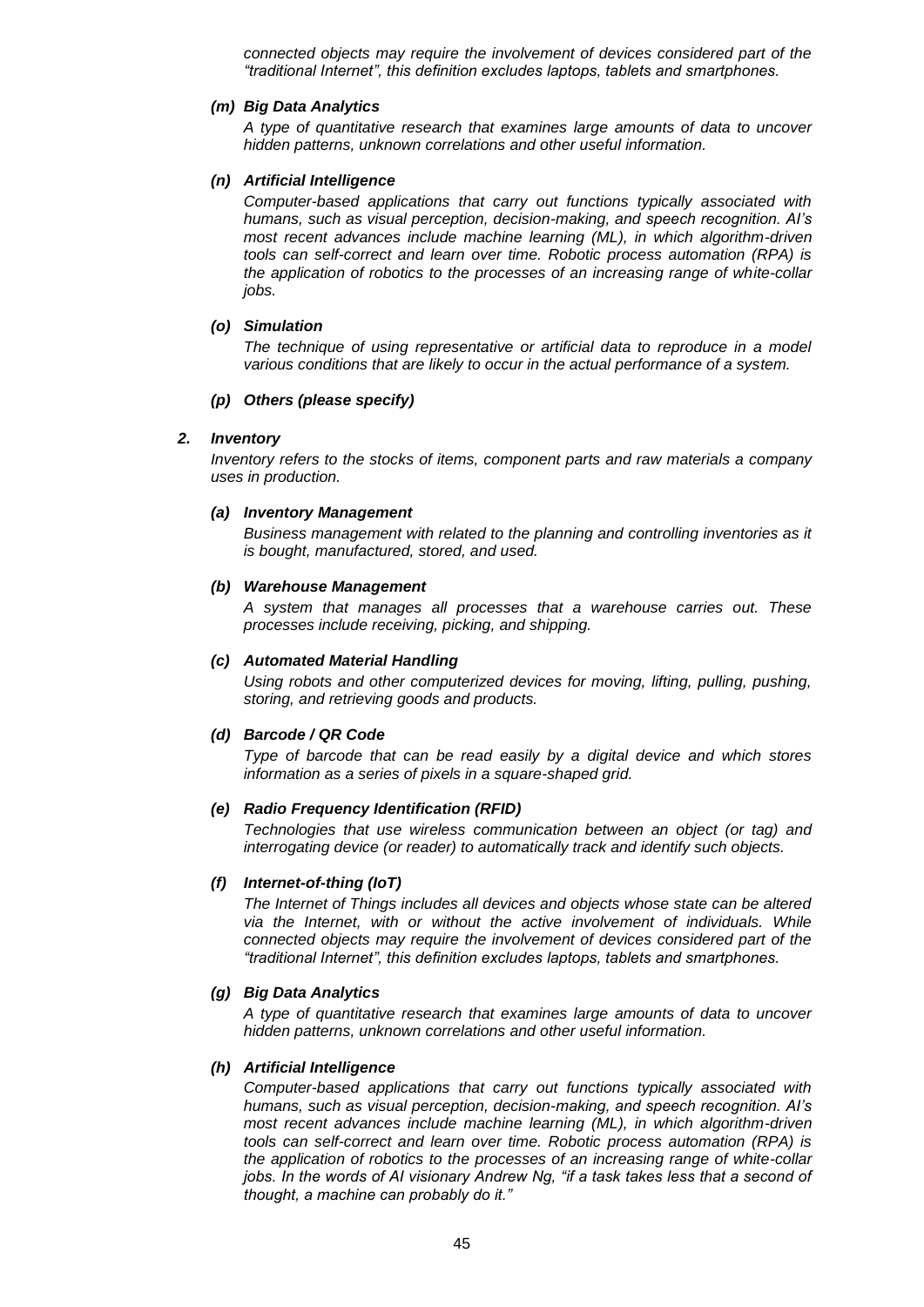*connected objects may require the involvement of devices considered part of the "traditional Internet", this definition excludes laptops, tablets and smartphones.*

***(m) Big Data Analytics***

*A type of quantitative research that examines large amounts of data to uncover hidden patterns, unknown correlations and other useful information.*

***(n) Artificial Intelligence***

*Computer-based applications that carry out functions typically associated with humans, such as visual perception, decision-making, and speech recognition. AI's most recent advances include machine learning (ML), in which algorithm-driven tools can self-correct and learn over time. Robotic process automation (RPA) is the application of robotics to the processes of an increasing range of white-collar jobs.*

***(o) Simulation***

*The technique of using representative or artificial data to reproduce in a model various conditions that are likely to occur in the actual performance of a system.*

***(p) Others (please specify)***

***2. Inventory***

*Inventory refers to the stocks of items, component parts and raw materials a company uses in production.*

***(a) Inventory Management***

*Business management with related to the planning and controlling inventories as it is bought, manufactured, stored, and used.*

***(b) Warehouse Management***

*A system that manages all processes that a warehouse carries out. These processes include receiving, picking, and shipping.*

***(c) Automated Material Handling***

*Using robots and other computerized devices for moving, lifting, pulling, pushing, storing, and retrieving goods and products.*

***(d) Barcode / QR Code***

*Type of barcode that can be read easily by a digital device and which stores information as a series of pixels in a square-shaped grid.*

***(e) Radio Frequency Identification (RFID)***

*Technologies that use wireless communication between an object (or tag) and interrogating device (or reader) to automatically track and identify such objects.*

***(f) Internet-of-thing (IoT)***

*The Internet of Things includes all devices and objects whose state can be altered via the Internet, with or without the active involvement of individuals. While connected objects may require the involvement of devices considered part of the "traditional Internet", this definition excludes laptops, tablets and smartphones.*

***(g) Big Data Analytics***

*A type of quantitative research that examines large amounts of data to uncover hidden patterns, unknown correlations and other useful information.*

***(h) Artificial Intelligence***

*Computer-based applications that carry out functions typically associated with humans, such as visual perception, decision-making, and speech recognition. AI's most recent advances include machine learning (ML), in which algorithm-driven tools can self-correct and learn over time. Robotic process automation (RPA) is the application of robotics to the processes of an increasing range of white-collar jobs. In the words of AI visionary Andrew Ng, "if a task takes less that a second of thought, a machine can probably do it."*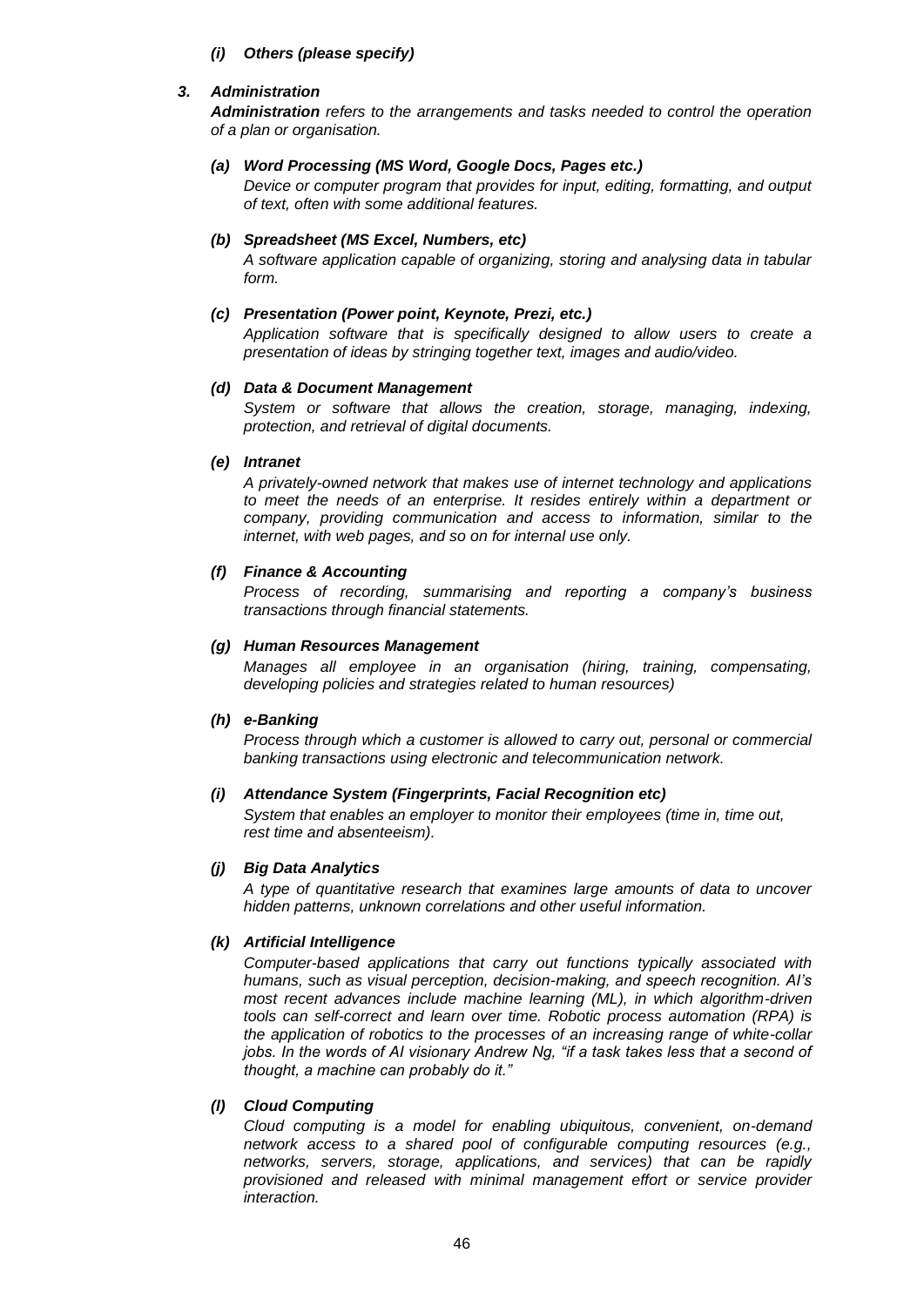***(i) Others (please specify)***

### ***3. Administration***

***Administration*** *refers to the arrangements and tasks needed to control the operation of a plan or organisation.*

***(a) Word Processing (MS Word, Google Docs, Pages etc.)***

*Device or computer program that provides for input, editing, formatting, and output of text, often with some additional features.*

***(b) Spreadsheet (MS Excel, Numbers, etc)***

*A software application capable of organizing, storing and analysing data in tabular form.*

***(c) Presentation (Power point, Keynote, Prezi, etc.)***

*Application software that is specifically designed to allow users to create a presentation of ideas by stringing together text, images and audio/video.*

***(d) Data & Document Management***

*System or software that allows the creation, storage, managing, indexing, protection, and retrieval of digital documents.*

***(e) Intranet***

*A privately-owned network that makes use of internet technology and applications to meet the needs of an enterprise. It resides entirely within a department or company, providing communication and access to information, similar to the internet, with web pages, and so on for internal use only.*

***(f) Finance & Accounting***

*Process of recording, summarising and reporting a company's business transactions through financial statements.*

***(g) Human Resources Management***

*Manages all employee in an organisation (hiring, training, compensating, developing policies and strategies related to human resources)*

***(h) e-Banking***

*Process through which a customer is allowed to carry out, personal or commercial banking transactions using electronic and telecommunication network.*

***(i) Attendance System (Fingerprints, Facial Recognition etc)***

*System that enables an employer to monitor their employees (time in, time out, rest time and absenteeism).*

***(j) Big Data Analytics***

*A type of quantitative research that examines large amounts of data to uncover hidden patterns, unknown correlations and other useful information.*

***(k) Artificial Intelligence***

*Computer-based applications that carry out functions typically associated with humans, such as visual perception, decision-making, and speech recognition. AI's most recent advances include machine learning (ML), in which algorithm-driven tools can self-correct and learn over time. Robotic process automation (RPA) is the application of robotics to the processes of an increasing range of white-collar jobs. In the words of AI visionary Andrew Ng, "if a task takes less that a second of thought, a machine can probably do it."*

***(l) Cloud Computing***

*Cloud computing is a model for enabling ubiquitous, convenient, on-demand network access to a shared pool of configurable computing resources (e.g., networks, servers, storage, applications, and services) that can be rapidly provisioned and released with minimal management effort or service provider interaction.*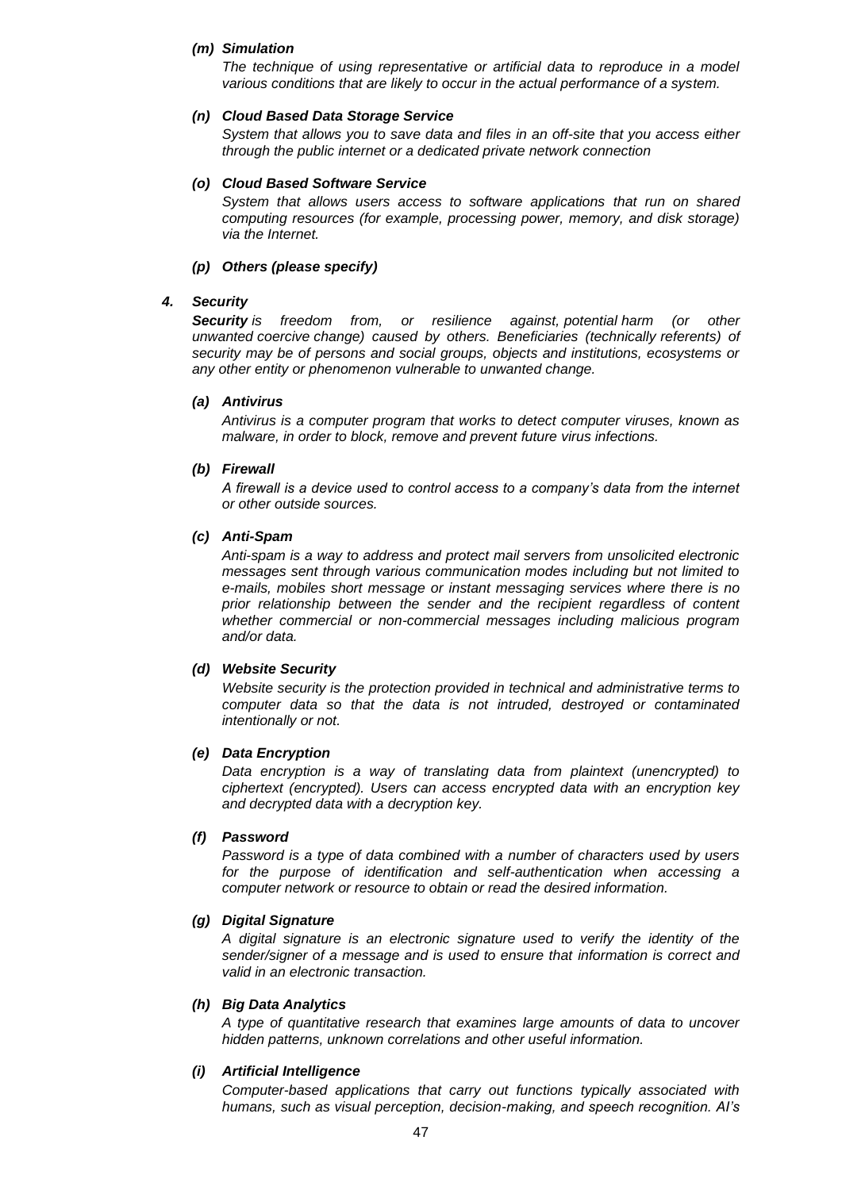***(m) Simulation***

*The technique of using representative or artificial data to reproduce in a model various conditions that are likely to occur in the actual performance of a system.*

***(n) Cloud Based Data Storage Service***

*System that allows you to save data and files in an off-site that you access either through the public internet or a dedicated private network connection*

***(o) Cloud Based Software Service***

*System that allows users access to software applications that run on shared computing resources (for example, processing power, memory, and disk storage) via the Internet.*

***(p) Others (please specify)***

***4. Security***

***Security** is freedom from, or resilience against, potential harm (or other unwanted coercive change) caused by others. Beneficiaries (technically referents) of security may be of persons and social groups, objects and institutions, ecosystems or any other entity or phenomenon vulnerable to unwanted change.*

***(a) Antivirus***

*Antivirus is a computer program that works to detect computer viruses, known as malware, in order to block, remove and prevent future virus infections.*

***(b) Firewall***

*A firewall is a device used to control access to a company's data from the internet or other outside sources.*

***(c) Anti-Spam***

*Anti-spam is a way to address and protect mail servers from unsolicited electronic messages sent through various communication modes including but not limited to e-mails, mobiles short message or instant messaging services where there is no prior relationship between the sender and the recipient regardless of content whether commercial or non-commercial messages including malicious program and/or data.*

***(d) Website Security***

*Website security is the protection provided in technical and administrative terms to computer data so that the data is not intruded, destroyed or contaminated intentionally or not.*

***(e) Data Encryption***

*Data encryption is a way of translating data from plaintext (unencrypted) to ciphertext (encrypted). Users can access encrypted data with an encryption key and decrypted data with a decryption key.*

***(f) Password***

*Password is a type of data combined with a number of characters used by users for the purpose of identification and self-authentication when accessing a computer network or resource to obtain or read the desired information.*

***(g) Digital Signature***

*A digital signature is an electronic signature used to verify the identity of the sender/signer of a message and is used to ensure that information is correct and valid in an electronic transaction.*

***(h) Big Data Analytics***

*A type of quantitative research that examines large amounts of data to uncover hidden patterns, unknown correlations and other useful information.*

***(i) Artificial Intelligence***

*Computer-based applications that carry out functions typically associated with humans, such as visual perception, decision-making, and speech recognition. AI's*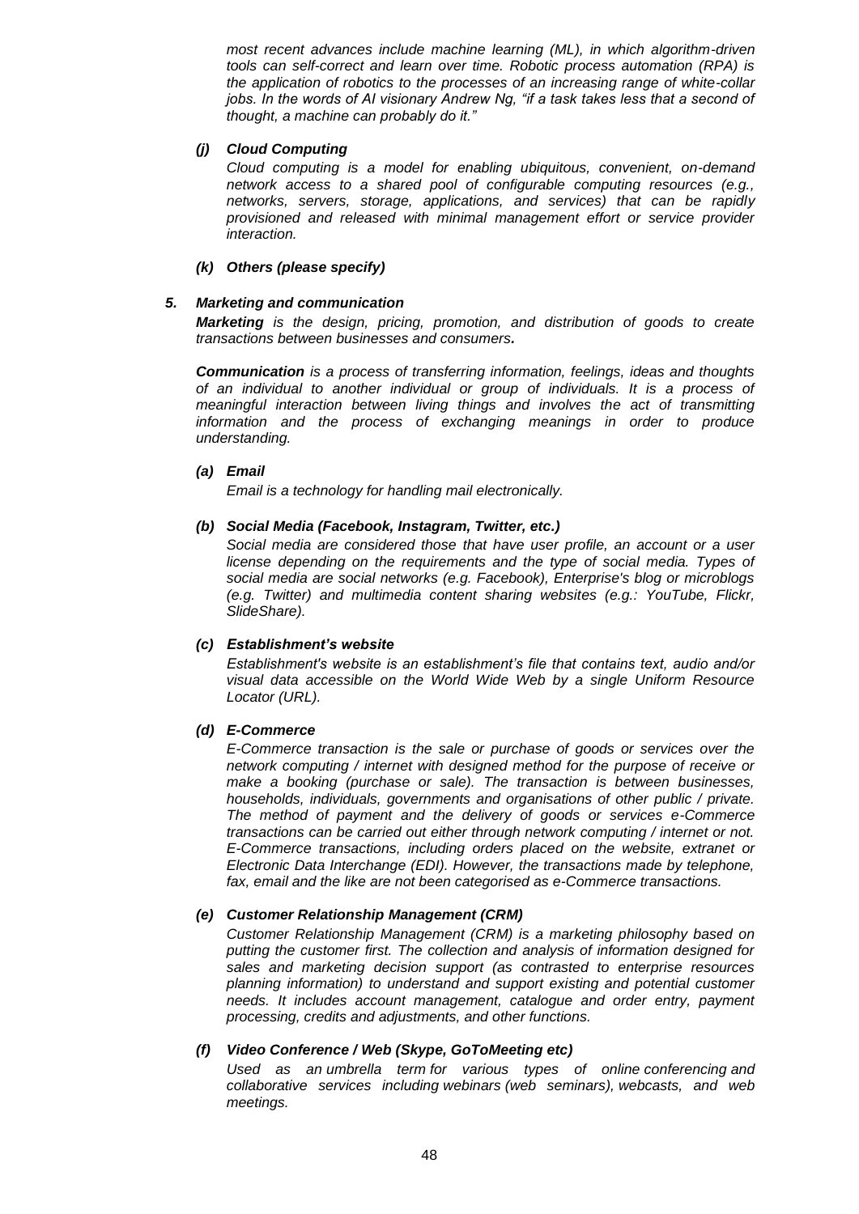*most recent advances include machine learning (ML), in which algorithm-driven tools can self-correct and learn over time. Robotic process automation (RPA) is the application of robotics to the processes of an increasing range of white-collar jobs. In the words of AI visionary Andrew Ng, "if a task takes less that a second of thought, a machine can probably do it."*

***(j) Cloud Computing***

*Cloud computing is a model for enabling ubiquitous, convenient, on-demand network access to a shared pool of configurable computing resources (e.g., networks, servers, storage, applications, and services) that can be rapidly provisioned and released with minimal management effort or service provider interaction.*

***(k) Others (please specify)***

***5. Marketing and communication***

***Marketing*** *is the design, pricing, promotion, and distribution of goods to create transactions between businesses and consumers.*

***Communication*** *is a process of transferring information, feelings, ideas and thoughts of an individual to another individual or group of individuals. It is a process of meaningful interaction between living things and involves the act of transmitting information and the process of exchanging meanings in order to produce understanding.*

***(a) Email***

*Email is a technology for handling mail electronically.*

***(b) Social Media (Facebook, Instagram, Twitter, etc.)***

*Social media are considered those that have user profile, an account or a user license depending on the requirements and the type of social media. Types of social media are social networks (e.g. Facebook), Enterprise's blog or microblogs (e.g. Twitter) and multimedia content sharing websites (e.g.: YouTube, Flickr, SlideShare).*

***(c) Establishment's website***

*Establishment's website is an establishment's file that contains text, audio and/or visual data accessible on the World Wide Web by a single Uniform Resource Locator (URL).*

***(d) E-Commerce***

*E-Commerce transaction is the sale or purchase of goods or services over the network computing / internet with designed method for the purpose of receive or make a booking (purchase or sale). The transaction is between businesses, households, individuals, governments and organisations of other public / private. The method of payment and the delivery of goods or services e-Commerce transactions can be carried out either through network computing / internet or not. E-Commerce transactions, including orders placed on the website, extranet or Electronic Data Interchange (EDI). However, the transactions made by telephone, fax, email and the like are not been categorised as e-Commerce transactions.*

***(e) Customer Relationship Management (CRM)***

*Customer Relationship Management (CRM) is a marketing philosophy based on putting the customer first. The collection and analysis of information designed for sales and marketing decision support (as contrasted to enterprise resources planning information) to understand and support existing and potential customer needs. It includes account management, catalogue and order entry, payment processing, credits and adjustments, and other functions.*

***(f) Video Conference / Web (Skype, GoToMeeting etc)***

*Used as an umbrella term for various types of online conferencing and collaborative services including webinars (web seminars), webcasts, and web meetings.*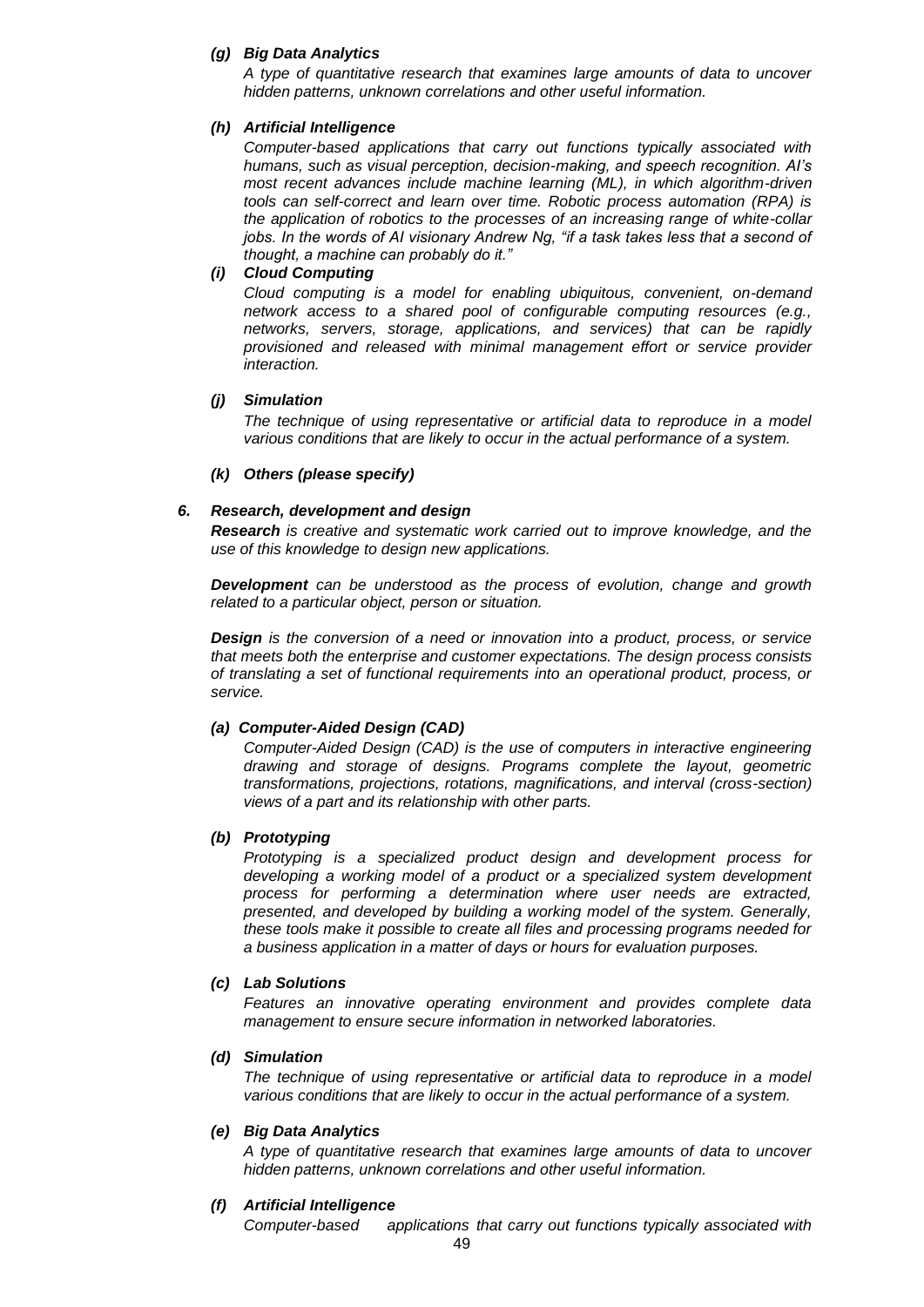***(g) Big Data Analytics***

*A type of quantitative research that examines large amounts of data to uncover hidden patterns, unknown correlations and other useful information.*

***(h) Artificial Intelligence***

*Computer-based applications that carry out functions typically associated with humans, such as visual perception, decision-making, and speech recognition. AI's most recent advances include machine learning (ML), in which algorithm-driven tools can self-correct and learn over time. Robotic process automation (RPA) is the application of robotics to the processes of an increasing range of white-collar jobs. In the words of AI visionary Andrew Ng, "if a task takes less that a second of thought, a machine can probably do it."*

***(i) Cloud Computing***

*Cloud computing is a model for enabling ubiquitous, convenient, on-demand network access to a shared pool of configurable computing resources (e.g., networks, servers, storage, applications, and services) that can be rapidly provisioned and released with minimal management effort or service provider interaction.*

***(j) Simulation***

*The technique of using representative or artificial data to reproduce in a model various conditions that are likely to occur in the actual performance of a system.*

***(k) Others (please specify)***

***6. Research, development and design***

***Research*** *is creative and systematic work carried out to improve knowledge, and the use of this knowledge to design new applications.*

***Development*** *can be understood as the process of evolution, change and growth related to a particular object, person or situation.*

***Design*** *is the conversion of a need or innovation into a product, process, or service that meets both the enterprise and customer expectations. The design process consists of translating a set of functional requirements into an operational product, process, or service.*

***(a) Computer-Aided Design (CAD)***

*Computer-Aided Design (CAD) is the use of computers in interactive engineering drawing and storage of designs. Programs complete the layout, geometric transformations, projections, rotations, magnifications, and interval (cross-section) views of a part and its relationship with other parts.*

***(b) Prototyping***

*Prototyping is a specialized product design and development process for developing a working model of a product or a specialized system development process for performing a determination where user needs are extracted, presented, and developed by building a working model of the system. Generally, these tools make it possible to create all files and processing programs needed for a business application in a matter of days or hours for evaluation purposes.*

***(c) Lab Solutions***

*Features an innovative operating environment and provides complete data management to ensure secure information in networked laboratories.*

***(d) Simulation***

*The technique of using representative or artificial data to reproduce in a model various conditions that are likely to occur in the actual performance of a system.*

***(e) Big Data Analytics***

*A type of quantitative research that examines large amounts of data to uncover hidden patterns, unknown correlations and other useful information.*

***(f) Artificial Intelligence***

*Computer-based applications that carry out functions typically associated with*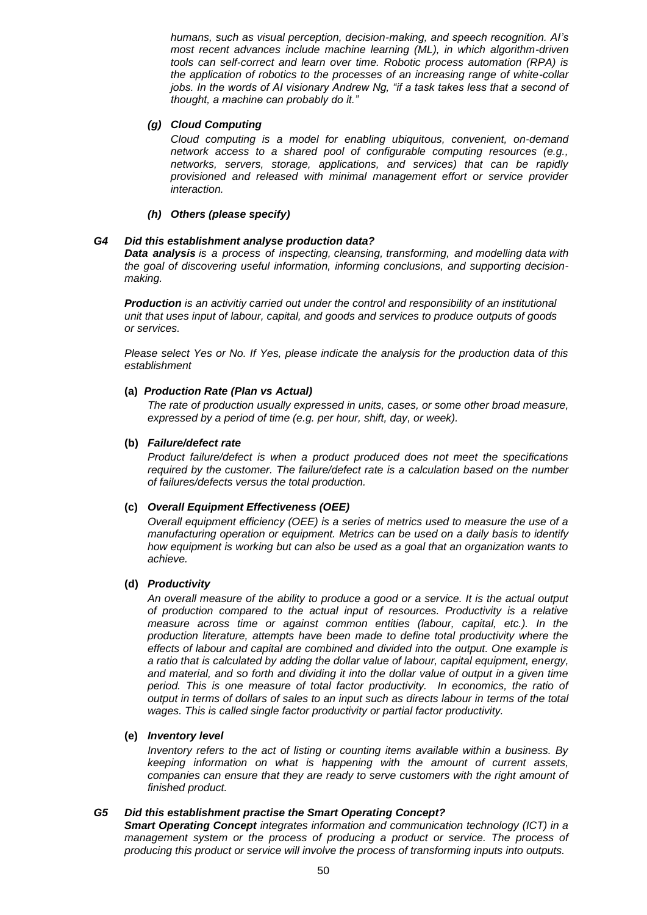*humans, such as visual perception, decision-making, and speech recognition. AI's most recent advances include machine learning (ML), in which algorithm-driven tools can self-correct and learn over time. Robotic process automation (RPA) is the application of robotics to the processes of an increasing range of white-collar jobs. In the words of AI visionary Andrew Ng, "if a task takes less that a second of thought, a machine can probably do it."*

***(g) Cloud Computing***

*Cloud computing is a model for enabling ubiquitous, convenient, on-demand network access to a shared pool of configurable computing resources (e.g., networks, servers, storage, applications, and services) that can be rapidly provisioned and released with minimal management effort or service provider interaction.*

***(h) Others (please specify)***

***G4 Did this establishment analyse production data?***

***Data analysis*** *is a process of inspecting, cleansing, transforming, and modelling data with the goal of discovering useful information, informing conclusions, and supporting decision-making.*

***Production*** *is an activitiy carried out under the control and responsibility of an institutional unit that uses input of labour, capital, and goods and services to produce outputs of goods or services.*

*Please select Yes or No. If Yes, please indicate the analysis for the production data of this establishment*

**(a)** ***Production Rate (Plan vs Actual)***

*The rate of production usually expressed in units, cases, or some other broad measure, expressed by a period of time (e.g. per hour, shift, day, or week).*

**(b)** ***Failure/defect rate***

*Product failure/defect is when a product produced does not meet the specifications required by the customer. The failure/defect rate is a calculation based on the number of failures/defects versus the total production.*

**(c)** ***Overall Equipment Effectiveness (OEE)***

*Overall equipment efficiency (OEE) is a series of metrics used to measure the use of a manufacturing operation or equipment. Metrics can be used on a daily basis to identify how equipment is working but can also be used as a goal that an organization wants to achieve.*

**(d)** ***Productivity***

*An overall measure of the ability to produce a good or a service. It is the actual output of production compared to the actual input of resources. Productivity is a relative measure across time or against common entities (labour, capital, etc.). In the production literature, attempts have been made to define total productivity where the effects of labour and capital are combined and divided into the output. One example is a ratio that is calculated by adding the dollar value of labour, capital equipment, energy, and material, and so forth and dividing it into the dollar value of output in a given time period. This is one measure of total factor productivity. In economics, the ratio of output in terms of dollars of sales to an input such as directs labour in terms of the total wages. This is called single factor productivity or partial factor productivity.*

**(e)** ***Inventory level***

*Inventory refers to the act of listing or counting items available within a business. By keeping information on what is happening with the amount of current assets, companies can ensure that they are ready to serve customers with the right amount of finished product.*

***G5 Did this establishment practise the Smart Operating Concept?***

***Smart Operating Concept*** *integrates information and communication technology (ICT) in a management system or the process of producing a product or service. The process of producing this product or service will involve the process of transforming inputs into outputs.*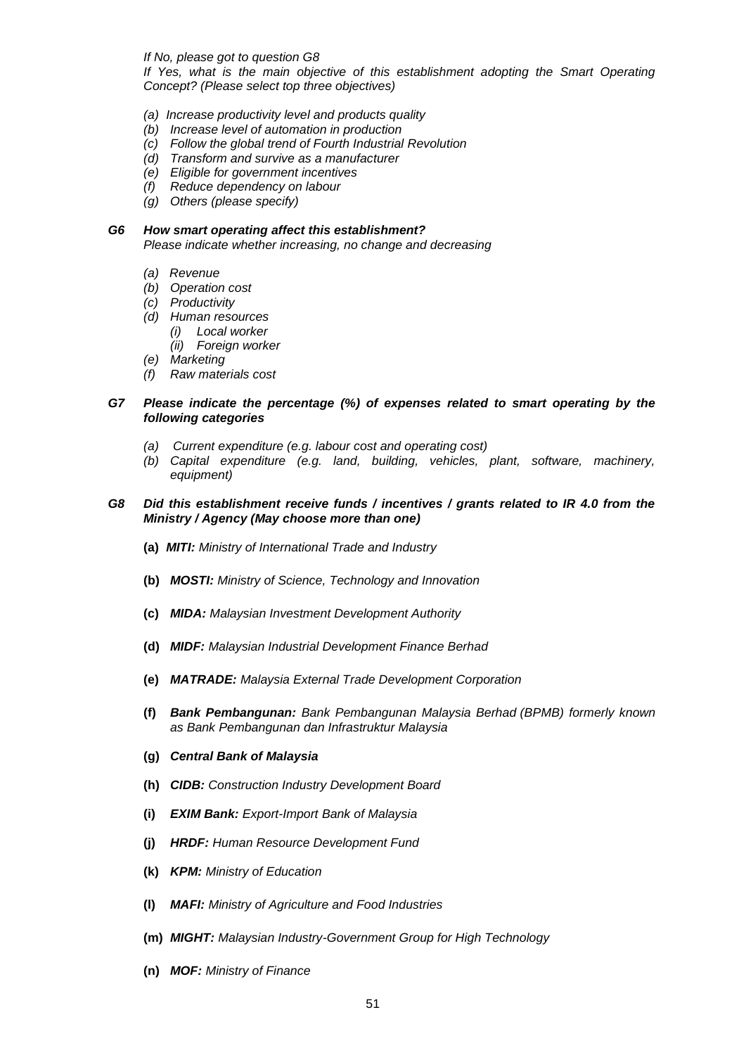*If No, please got to question G8*
*If Yes, what is the main objective of this establishment adopting the Smart Operating Concept? (Please select top three objectives)*

- *(a) Increase productivity level and products quality*
- *(b) Increase level of automation in production*
- *(c) Follow the global trend of Fourth Industrial Revolution*
- *(d) Transform and survive as a manufacturer*
- *(e) Eligible for government incentives*
- *(f) Reduce dependency on labour*
- *(g) Others (please specify)*

***G6 How smart operating affect this establishment?***
*Please indicate whether increasing, no change and decreasing*

- *(a) Revenue*
- *(b) Operation cost*
- *(c) Productivity*
- *(d) Human resources*
  - *(i) Local worker*
  - *(ii) Foreign worker*
- *(e) Marketing*
- *(f) Raw materials cost*

***G7 Please indicate the percentage (%) of expenses related to smart operating by the following categories***

- *(a) Current expenditure (e.g. labour cost and operating cost)*
- *(b) Capital expenditure (e.g. land, building, vehicles, plant, software, machinery, equipment)*

***G8 Did this establishment receive funds / incentives / grants related to IR 4.0 from the Ministry / Agency (May choose more than one)***

**(a)** ***MITI:*** *Ministry of International Trade and Industry*

**(b)** ***MOSTI:*** *Ministry of Science, Technology and Innovation*

**(c)** ***MIDA:*** *Malaysian Investment Development Authority*

**(d)** ***MIDF:*** *Malaysian Industrial Development Finance Berhad*

**(e)** ***MATRADE:*** *Malaysia External Trade Development Corporation*

**(f)** ***Bank Pembangunan:*** *Bank Pembangunan Malaysia Berhad (BPMB) formerly known as Bank Pembangunan dan Infrastruktur Malaysia*

**(g)** ***Central Bank of Malaysia***

**(h)** ***CIDB:*** *Construction Industry Development Board*

**(i)** ***EXIM Bank:*** *Export-Import Bank of Malaysia*

**(j)** ***HRDF:*** *Human Resource Development Fund*

**(k)** ***KPM:*** *Ministry of Education*

**(l)** ***MAFI:*** *Ministry of Agriculture and Food Industries*

**(m)** ***MIGHT:*** *Malaysian Industry-Government Group for High Technology*

**(n)** ***MOF:*** *Ministry of Finance*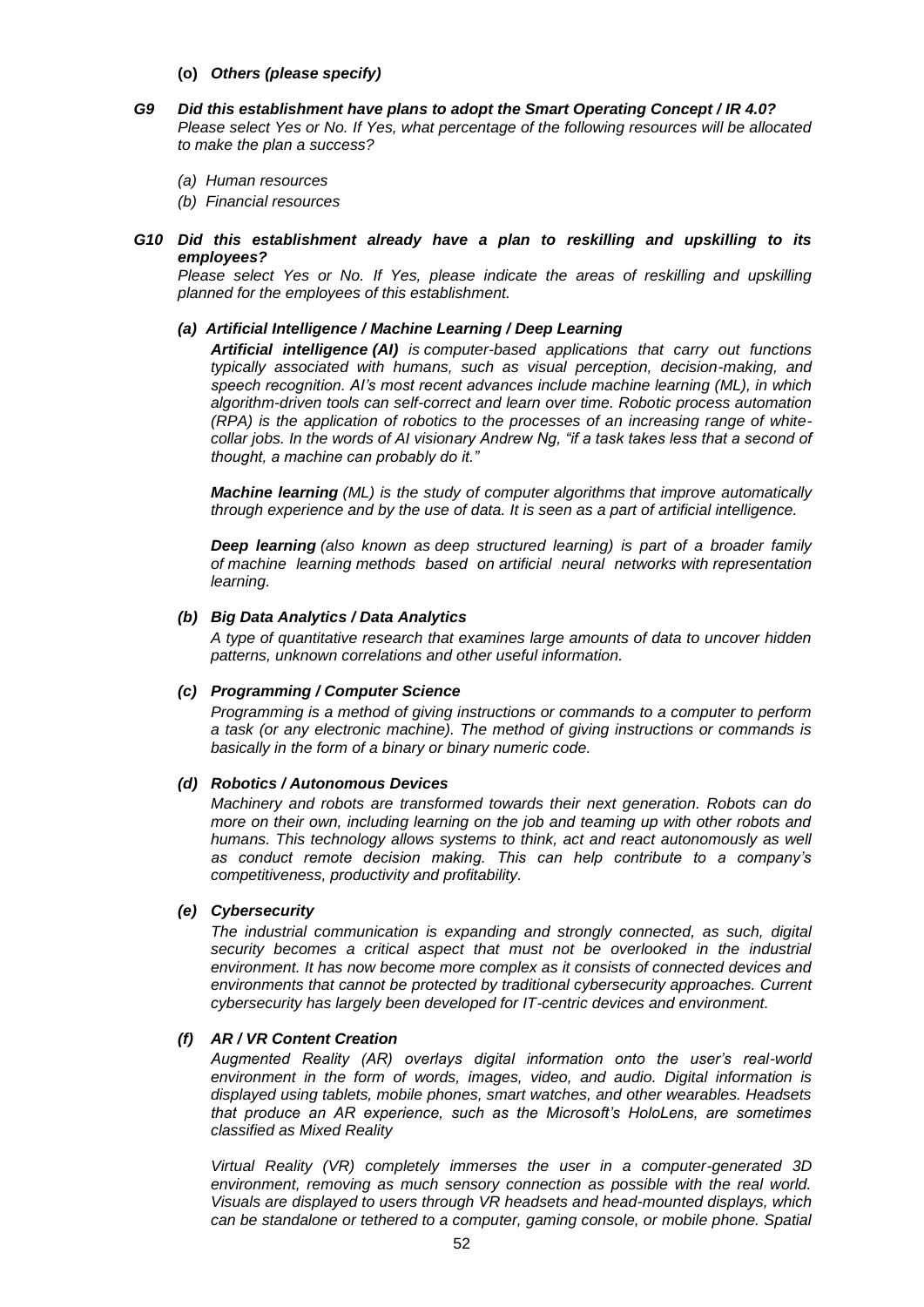**(o)** ***Others (please specify)***

***G9 Did this establishment have plans to adopt the Smart Operating Concept / IR 4.0?***

*Please select Yes or No. If Yes, what percentage of the following resources will be allocated to make the plan a success?*

*(a) Human resources*

*(b) Financial resources*

***G10 Did this establishment already have a plan to reskilling and upskilling to its employees?***

*Please select Yes or No. If Yes, please indicate the areas of reskilling and upskilling planned for the employees of this establishment.*

***(a) Artificial Intelligence / Machine Learning / Deep Learning***

***Artificial intelligence (AI)*** *is computer-based applications that carry out functions typically associated with humans, such as visual perception, decision-making, and speech recognition. AI's most recent advances include machine learning (ML), in which algorithm-driven tools can self-correct and learn over time. Robotic process automation (RPA) is the application of robotics to the processes of an increasing range of white-collar jobs. In the words of AI visionary Andrew Ng, "if a task takes less that a second of thought, a machine can probably do it."*

***Machine learning*** *(ML) is the study of computer algorithms that improve automatically through experience and by the use of data. It is seen as a part of artificial intelligence.*

***Deep learning*** *(also known as deep structured learning) is part of a broader family of machine learning methods based on artificial neural networks with representation learning.*

***(b) Big Data Analytics / Data Analytics***

*A type of quantitative research that examines large amounts of data to uncover hidden patterns, unknown correlations and other useful information.*

***(c) Programming / Computer Science***

*Programming is a method of giving instructions or commands to a computer to perform a task (or any electronic machine). The method of giving instructions or commands is basically in the form of a binary or binary numeric code.*

***(d) Robotics / Autonomous Devices***

*Machinery and robots are transformed towards their next generation. Robots can do more on their own, including learning on the job and teaming up with other robots and humans. This technology allows systems to think, act and react autonomously as well as conduct remote decision making. This can help contribute to a company's competitiveness, productivity and profitability.*

***(e) Cybersecurity***

*The industrial communication is expanding and strongly connected, as such, digital security becomes a critical aspect that must not be overlooked in the industrial environment. It has now become more complex as it consists of connected devices and environments that cannot be protected by traditional cybersecurity approaches. Current cybersecurity has largely been developed for IT-centric devices and environment.*

***(f) AR / VR Content Creation***

*Augmented Reality (AR) overlays digital information onto the user's real-world environment in the form of words, images, video, and audio. Digital information is displayed using tablets, mobile phones, smart watches, and other wearables. Headsets that produce an AR experience, such as the Microsoft's HoloLens, are sometimes classified as Mixed Reality*

*Virtual Reality (VR) completely immerses the user in a computer-generated 3D environment, removing as much sensory connection as possible with the real world. Visuals are displayed to users through VR headsets and head-mounted displays, which can be standalone or tethered to a computer, gaming console, or mobile phone. Spatial*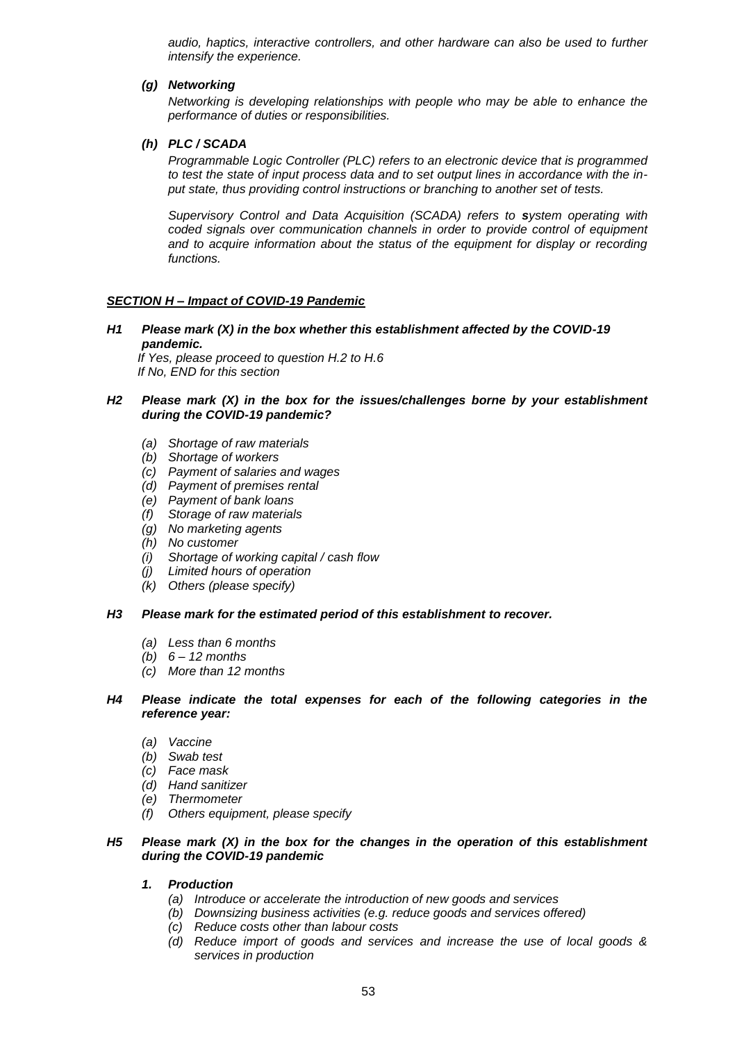*audio, haptics, interactive controllers, and other hardware can also be used to further intensify the experience.*

***(g) Networking***

*Networking is developing relationships with people who may be able to enhance the performance of duties or responsibilities.*

***(h) PLC / SCADA***

*Programmable Logic Controller (PLC) refers to an electronic device that is programmed to test the state of input process data and to set output lines in accordance with the in-put state, thus providing control instructions or branching to another set of tests.*

*Supervisory Control and Data Acquisition (SCADA) refers to **s**ystem operating with coded signals over communication channels in order to provide control of equipment and to acquire information about the status of the equipment for display or recording functions.*

***SECTION H – Impact of COVID-19 Pandemic***

***H1 Please mark (X) in the box whether this establishment affected by the COVID-19 pandemic.***

*If Yes, please proceed to question H.2 to H.6*
*If No, END for this section*

***H2 Please mark (X) in the box for the issues/challenges borne by your establishment during the COVID-19 pandemic?***

- *(a) Shortage of raw materials*
- *(b) Shortage of workers*
- *(c) Payment of salaries and wages*
- *(d) Payment of premises rental*
- *(e) Payment of bank loans*
- *(f) Storage of raw materials*
- *(g) No marketing agents*
- *(h) No customer*
- *(i) Shortage of working capital / cash flow*
- *(j) Limited hours of operation*
- *(k) Others (please specify)*

***H3 Please mark for the estimated period of this establishment to recover.***

- *(a) Less than 6 months*
- *(b) 6 – 12 months*
- *(c) More than 12 months*

***H4 Please indicate the total expenses for each of the following categories in the reference year:***

- *(a) Vaccine*
- *(b) Swab test*
- *(c) Face mask*
- *(d) Hand sanitizer*
- *(e) Thermometer*
- *(f) Others equipment, please specify*

***H5 Please mark (X) in the box for the changes in the operation of this establishment during the COVID-19 pandemic***

***1. Production***

- *(a) Introduce or accelerate the introduction of new goods and services*
- *(b) Downsizing business activities (e.g. reduce goods and services offered)*
- *(c) Reduce costs other than labour costs*
- *(d) Reduce import of goods and services and increase the use of local goods & services in production*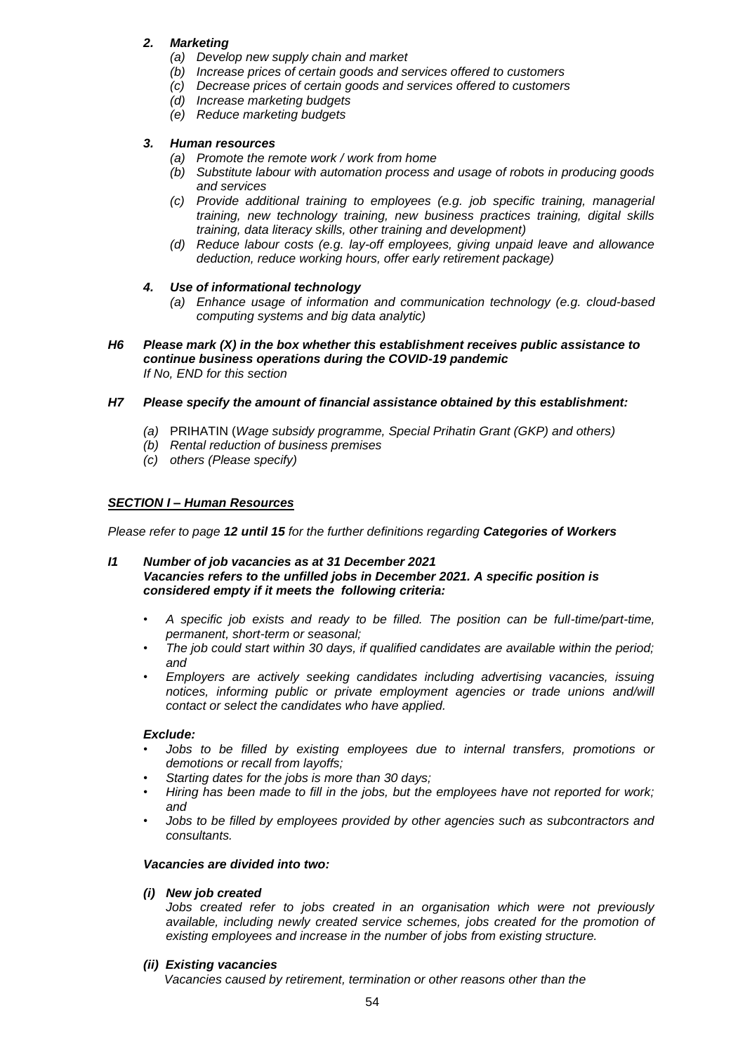***2. Marketing***

*(a) Develop new supply chain and market*

*(b) Increase prices of certain goods and services offered to customers*

*(c) Decrease prices of certain goods and services offered to customers*

*(d) Increase marketing budgets*

*(e) Reduce marketing budgets*

***3. Human resources***

*(a) Promote the remote work / work from home*

*(b) Substitute labour with automation process and usage of robots in producing goods and services*

*(c) Provide additional training to employees (e.g. job specific training, managerial training, new technology training, new business practices training, digital skills training, data literacy skills, other training and development)*

*(d) Reduce labour costs (e.g. lay-off employees, giving unpaid leave and allowance deduction, reduce working hours, offer early retirement package)*

***4. Use of informational technology***

*(a) Enhance usage of information and communication technology (e.g. cloud-based computing systems and big data analytic)*

***H6 Please mark (X) in the box whether this establishment receives public assistance to continue business operations during the COVID-19 pandemic***
*If No, END for this section*

***H7 Please specify the amount of financial assistance obtained by this establishment:***

*(a)* PRIHATIN (*Wage subsidy programme, Special Prihatin Grant (GKP) and others)*

*(b) Rental reduction of business premises*

*(c) others (Please specify)*

***<u>SECTION I – Human Resources</u>***

*Please refer to page **12 until 15** for the further definitions regarding **Categories of Workers***

***I1 Number of job vacancies as at 31 December 2021***
***Vacancies refers to the unfilled jobs in December 2021. A specific position is considered empty if it meets the following criteria:***

- *A specific job exists and ready to be filled. The position can be full-time/part-time, permanent, short-term or seasonal;*
- *The job could start within 30 days, if qualified candidates are available within the period; and*
- *Employers are actively seeking candidates including advertising vacancies, issuing notices, informing public or private employment agencies or trade unions and/will contact or select the candidates who have applied.*

***Exclude:***

- *Jobs to be filled by existing employees due to internal transfers, promotions or demotions or recall from layoffs;*
- *Starting dates for the jobs is more than 30 days;*
- *Hiring has been made to fill in the jobs, but the employees have not reported for work; and*
- *Jobs to be filled by employees provided by other agencies such as subcontractors and consultants.*

***Vacancies are divided into two:***

***(i) New job created***
*Jobs created refer to jobs created in an organisation which were not previously available, including newly created service schemes, jobs created for the promotion of existing employees and increase in the number of jobs from existing structure.*

***(ii) Existing vacancies***
*Vacancies caused by retirement, termination or other reasons other than the*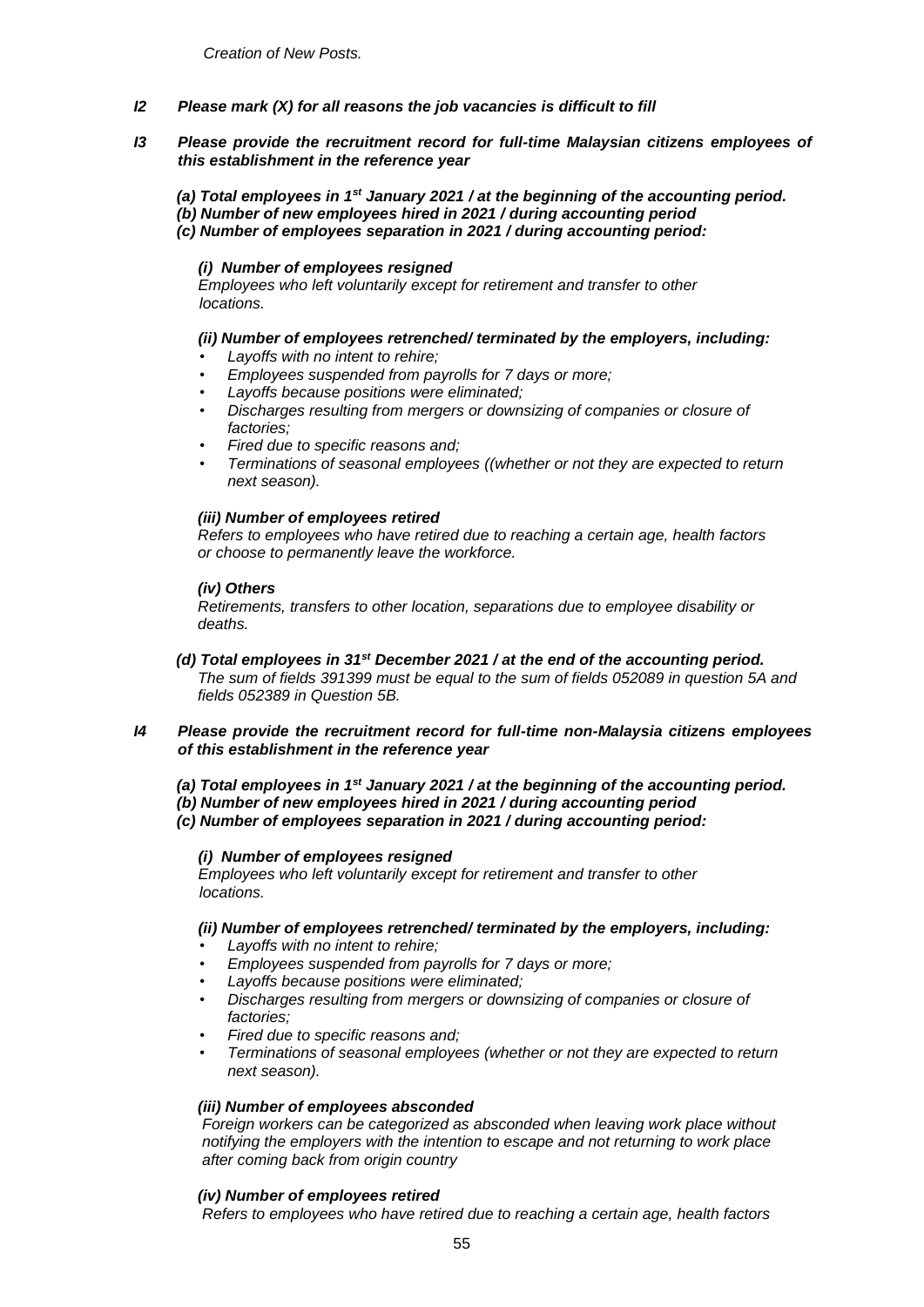*Creation of New Posts.*

***I2 Please mark (X) for all reasons the job vacancies is difficult to fill***

***I3 Please provide the recruitment record for full-time Malaysian citizens employees of this establishment in the reference year***

***(a) Total employees in 1st January 2021 / at the beginning of the accounting period.***
***(b) Number of new employees hired in 2021 / during accounting period***
***(c) Number of employees separation in 2021 / during accounting period:***

***(i) Number of employees resigned***
*Employees who left voluntarily except for retirement and transfer to other locations.*

***(ii) Number of employees retrenched/ terminated by the employers, including:***

- *Layoffs with no intent to rehire;*
- *Employees suspended from payrolls for 7 days or more;*
- *Layoffs because positions were eliminated;*
- *Discharges resulting from mergers or downsizing of companies or closure of factories;*
- *Fired due to specific reasons and;*
- *Terminations of seasonal employees ((whether or not they are expected to return next season).*

***(iii) Number of employees retired***
*Refers to employees who have retired due to reaching a certain age, health factors or choose to permanently leave the workforce.*

***(iv) Others***
*Retirements, transfers to other location, separations due to employee disability or deaths.*

***(d) Total employees in 31st December 2021 / at the end of the accounting period.***
*The sum of fields 391399 must be equal to the sum of fields 052089 in question 5A and fields 052389 in Question 5B.*

***I4 Please provide the recruitment record for full-time non-Malaysia citizens employees of this establishment in the reference year***

***(a) Total employees in 1st January 2021 / at the beginning of the accounting period.***
***(b) Number of new employees hired in 2021 / during accounting period***
***(c) Number of employees separation in 2021 / during accounting period:***

***(i) Number of employees resigned***
*Employees who left voluntarily except for retirement and transfer to other locations.*

***(ii) Number of employees retrenched/ terminated by the employers, including:***

- *Layoffs with no intent to rehire;*
- *Employees suspended from payrolls for 7 days or more;*
- *Layoffs because positions were eliminated;*
- *Discharges resulting from mergers or downsizing of companies or closure of factories;*
- *Fired due to specific reasons and;*
- *Terminations of seasonal employees (whether or not they are expected to return next season).*

***(iii) Number of employees absconded***
*Foreign workers can be categorized as absconded when leaving work place without notifying the employers with the intention to escape and not returning to work place after coming back from origin country*

***(iv) Number of employees retired***
*Refers to employees who have retired due to reaching a certain age, health factors*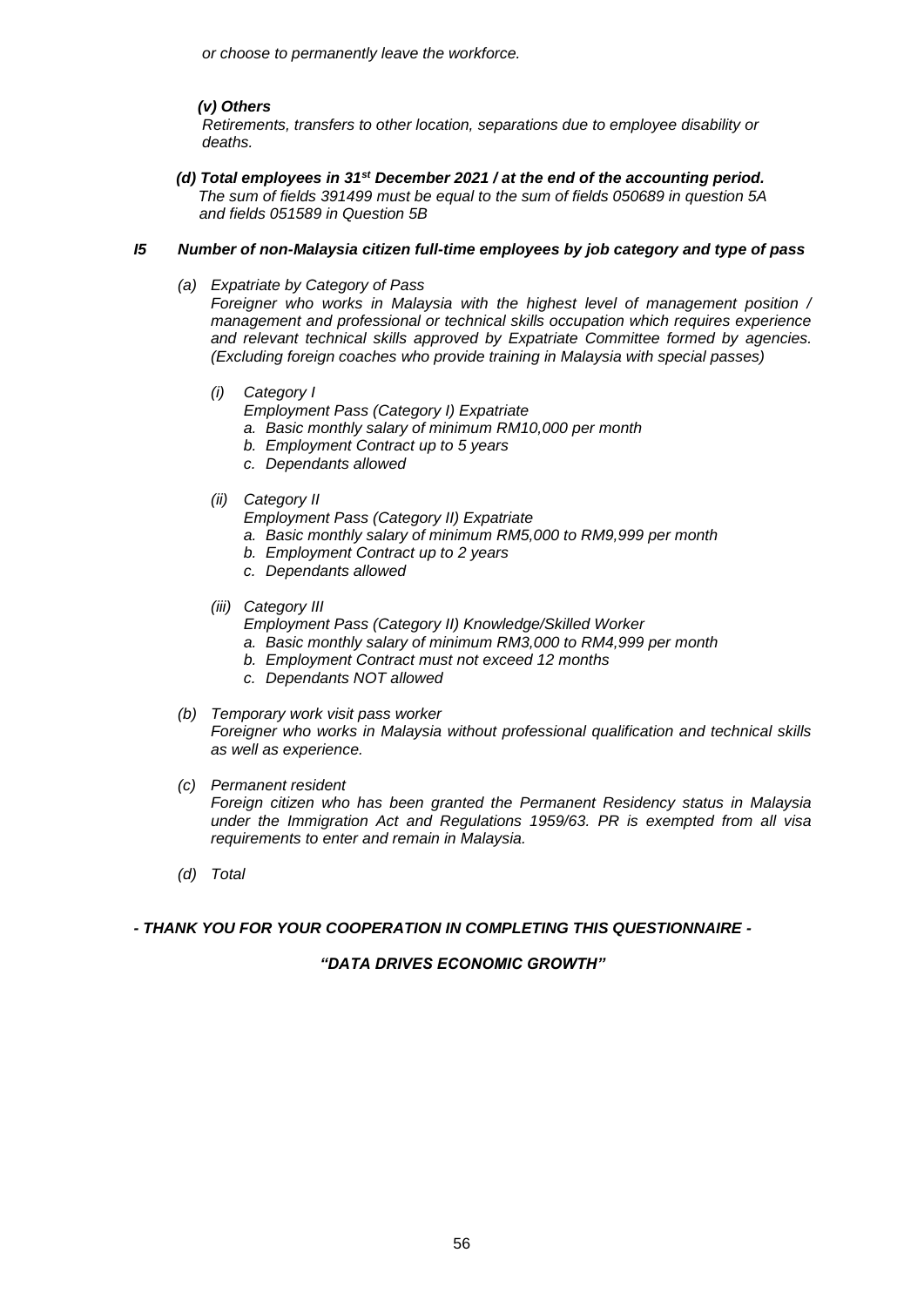*or choose to permanently leave the workforce.*

***(v) Others***

*Retirements, transfers to other location, separations due to employee disability or deaths.*

***(d) Total employees in 31st December 2021 / at the end of the accounting period.***

*The sum of fields 391499 must be equal to the sum of fields 050689 in question 5A and fields 051589 in Question 5B*

***I5 Number of non-Malaysia citizen full-time employees by job category and type of pass***

*(a) Expatriate by Category of Pass*

*Foreigner who works in Malaysia with the highest level of management position / management and professional or technical skills occupation which requires experience and relevant technical skills approved by Expatriate Committee formed by agencies. (Excluding foreign coaches who provide training in Malaysia with special passes)*

*(i) Category I*

*Employment Pass (Category I) Expatriate*

*a. Basic monthly salary of minimum RM10,000 per month*

*b. Employment Contract up to 5 years*

*c. Dependants allowed*

*(ii) Category II*

*Employment Pass (Category II) Expatriate*

*a. Basic monthly salary of minimum RM5,000 to RM9,999 per month*

*b. Employment Contract up to 2 years*

*c. Dependants allowed*

*(iii) Category III*

*Employment Pass (Category II) Knowledge/Skilled Worker*

*a. Basic monthly salary of minimum RM3,000 to RM4,999 per month*

*b. Employment Contract must not exceed 12 months*

*c. Dependants NOT allowed*

*(b) Temporary work visit pass worker*

*Foreigner who works in Malaysia without professional qualification and technical skills as well as experience.*

*(c) Permanent resident*

*Foreign citizen who has been granted the Permanent Residency status in Malaysia under the Immigration Act and Regulations 1959/63. PR is exempted from all visa requirements to enter and remain in Malaysia.*

*(d) Total*

***- THANK YOU FOR YOUR COOPERATION IN COMPLETING THIS QUESTIONNAIRE -***

***"DATA DRIVES ECONOMIC GROWTH"***